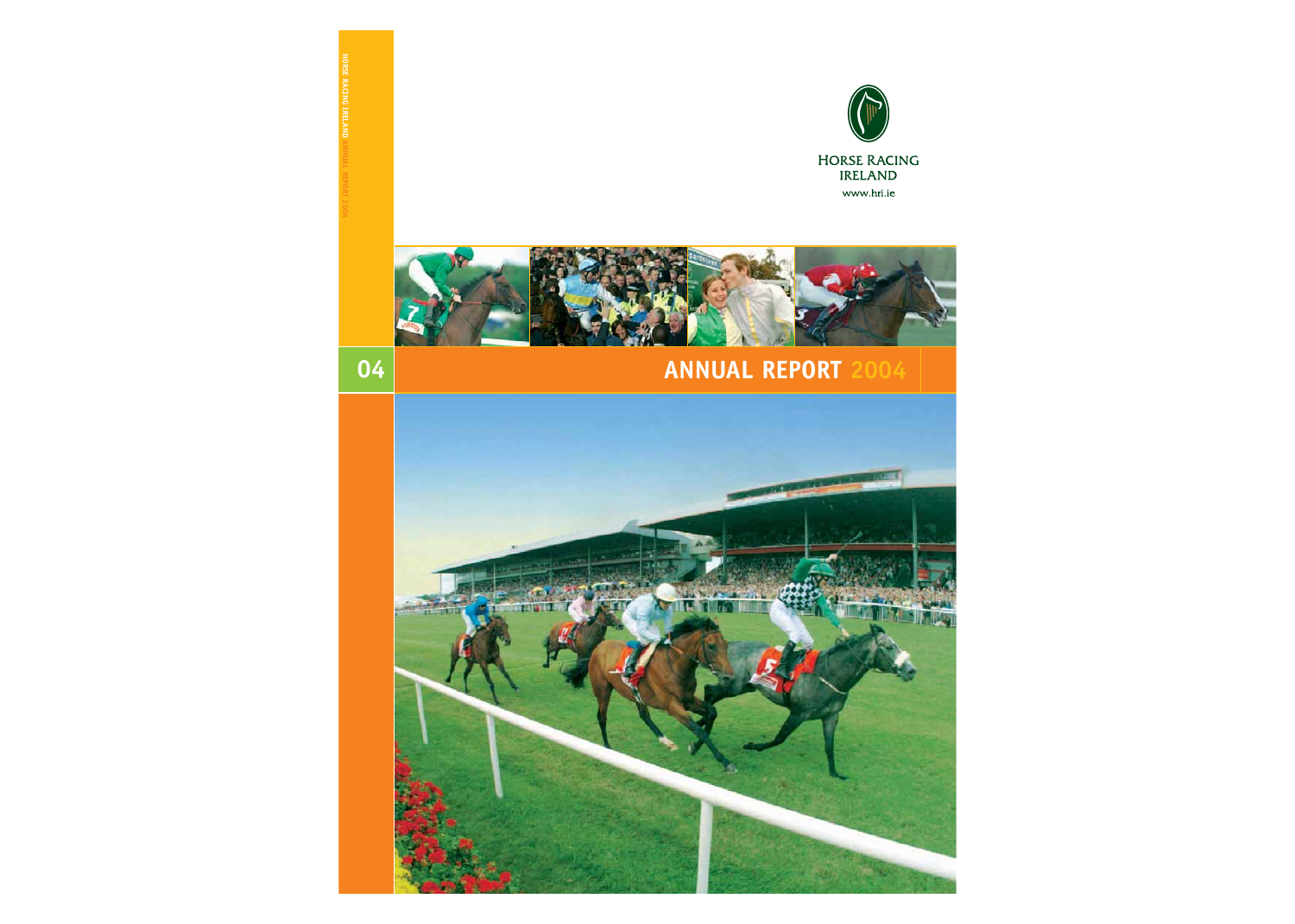HORSE RACING IRELAND ANNUAL REPORT 2004

HORSE RACING IRELAND

www.hri.ie

04

# ANNUAL REPORT 2004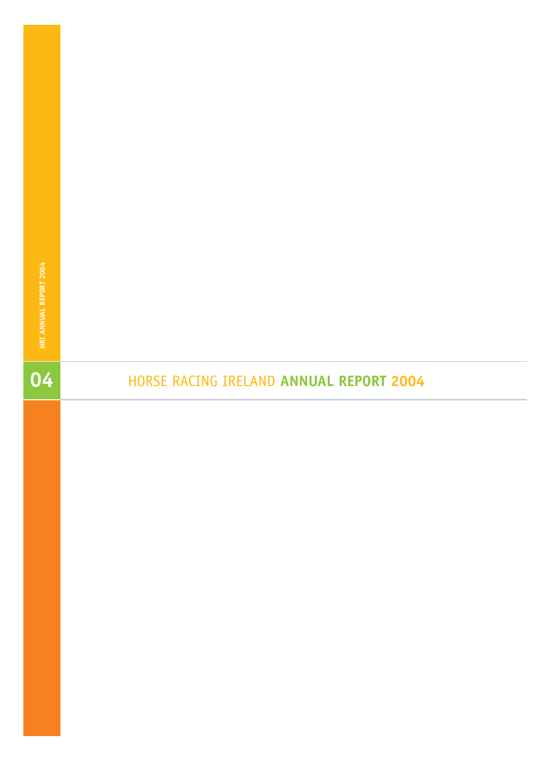HORSE RACING IRELAND **ANNUAL REPORT 2004**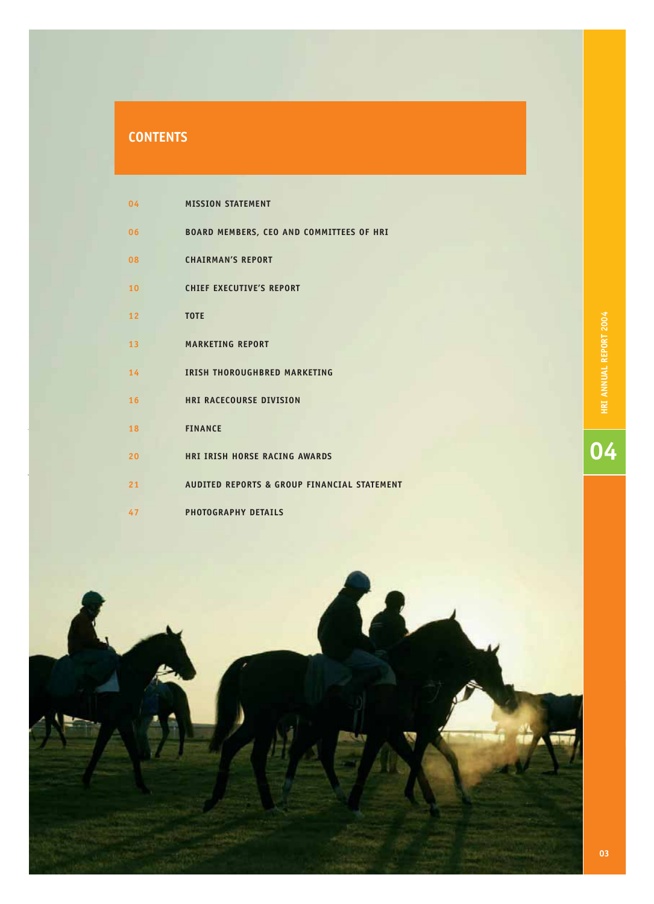# CONTENTS

| | |
|---|---|
| 04 | MISSION STATEMENT |
| 06 | BOARD MEMBERS, CEO AND COMMITTEES OF HRI |
| 08 | CHAIRMAN'S REPORT |
| 10 | CHIEF EXECUTIVE'S REPORT |
| 12 | TOTE |
| 13 | MARKETING REPORT |
| 14 | IRISH THOROUGHBRED MARKETING |
| 16 | HRI RACECOURSE DIVISION |
| 18 | FINANCE |
| 20 | HRI IRISH HORSE RACING AWARDS |
| 21 | AUDITED REPORTS & GROUP FINANCIAL STATEMENT |
| 47 | PHOTOGRAPHY DETAILS |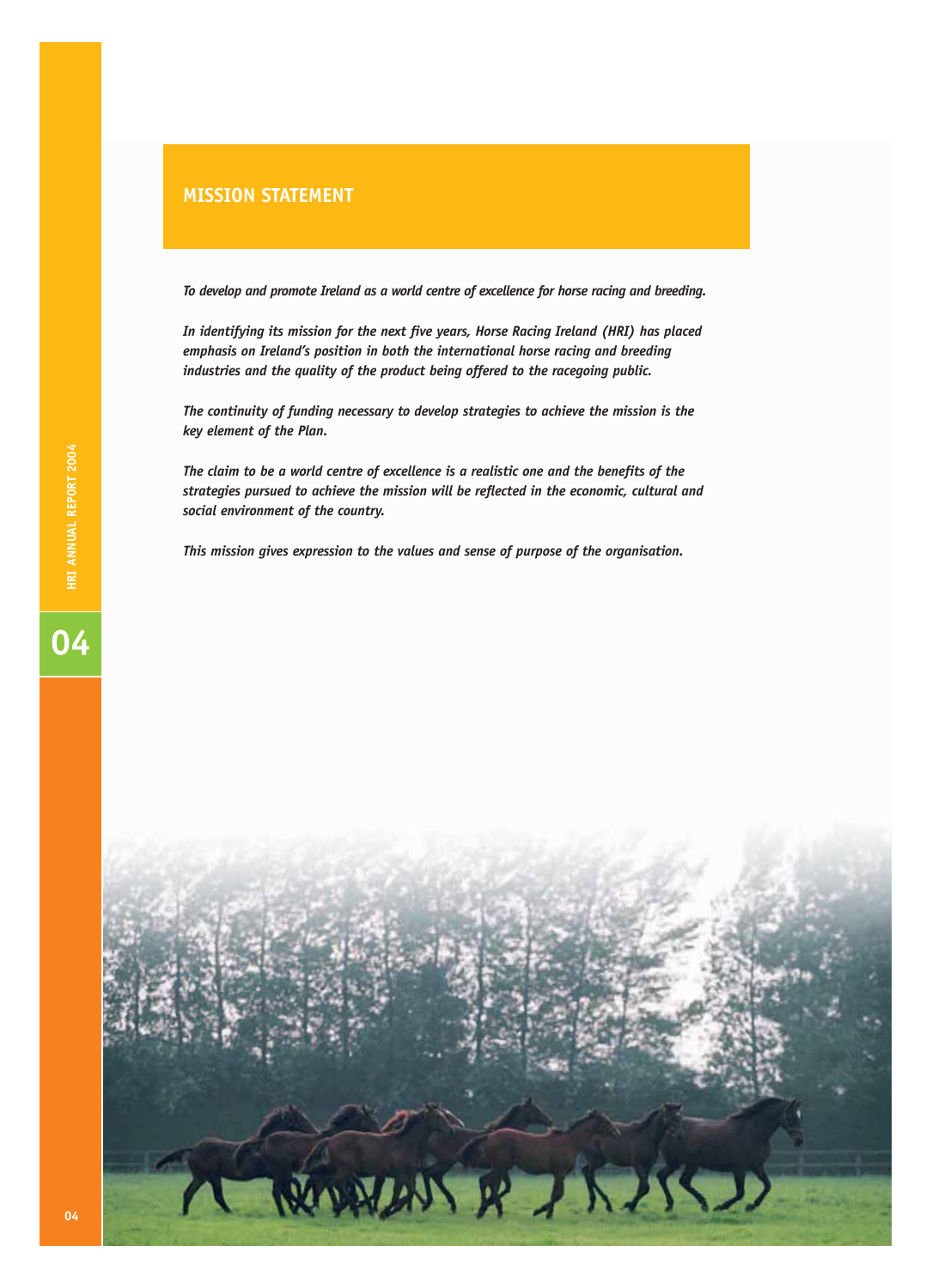## MISSION STATEMENT

*To develop and promote Ireland as a world centre of excellence for horse racing and breeding.*

*In identifying its mission for the next five years, Horse Racing Ireland (HRI) has placed emphasis on Ireland's position in both the international horse racing and breeding industries and the quality of the product being offered to the racegoing public.*

*The continuity of funding necessary to develop strategies to achieve the mission is the key element of the Plan.*

*The claim to be a world centre of excellence is a realistic one and the benefits of the strategies pursued to achieve the mission will be reflected in the economic, cultural and social environment of the country.*

*This mission gives expression to the values and sense of purpose of the organisation.*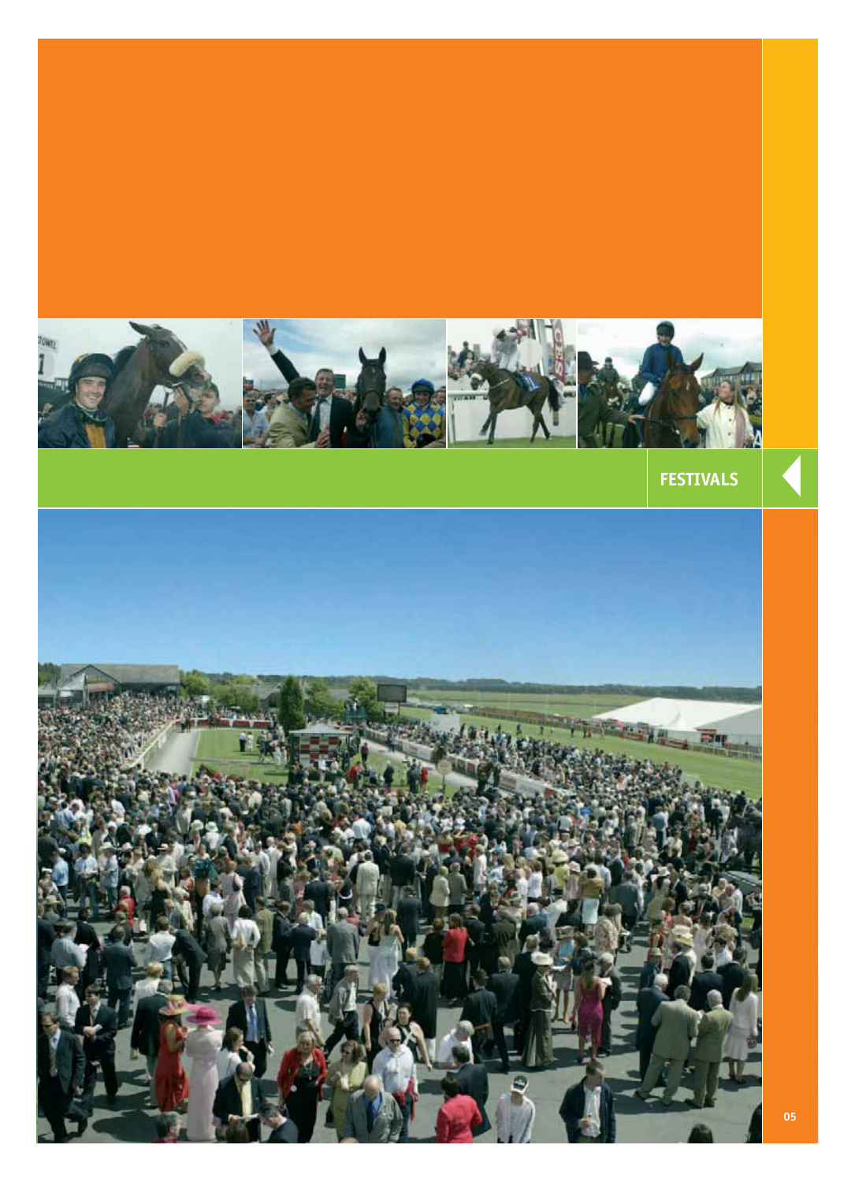## FESTIVALS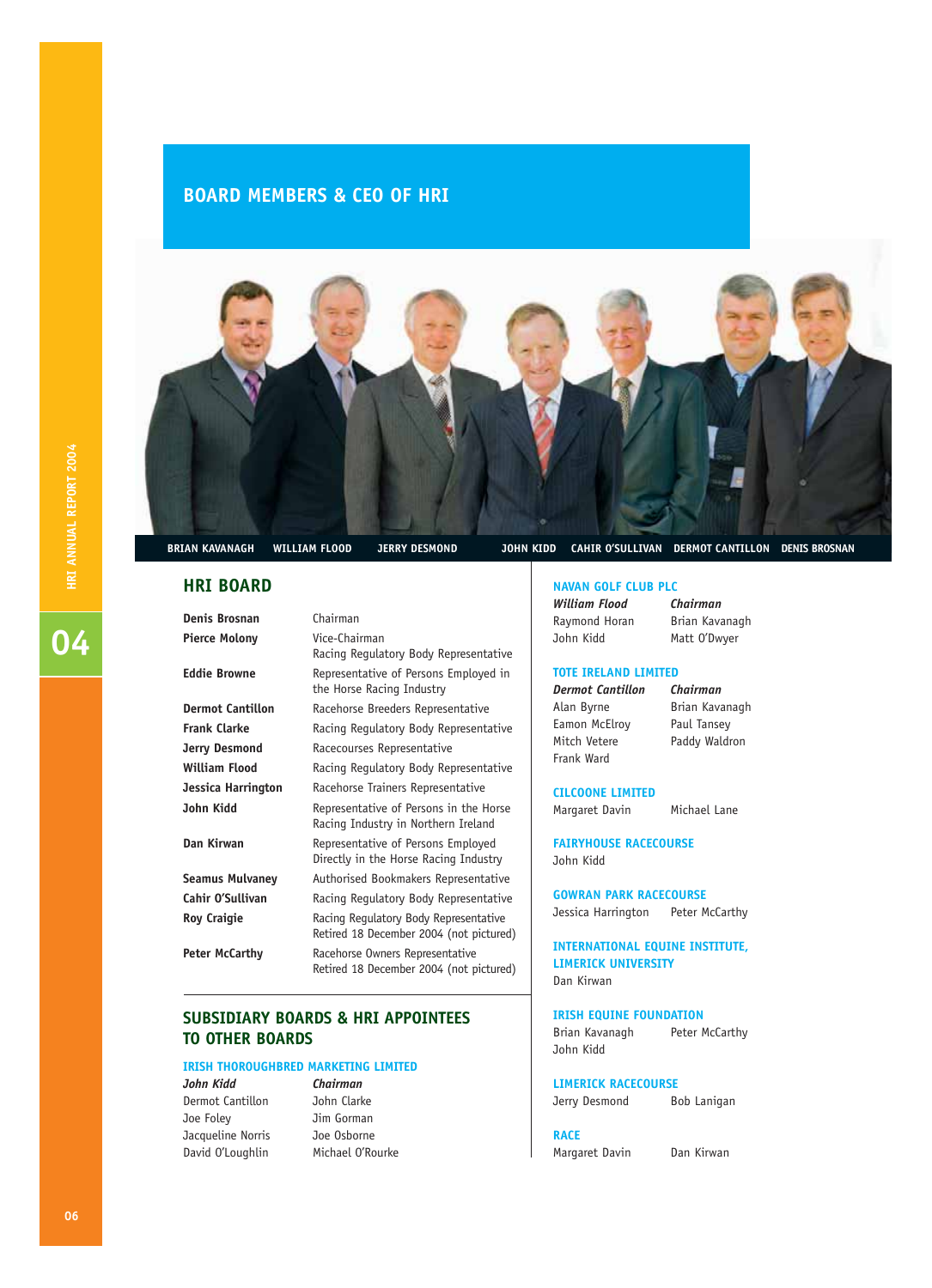# BOARD MEMBERS & CEO OF HRI

BRIAN KAVANAGH WILLIAM FLOOD JERRY DESMOND JOHN KIDD CAHIR O'SULLIVAN DERMOT CANTILLON DENIS BROSNAN

## HRI BOARD

| | |
|---|---|
| **Denis Brosnan** | Chairman |
| **Pierce Molony** | Vice-Chairman<br>Racing Regulatory Body Representative |
| **Eddie Browne** | Representative of Persons Employed in the Horse Racing Industry |
| **Dermot Cantillon** | Racehorse Breeders Representative |
| **Frank Clarke** | Racing Regulatory Body Representative |
| **Jerry Desmond** | Racecourses Representative |
| **William Flood** | Racing Regulatory Body Representative |
| **Jessica Harrington** | Racehorse Trainers Representative |
| **John Kidd** | Representative of Persons in the Horse Racing Industry in Northern Ireland |
| **Dan Kirwan** | Representative of Persons Employed Directly in the Horse Racing Industry |
| **Seamus Mulvaney** | Authorised Bookmakers Representative |
| **Cahir O'Sullivan** | Racing Regulatory Body Representative |
| **Roy Craigie** | Racing Regulatory Body Representative<br>Retired 18 December 2004 (not pictured) |
| **Peter McCarthy** | Racehorse Owners Representative<br>Retired 18 December 2004 (not pictured) |

## SUBSIDIARY BOARDS & HRI APPOINTEES TO OTHER BOARDS

### IRISH THOROUGHBRED MARKETING LIMITED

| | |
|---|---|
| ***John Kidd*** | ***Chairman*** |
| Dermot Cantillon | John Clarke |
| Joe Foley | Jim Gorman |
| Jacqueline Norris | Joe Osborne |
| David O'Loughlin | Michael O'Rourke |

### NAVAN GOLF CLUB PLC

| | |
|---|---|
| ***William Flood*** | ***Chairman*** |
| Raymond Horan | Brian Kavanagh |
| John Kidd | Matt O'Dwyer |

### TOTE IRELAND LIMITED

| | |
|---|---|
| ***Dermot Cantillon*** | ***Chairman*** |
| Alan Byrne | Brian Kavanagh |
| Eamon McElroy | Paul Tansey |
| Mitch Vetere | Paddy Waldron |
| Frank Ward | |

### CILCOONE LIMITED

Margaret Davin, Michael Lane

### FAIRYHOUSE RACECOURSE

John Kidd

### GOWRAN PARK RACECOURSE

Jessica Harrington, Peter McCarthy

### INTERNATIONAL EQUINE INSTITUTE, LIMERICK UNIVERSITY

Dan Kirwan

### IRISH EQUINE FOUNDATION

Brian Kavanagh, Peter McCarthy, John Kidd

### LIMERICK RACECOURSE

Jerry Desmond, Bob Lanigan

### RACE

Margaret Davin, Dan Kirwan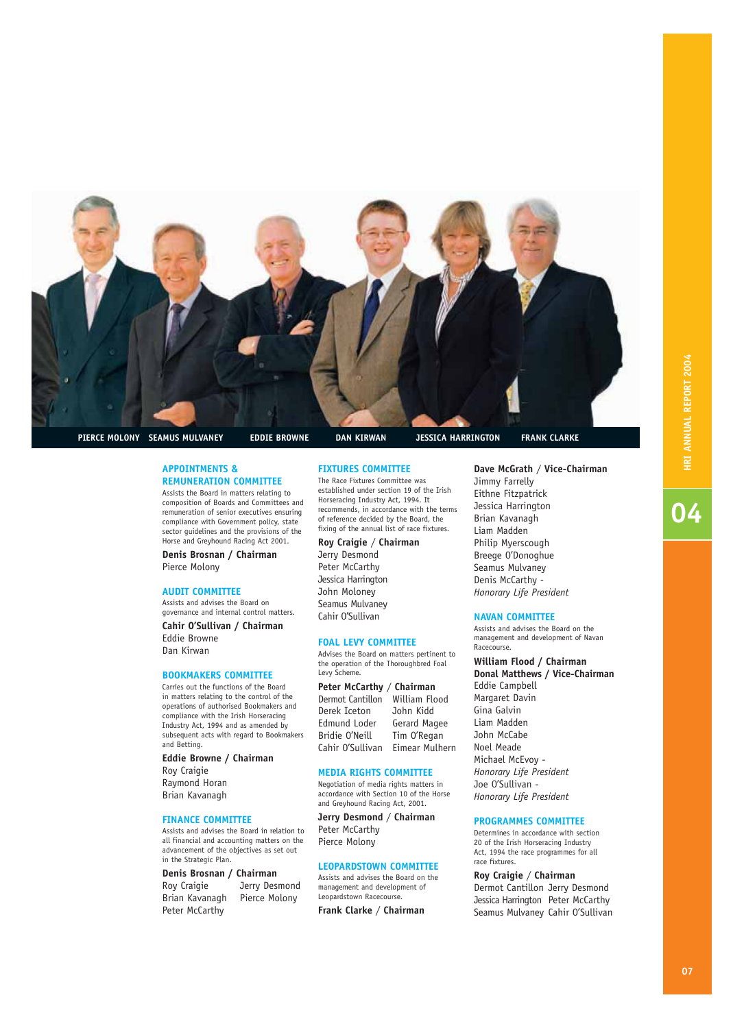PIERCE MOLONY SEAMUS MULVANEY EDDIE BROWNE DAN KIRWAN JESSICA HARRINGTON FRANK CLARKE

## APPOINTMENTS & REMUNERATION COMMITTEE

Assists the Board in matters relating to composition of Boards and Committees and remuneration of senior executives ensuring compliance with Government policy, state sector guidelines and the provisions of the Horse and Greyhound Racing Act 2001.

**Denis Brosnan / Chairman**
Pierce Molony

## AUDIT COMMITTEE

Assists and advises the Board on governance and internal control matters.

**Cahir O'Sullivan / Chairman**
Eddie Browne
Dan Kirwan

## BOOKMAKERS COMMITTEE

Carries out the functions of the Board in matters relating to the control of the operations of authorised Bookmakers and compliance with the Irish Horseracing Industry Act, 1994 and as amended by subsequent acts with regard to Bookmakers and Betting.

**Eddie Browne / Chairman**
Roy Craigie
Raymond Horan
Brian Kavanagh

## FINANCE COMMITTEE

Assists and advises the Board in relation to all financial and accounting matters on the advancement of the objectives as set out in the Strategic Plan.

**Denis Brosnan / Chairman**
Roy Craigie
Jerry Desmond
Brian Kavanagh
Pierce Molony
Peter McCarthy

## FIXTURES COMMITTEE

The Race Fixtures Committee was established under section 19 of the Irish Horseracing Industry Act, 1994. It recommends, in accordance with the terms of reference decided by the Board, the fixing of the annual list of race fixtures.

**Roy Craigie / Chairman**
Jerry Desmond
Peter McCarthy
Jessica Harrington
John Moloney
Seamus Mulvaney
Cahir O'Sullivan

## FOAL LEVY COMMITTEE

Advises the Board on matters pertinent to the operation of the Thoroughbred Foal Levy Scheme.

**Peter McCarthy / Chairman**
Dermot Cantillon
William Flood
Derek Iceton
John Kidd
Edmund Loder
Gerard Magee
Bridie O'Neill
Tim O'Regan
Cahir O'Sullivan
Eimear Mulhern

## MEDIA RIGHTS COMMITTEE

Negotiation of media rights matters in accordance with Section 10 of the Horse and Greyhound Racing Act, 2001.

**Jerry Desmond / Chairman**
Peter McCarthy
Pierce Molony

## LEOPARDSTOWN COMMITTEE

Assists and advises the Board on the management and development of Leopardstown Racecourse.

**Frank Clarke / Chairman**
**Dave McGrath / Vice-Chairman**
Jimmy Farrelly
Eithne Fitzpatrick
Jessica Harrington
Brian Kavanagh
Liam Madden
Philip Myerscough
Breege O'Donoghue
Seamus Mulvaney
Denis McCarthy - *Honorary Life President*

## NAVAN COMMITTEE

Assists and advises the Board on the management and development of Navan Racecourse.

**William Flood / Chairman**
**Donal Matthews / Vice-Chairman**
Eddie Campbell
Margaret Davin
Gina Galvin
Liam Madden
John McCabe
Noel Meade
Michael McEvoy - *Honorary Life President*
Joe O'Sullivan - *Honorary Life President*

## PROGRAMMES COMMITTEE

Determines in accordance with section 20 of the Irish Horseracing Industry Act, 1994 the race programmes for all race fixtures.

**Roy Craigie / Chairman**
Dermot Cantillon
Jerry Desmond
Jessica Harrington
Peter McCarthy
Seamus Mulvaney
Cahir O'Sullivan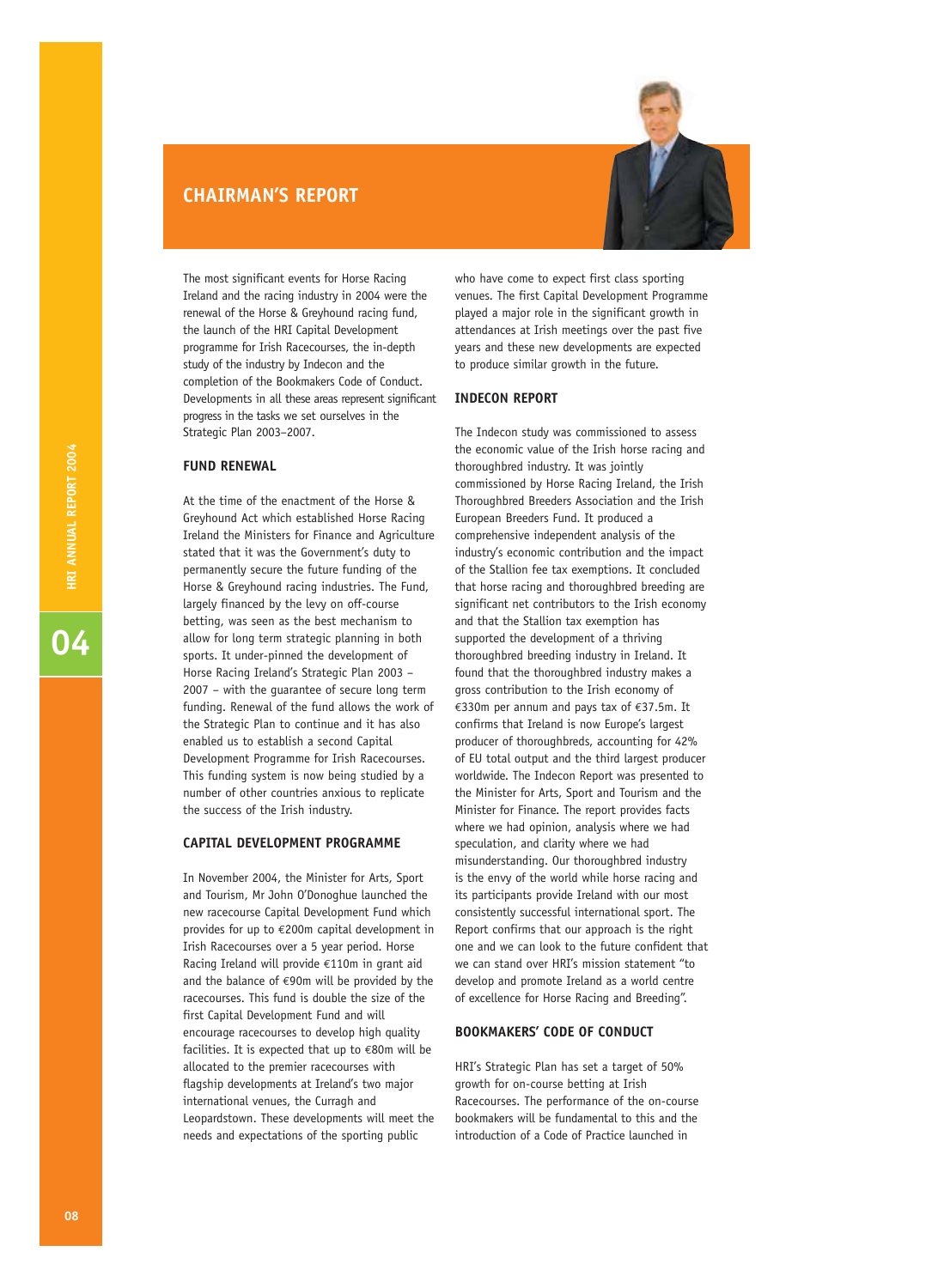# CHAIRMAN'S REPORT

The most significant events for Horse Racing Ireland and the racing industry in 2004 were the renewal of the Horse & Greyhound racing fund, the launch of the HRI Capital Development programme for Irish Racecourses, the in-depth study of the industry by Indecon and the completion of the Bookmakers Code of Conduct. Developments in all these areas represent significant progress in the tasks we set ourselves in the Strategic Plan 2003–2007.

## FUND RENEWAL

At the time of the enactment of the Horse & Greyhound Act which established Horse Racing Ireland the Ministers for Finance and Agriculture stated that it was the Government's duty to permanently secure the future funding of the Horse & Greyhound racing industries. The Fund, largely financed by the levy on off-course betting, was seen as the best mechanism to allow for long term strategic planning in both sports. It under-pinned the development of Horse Racing Ireland's Strategic Plan 2003 – 2007 – with the guarantee of secure long term funding. Renewal of the fund allows the work of the Strategic Plan to continue and it has also enabled us to establish a second Capital Development Programme for Irish Racecourses. This funding system is now being studied by a number of other countries anxious to replicate the success of the Irish industry.

## CAPITAL DEVELOPMENT PROGRAMME

In November 2004, the Minister for Arts, Sport and Tourism, Mr John O'Donoghue launched the new racecourse Capital Development Fund which provides for up to €200m capital development in Irish Racecourses over a 5 year period. Horse Racing Ireland will provide €110m in grant aid and the balance of €90m will be provided by the racecourses. This fund is double the size of the first Capital Development Fund and will encourage racecourses to develop high quality facilities. It is expected that up to €80m will be allocated to the premier racecourses with flagship developments at Ireland's two major international venues, the Curragh and Leopardstown. These developments will meet the needs and expectations of the sporting public who have come to expect first class sporting venues. The first Capital Development Programme played a major role in the significant growth in attendances at Irish meetings over the past five years and these new developments are expected to produce similar growth in the future.

## INDECON REPORT

The Indecon study was commissioned to assess the economic value of the Irish horse racing and thoroughbred industry. It was jointly commissioned by Horse Racing Ireland, the Irish Thoroughbred Breeders Association and the Irish European Breeders Fund. It produced a comprehensive independent analysis of the industry's economic contribution and the impact of the Stallion fee tax exemptions. It concluded that horse racing and thoroughbred breeding are significant net contributors to the Irish economy and that the Stallion tax exemption has supported the development of a thriving thoroughbred breeding industry in Ireland. It found that the thoroughbred industry makes a gross contribution to the Irish economy of €330m per annum and pays tax of €37.5m. It confirms that Ireland is now Europe's largest producer of thoroughbreds, accounting for 42% of EU total output and the third largest producer worldwide. The Indecon Report was presented to the Minister for Arts, Sport and Tourism and the Minister for Finance. The report provides facts where we had opinion, analysis where we had speculation, and clarity where we had misunderstanding. Our thoroughbred industry is the envy of the world while horse racing and its participants provide Ireland with our most consistently successful international sport. The Report confirms that our approach is the right one and we can look to the future confident that we can stand over HRI's mission statement "to develop and promote Ireland as a world centre of excellence for Horse Racing and Breeding".

## BOOKMAKERS' CODE OF CONDUCT

HRI's Strategic Plan has set a target of 50% growth for on-course betting at Irish Racecourses. The performance of the on-course bookmakers will be fundamental to this and the introduction of a Code of Practice launched in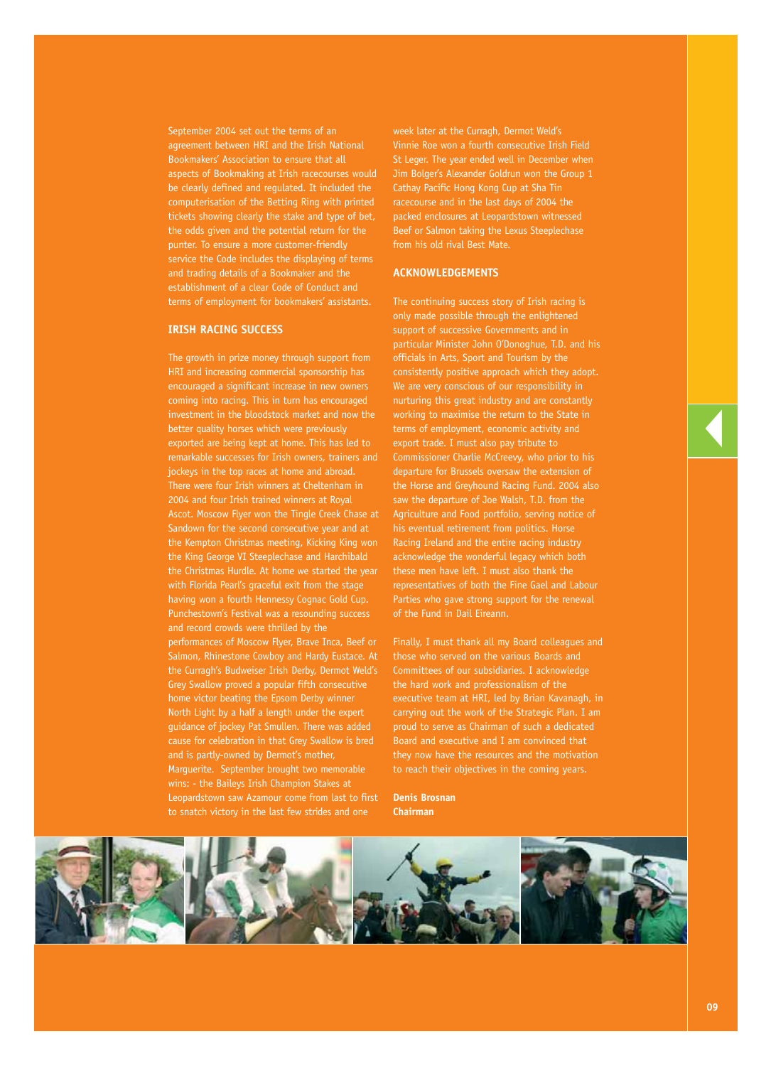September 2004 set out the terms of an agreement between HRI and the Irish National Bookmakers' Association to ensure that all aspects of Bookmaking at Irish racecourses would be clearly defined and regulated. It included the computerisation of the Betting Ring with printed tickets showing clearly the stake and type of bet, the odds given and the potential return for the punter. To ensure a more customer-friendly service the Code includes the displaying of terms and trading details of a Bookmaker and the establishment of a clear Code of Conduct and terms of employment for bookmakers' assistants.

## IRISH RACING SUCCESS

The growth in prize money through support from HRI and increasing commercial sponsorship has encouraged a significant increase in new owners coming into racing. This in turn has encouraged investment in the bloodstock market and now the better quality horses which were previously exported are being kept at home. This has led to remarkable successes for Irish owners, trainers and jockeys in the top races at home and abroad. There were four Irish winners at Cheltenham in 2004 and four Irish trained winners at Royal Ascot. Moscow Flyer won the Tingle Creek Chase at Sandown for the second consecutive year and at the Kempton Christmas meeting, Kicking King won the King George VI Steeplechase and Harchibald the Christmas Hurdle. At home we started the year with Florida Pearl's graceful exit from the stage having won a fourth Hennessy Cognac Gold Cup. Punchestown's Festival was a resounding success and record crowds were thrilled by the performances of Moscow Flyer, Brave Inca, Beef or Salmon, Rhinestone Cowboy and Hardy Eustace. At the Curragh's Budweiser Irish Derby, Dermot Weld's Grey Swallow proved a popular fifth consecutive home victor beating the Epsom Derby winner North Light by a half a length under the expert guidance of jockey Pat Smullen. There was added cause for celebration in that Grey Swallow is bred and is partly-owned by Dermot's mother, Marguerite. September brought two memorable wins: - the Baileys Irish Champion Stakes at Leopardstown saw Azamour come from last to first to snatch victory in the last few strides and one week later at the Curragh, Dermot Weld's Vinnie Roe won a fourth consecutive Irish Field St Leger. The year ended well in December when Jim Bolger's Alexander Goldrun won the Group 1 Cathay Pacific Hong Kong Cup at Sha Tin racecourse and in the last days of 2004 the packed enclosures at Leopardstown witnessed Beef or Salmon taking the Lexus Steeplechase from his old rival Best Mate.

## ACKNOWLEDGEMENTS

The continuing success story of Irish racing is only made possible through the enlightened support of successive Governments and in particular Minister John O'Donoghue, T.D. and his officials in Arts, Sport and Tourism by the consistently positive approach which they adopt. We are very conscious of our responsibility in nurturing this great industry and are constantly working to maximise the return to the State in terms of employment, economic activity and export trade. I must also pay tribute to Commissioner Charlie McCreevy, who prior to his departure for Brussels oversaw the extension of the Horse and Greyhound Racing Fund. 2004 also saw the departure of Joe Walsh, T.D. from the Agriculture and Food portfolio, serving notice of his eventual retirement from politics. Horse Racing Ireland and the entire racing industry acknowledge the wonderful legacy which both these men have left. I must also thank the representatives of both the Fine Gael and Labour Parties who gave strong support for the renewal of the Fund in Dail Eireann.

Finally, I must thank all my Board colleagues and those who served on the various Boards and Committees of our subsidiaries. I acknowledge the hard work and professionalism of the executive team at HRI, led by Brian Kavanagh, in carrying out the work of the Strategic Plan. I am proud to serve as Chairman of such a dedicated Board and executive and I am convinced that they now have the resources and the motivation to reach their objectives in the coming years.

**Denis Brosnan**
**Chairman**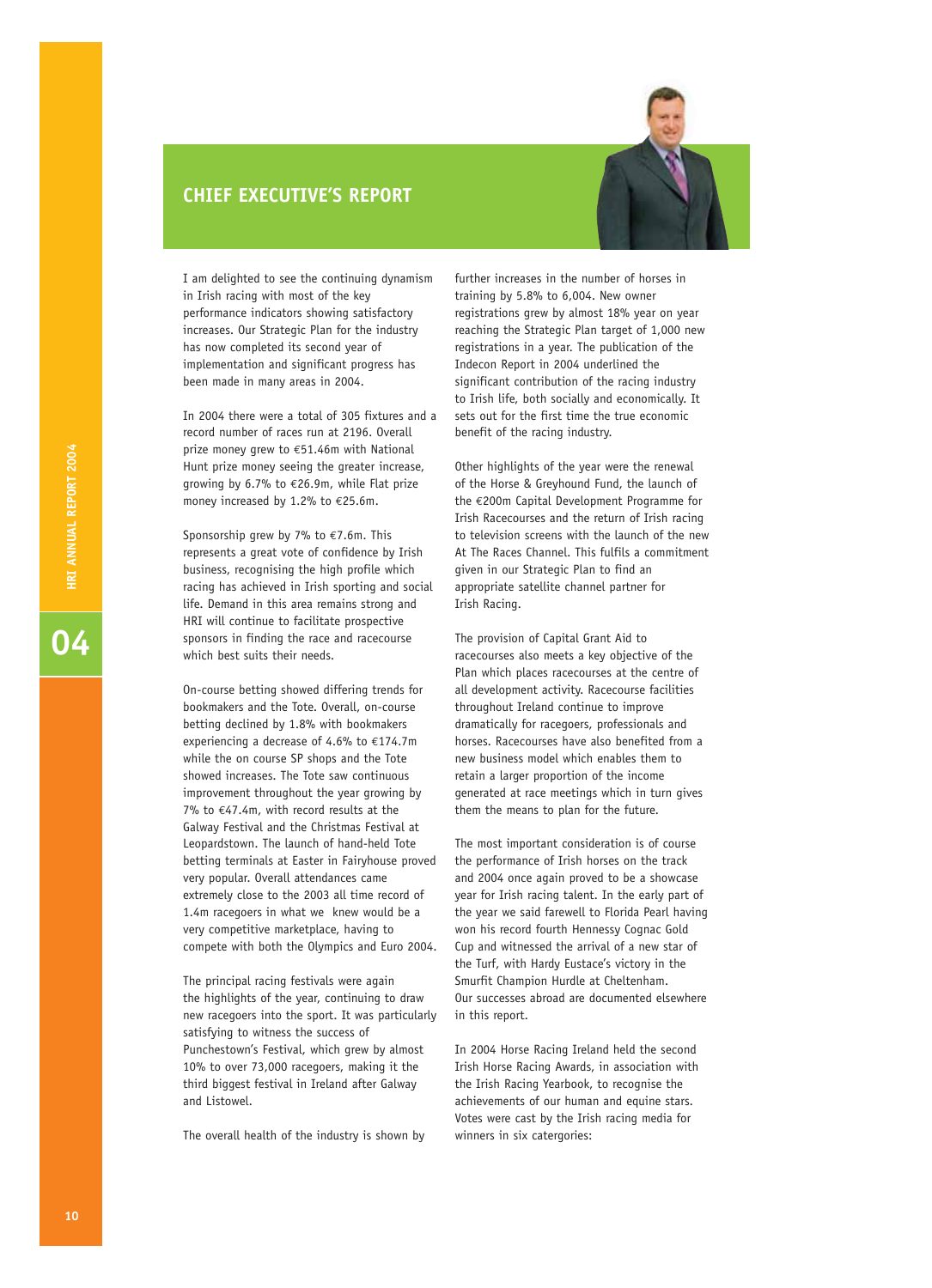## CHIEF EXECUTIVE'S REPORT

I am delighted to see the continuing dynamism in Irish racing with most of the key performance indicators showing satisfactory increases. Our Strategic Plan for the industry has now completed its second year of implementation and significant progress has been made in many areas in 2004.

In 2004 there were a total of 305 fixtures and a record number of races run at 2196. Overall prize money grew to €51.46m with National Hunt prize money seeing the greater increase, growing by 6.7% to €26.9m, while Flat prize money increased by 1.2% to €25.6m.

Sponsorship grew by 7% to €7.6m. This represents a great vote of confidence by Irish business, recognising the high profile which racing has achieved in Irish sporting and social life. Demand in this area remains strong and HRI will continue to facilitate prospective sponsors in finding the race and racecourse which best suits their needs.

On-course betting showed differing trends for bookmakers and the Tote. Overall, on-course betting declined by 1.8% with bookmakers experiencing a decrease of 4.6% to €174.7m while the on course SP shops and the Tote showed increases. The Tote saw continuous improvement throughout the year growing by 7% to €47.4m, with record results at the Galway Festival and the Christmas Festival at Leopardstown. The launch of hand-held Tote betting terminals at Easter in Fairyhouse proved very popular. Overall attendances came extremely close to the 2003 all time record of 1.4m racegoers in what we knew would be a very competitive marketplace, having to compete with both the Olympics and Euro 2004.

The principal racing festivals were again the highlights of the year, continuing to draw new racegoers into the sport. It was particularly satisfying to witness the success of Punchestown's Festival, which grew by almost 10% to over 73,000 racegoers, making it the third biggest festival in Ireland after Galway and Listowel.

The overall health of the industry is shown by further increases in the number of horses in training by 5.8% to 6,004. New owner registrations grew by almost 18% year on year reaching the Strategic Plan target of 1,000 new registrations in a year. The publication of the Indecon Report in 2004 underlined the significant contribution of the racing industry to Irish life, both socially and economically. It sets out for the first time the true economic benefit of the racing industry.

Other highlights of the year were the renewal of the Horse & Greyhound Fund, the launch of the €200m Capital Development Programme for Irish Racecourses and the return of Irish racing to television screens with the launch of the new At The Races Channel. This fulfils a commitment given in our Strategic Plan to find an appropriate satellite channel partner for Irish Racing.

The provision of Capital Grant Aid to racecourses also meets a key objective of the Plan which places racecourses at the centre of all development activity. Racecourse facilities throughout Ireland continue to improve dramatically for racegoers, professionals and horses. Racecourses have also benefited from a new business model which enables them to retain a larger proportion of the income generated at race meetings which in turn gives them the means to plan for the future.

The most important consideration is of course the performance of Irish horses on the track and 2004 once again proved to be a showcase year for Irish racing talent. In the early part of the year we said farewell to Florida Pearl having won his record fourth Hennessy Cognac Gold Cup and witnessed the arrival of a new star of the Turf, with Hardy Eustace's victory in the Smurfit Champion Hurdle at Cheltenham. Our successes abroad are documented elsewhere in this report.

In 2004 Horse Racing Ireland held the second Irish Horse Racing Awards, in association with the Irish Racing Yearbook, to recognise the achievements of our human and equine stars. Votes were cast by the Irish racing media for winners in six catergories: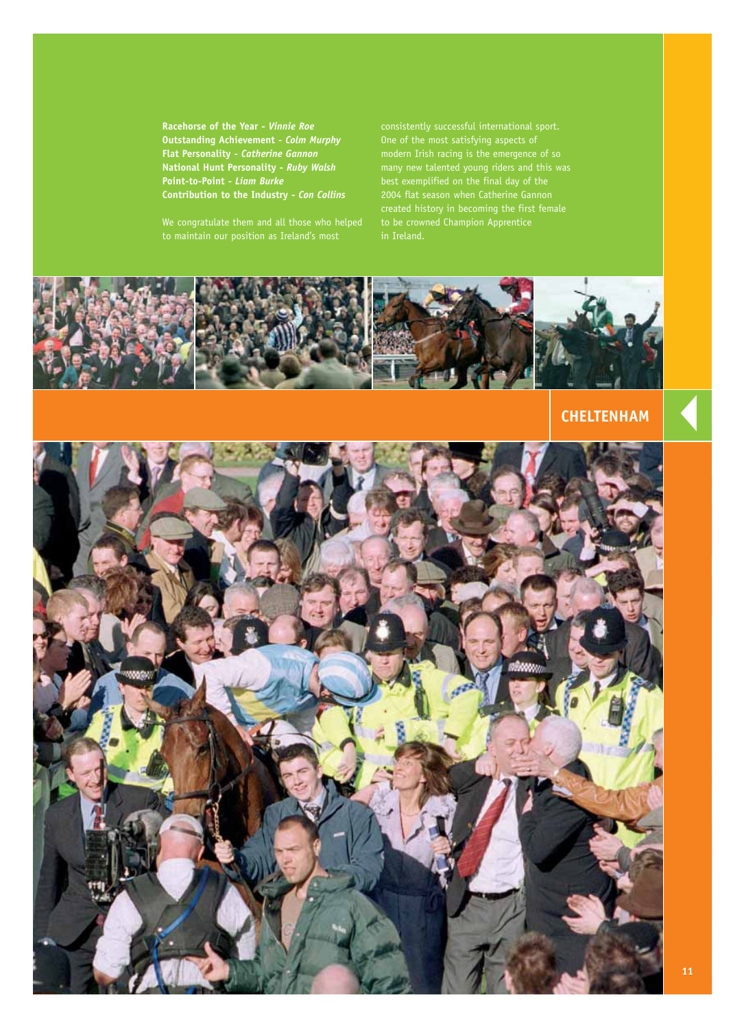**Racehorse of the Year** - ***Vinnie Roe***
**Outstanding Achievement** - ***Colm Murphy***
**Flat Personality** - ***Catherine Gannon***
**National Hunt Personality** - ***Ruby Walsh***
**Point-to-Point** - ***Liam Burke***
**Contribution to the Industry** - ***Con Collins***

We congratulate them and all those who helped to maintain our position as Ireland's most consistently successful international sport. One of the most satisfying aspects of modern Irish racing is the emergence of so many new talented young riders and this was best exemplified on the final day of the 2004 flat season when Catherine Gannon created history in becoming the first female to be crowned Champion Apprentice in Ireland.

## CHELTENHAM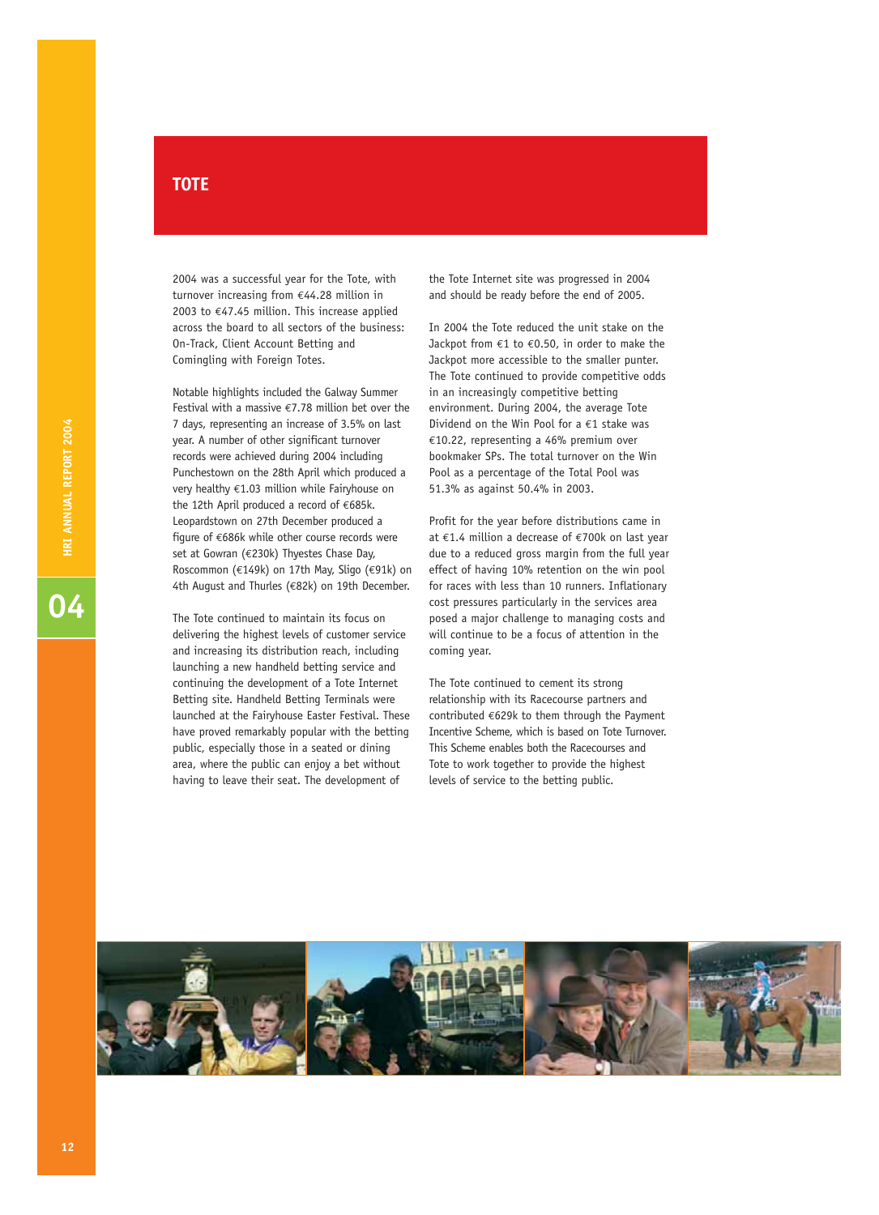# TOTE

2004 was a successful year for the Tote, with turnover increasing from €44.28 million in 2003 to €47.45 million. This increase applied across the board to all sectors of the business: On-Track, Client Account Betting and Comingling with Foreign Totes.

Notable highlights included the Galway Summer Festival with a massive €7.78 million bet over the 7 days, representing an increase of 3.5% on last year. A number of other significant turnover records were achieved during 2004 including Punchestown on the 28th April which produced a very healthy €1.03 million while Fairyhouse on the 12th April produced a record of €685k. Leopardstown on 27th December produced a figure of €686k while other course records were set at Gowran (€230k) Thyestes Chase Day, Roscommon (€149k) on 17th May, Sligo (€91k) on 4th August and Thurles (€82k) on 19th December.

The Tote continued to maintain its focus on delivering the highest levels of customer service and increasing its distribution reach, including launching a new handheld betting service and continuing the development of a Tote Internet Betting site. Handheld Betting Terminals were launched at the Fairyhouse Easter Festival. These have proved remarkably popular with the betting public, especially those in a seated or dining area, where the public can enjoy a bet without having to leave their seat. The development of the Tote Internet site was progressed in 2004 and should be ready before the end of 2005.

In 2004 the Tote reduced the unit stake on the Jackpot from €1 to €0.50, in order to make the Jackpot more accessible to the smaller punter. The Tote continued to provide competitive odds in an increasingly competitive betting environment. During 2004, the average Tote Dividend on the Win Pool for a €1 stake was €10.22, representing a 46% premium over bookmaker SPs. The total turnover on the Win Pool as a percentage of the Total Pool was 51.3% as against 50.4% in 2003.

Profit for the year before distributions came in at €1.4 million a decrease of €700k on last year due to a reduced gross margin from the full year effect of having 10% retention on the win pool for races with less than 10 runners. Inflationary cost pressures particularly in the services area posed a major challenge to managing costs and will continue to be a focus of attention in the coming year.

The Tote continued to cement its strong relationship with its Racecourse partners and contributed €629k to them through the Payment Incentive Scheme, which is based on Tote Turnover. This Scheme enables both the Racecourses and Tote to work together to provide the highest levels of service to the betting public.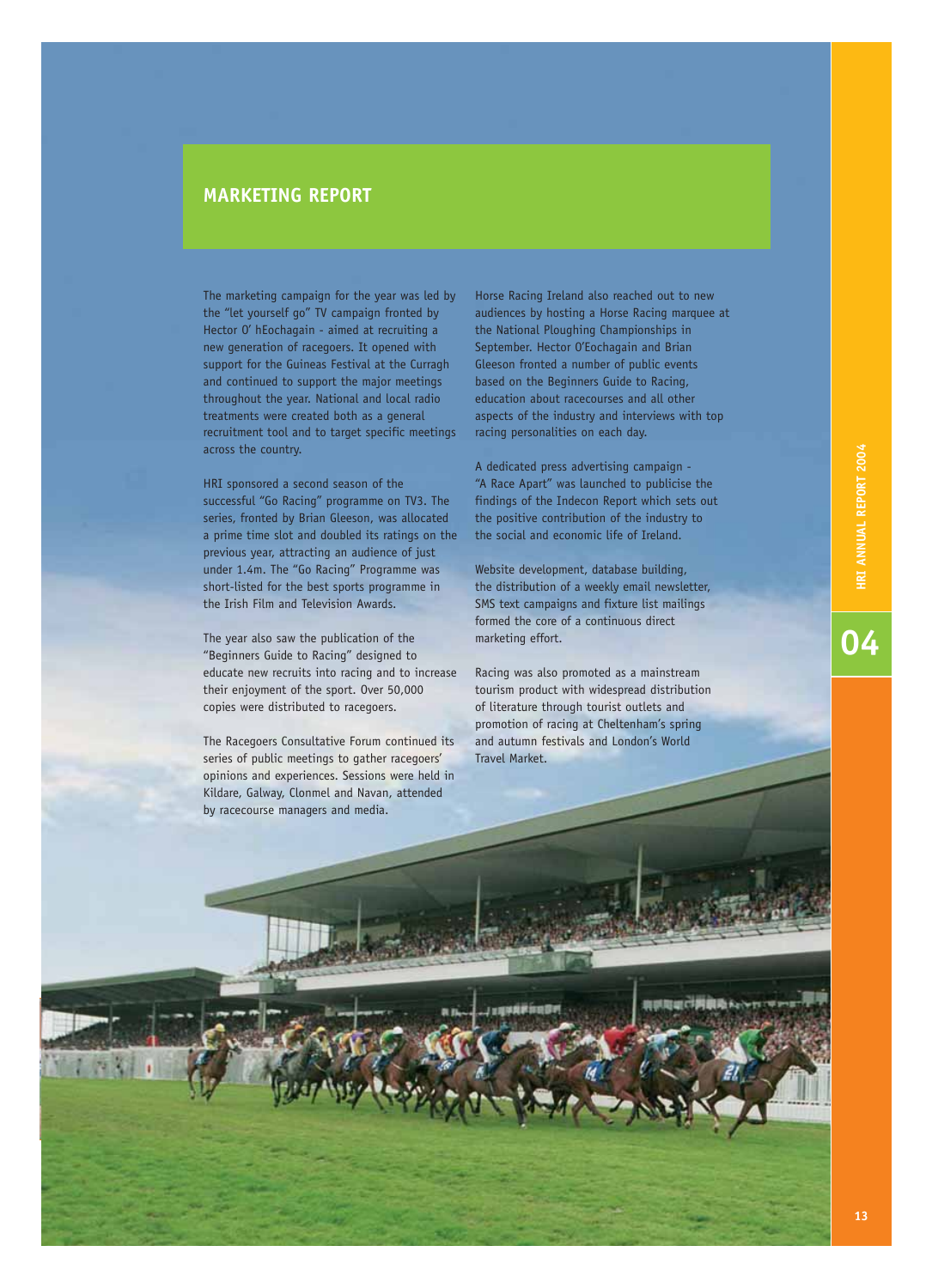## MARKETING REPORT

The marketing campaign for the year was led by the "let yourself go" TV campaign fronted by Hector O' hEochagain - aimed at recruiting a new generation of racegoers. It opened with support for the Guineas Festival at the Curragh and continued to support the major meetings throughout the year. National and local radio treatments were created both as a general recruitment tool and to target specific meetings across the country.

HRI sponsored a second season of the successful "Go Racing" programme on TV3. The series, fronted by Brian Gleeson, was allocated a prime time slot and doubled its ratings on the previous year, attracting an audience of just under 1.4m. The "Go Racing" Programme was short-listed for the best sports programme in the Irish Film and Television Awards.

The year also saw the publication of the "Beginners Guide to Racing" designed to educate new recruits into racing and to increase their enjoyment of the sport. Over 50,000 copies were distributed to racegoers.

The Racegoers Consultative Forum continued its series of public meetings to gather racegoers' opinions and experiences. Sessions were held in Kildare, Galway, Clonmel and Navan, attended by racecourse managers and media.

Horse Racing Ireland also reached out to new audiences by hosting a Horse Racing marquee at the National Ploughing Championships in September. Hector O'Eochagain and Brian Gleeson fronted a number of public events based on the Beginners Guide to Racing, education about racecourses and all other aspects of the industry and interviews with top racing personalities on each day.

A dedicated press advertising campaign - "A Race Apart" was launched to publicise the findings of the Indecon Report which sets out the positive contribution of the industry to the social and economic life of Ireland.

Website development, database building, the distribution of a weekly email newsletter, SMS text campaigns and fixture list mailings formed the core of a continuous direct marketing effort.

Racing was also promoted as a mainstream tourism product with widespread distribution of literature through tourist outlets and promotion of racing at Cheltenham's spring and autumn festivals and London's World Travel Market.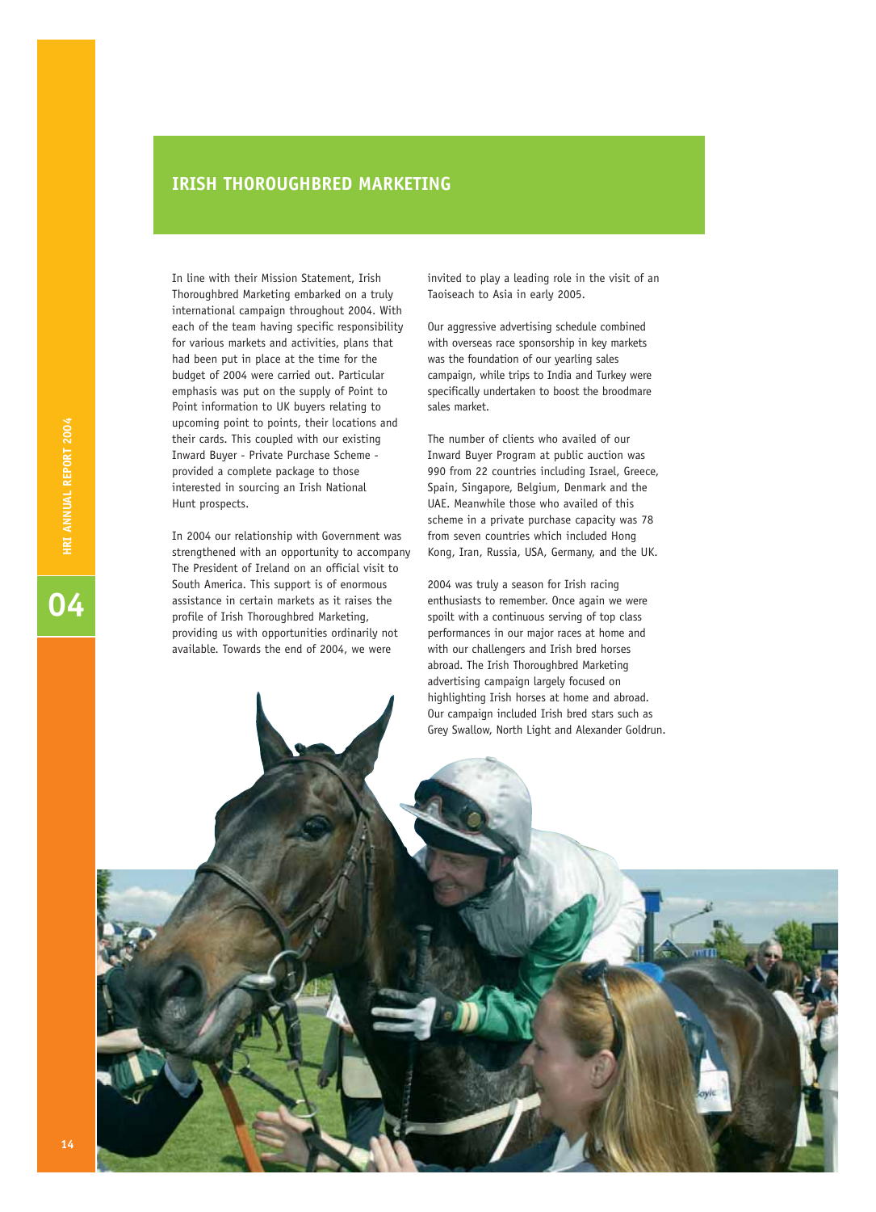# IRISH THOROUGHBRED MARKETING

In line with their Mission Statement, Irish Thoroughbred Marketing embarked on a truly international campaign throughout 2004. With each of the team having specific responsibility for various markets and activities, plans that had been put in place at the time for the budget of 2004 were carried out. Particular emphasis was put on the supply of Point to Point information to UK buyers relating to upcoming point to points, their locations and their cards. This coupled with our existing Inward Buyer - Private Purchase Scheme - provided a complete package to those interested in sourcing an Irish National Hunt prospects.

In 2004 our relationship with Government was strengthened with an opportunity to accompany The President of Ireland on an official visit to South America. This support is of enormous assistance in certain markets as it raises the profile of Irish Thoroughbred Marketing, providing us with opportunities ordinarily not available. Towards the end of 2004, we were invited to play a leading role in the visit of an Taoiseach to Asia in early 2005.

Our aggressive advertising schedule combined with overseas race sponsorship in key markets was the foundation of our yearling sales campaign, while trips to India and Turkey were specifically undertaken to boost the broodmare sales market.

The number of clients who availed of our Inward Buyer Program at public auction was 990 from 22 countries including Israel, Greece, Spain, Singapore, Belgium, Denmark and the UAE. Meanwhile those who availed of this scheme in a private purchase capacity was 78 from seven countries which included Hong Kong, Iran, Russia, USA, Germany, and the UK.

2004 was truly a season for Irish racing enthusiasts to remember. Once again we were spoilt with a continuous serving of top class performances in our major races at home and with our challengers and Irish bred horses abroad. The Irish Thoroughbred Marketing advertising campaign largely focused on highlighting Irish horses at home and abroad. Our campaign included Irish bred stars such as Grey Swallow, North Light and Alexander Goldrun.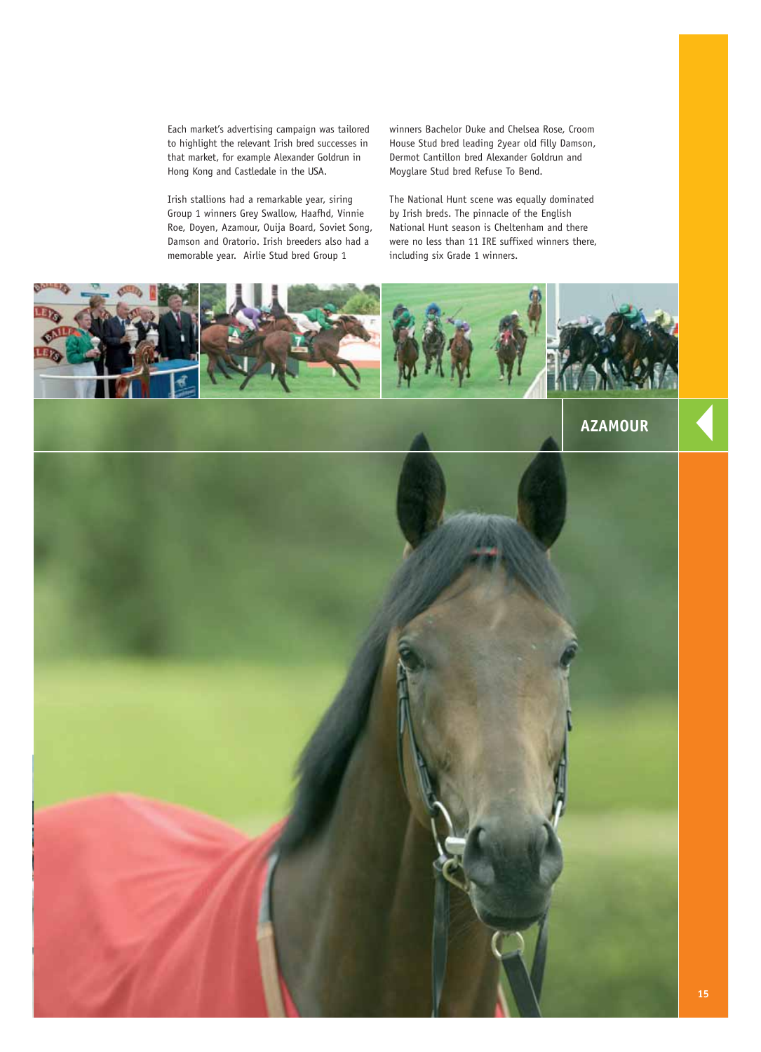Each market's advertising campaign was tailored to highlight the relevant Irish bred successes in that market, for example Alexander Goldrun in Hong Kong and Castledale in the USA.

Irish stallions had a remarkable year, siring Group 1 winners Grey Swallow, Haafhd, Vinnie Roe, Doyen, Azamour, Ouija Board, Soviet Song, Damson and Oratorio. Irish breeders also had a memorable year. Airlie Stud bred Group 1 winners Bachelor Duke and Chelsea Rose, Croom House Stud bred leading 2year old filly Damson, Dermot Cantillon bred Alexander Goldrun and Moyglare Stud bred Refuse To Bend.

The National Hunt scene was equally dominated by Irish breds. The pinnacle of the English National Hunt season is Cheltenham and there were no less than 11 IRE suffixed winners there, including six Grade 1 winners.

AZAMOUR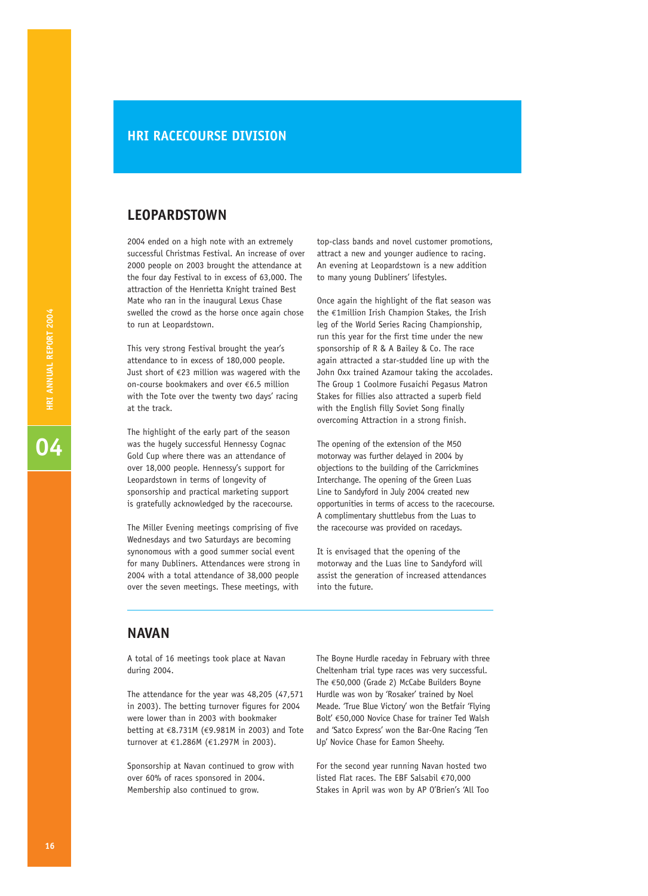# HRI RACECOURSE DIVISION

## LEOPARDSTOWN

2004 ended on a high note with an extremely successful Christmas Festival. An increase of over 2000 people on 2003 brought the attendance at the four day Festival to in excess of 63,000. The attraction of the Henrietta Knight trained Best Mate who ran in the inaugural Lexus Chase swelled the crowd as the horse once again chose to run at Leopardstown.

This very strong Festival brought the year's attendance to in excess of 180,000 people. Just short of €23 million was wagered with the on-course bookmakers and over €6.5 million with the Tote over the twenty two days' racing at the track.

The highlight of the early part of the season was the hugely successful Hennessy Cognac Gold Cup where there was an attendance of over 18,000 people. Hennessy's support for Leopardstown in terms of longevity of sponsorship and practical marketing support is gratefully acknowledged by the racecourse.

The Miller Evening meetings comprising of five Wednesdays and two Saturdays are becoming synonomous with a good summer social event for many Dubliners. Attendances were strong in 2004 with a total attendance of 38,000 people over the seven meetings. These meetings, with top-class bands and novel customer promotions, attract a new and younger audience to racing. An evening at Leopardstown is a new addition to many young Dubliners' lifestyles.

Once again the highlight of the flat season was the €1million Irish Champion Stakes, the Irish leg of the World Series Racing Championship, run this year for the first time under the new sponsorship of R & A Bailey & Co. The race again attracted a star-studded line up with the John Oxx trained Azamour taking the accolades. The Group 1 Coolmore Fusaichi Pegasus Matron Stakes for fillies also attracted a superb field with the English filly Soviet Song finally overcoming Attraction in a strong finish.

The opening of the extension of the M50 motorway was further delayed in 2004 by objections to the building of the Carrickmines Interchange. The opening of the Green Luas Line to Sandyford in July 2004 created new opportunities in terms of access to the racecourse. A complimentary shuttlebus from the Luas to the racecourse was provided on racedays.

It is envisaged that the opening of the motorway and the Luas line to Sandyford will assist the generation of increased attendances into the future.

---

## NAVAN

A total of 16 meetings took place at Navan during 2004.

The attendance for the year was 48,205 (47,571 in 2003). The betting turnover figures for 2004 were lower than in 2003 with bookmaker betting at €8.731M (€9.981M in 2003) and Tote turnover at €1.286M (€1.297M in 2003).

Sponsorship at Navan continued to grow with over 60% of races sponsored in 2004. Membership also continued to grow.

The Boyne Hurdle raceday in February with three Cheltenham trial type races was very successful. The €50,000 (Grade 2) McCabe Builders Boyne Hurdle was won by 'Rosaker' trained by Noel Meade. 'True Blue Victory' won the Betfair 'Flying Bolt' €50,000 Novice Chase for trainer Ted Walsh and 'Satco Express' won the Bar-One Racing 'Ten Up' Novice Chase for Eamon Sheehy.

For the second year running Navan hosted two listed Flat races. The EBF Salsabil €70,000 Stakes in April was won by AP O'Brien's 'All Too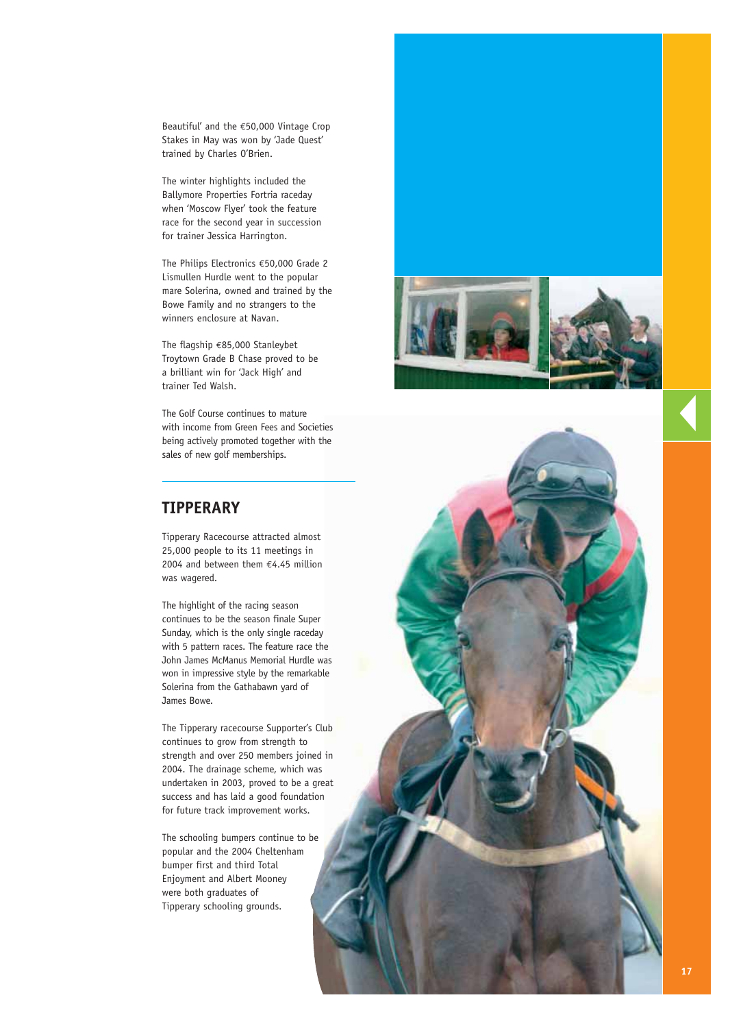Beautiful' and the €50,000 Vintage Crop Stakes in May was won by 'Jade Quest' trained by Charles O'Brien.

The winter highlights included the Ballymore Properties Fortria raceday when 'Moscow Flyer' took the feature race for the second year in succession for trainer Jessica Harrington.

The Philips Electronics €50,000 Grade 2 Lismullen Hurdle went to the popular mare Solerina, owned and trained by the Bowe Family and no strangers to the winners enclosure at Navan.

The flagship €85,000 Stanleybet Troytown Grade B Chase proved to be a brilliant win for 'Jack High' and trainer Ted Walsh.

The Golf Course continues to mature with income from Green Fees and Societies being actively promoted together with the sales of new golf memberships.

## TIPPERARY

Tipperary Racecourse attracted almost 25,000 people to its 11 meetings in 2004 and between them €4.45 million was wagered.

The highlight of the racing season continues to be the season finale Super Sunday, which is the only single raceday with 5 pattern races. The feature race the John James McManus Memorial Hurdle was won in impressive style by the remarkable Solerina from the Gathabawn yard of James Bowe.

The Tipperary racecourse Supporter's Club continues to grow from strength to strength and over 250 members joined in 2004. The drainage scheme, which was undertaken in 2003, proved to be a great success and has laid a good foundation for future track improvement works.

The schooling bumpers continue to be popular and the 2004 Cheltenham bumper first and third Total Enjoyment and Albert Mooney were both graduates of Tipperary schooling grounds.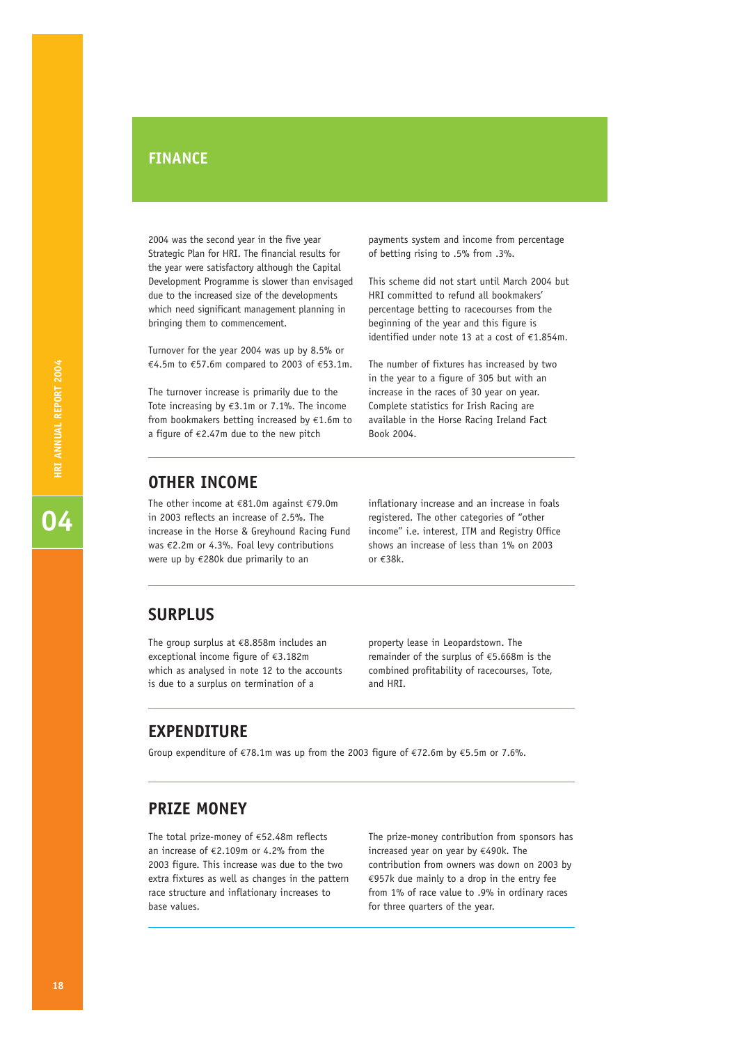# FINANCE

2004 was the second year in the five year Strategic Plan for HRI. The financial results for the year were satisfactory although the Capital Development Programme is slower than envisaged due to the increased size of the developments which need significant management planning in bringing them to commencement.

Turnover for the year 2004 was up by 8.5% or €4.5m to €57.6m compared to 2003 of €53.1m.

The turnover increase is primarily due to the Tote increasing by €3.1m or 7.1%. The income from bookmakers betting increased by €1.6m to a figure of €2.47m due to the new pitch payments system and income from percentage of betting rising to .5% from .3%.

This scheme did not start until March 2004 but HRI committed to refund all bookmakers' percentage betting to racecourses from the beginning of the year and this figure is identified under note 13 at a cost of €1.854m.

The number of fixtures has increased by two in the year to a figure of 305 but with an increase in the races of 30 year on year. Complete statistics for Irish Racing are available in the Horse Racing Ireland Fact Book 2004.

## OTHER INCOME

The other income at €81.0m against €79.0m in 2003 reflects an increase of 2.5%. The increase in the Horse & Greyhound Racing Fund was €2.2m or 4.3%. Foal levy contributions were up by €280k due primarily to an inflationary increase and an increase in foals registered. The other categories of "other income" i.e. interest, ITM and Registry Office shows an increase of less than 1% on 2003 or €38k.

## SURPLUS

The group surplus at €8.858m includes an exceptional income figure of €3.182m which as analysed in note 12 to the accounts is due to a surplus on termination of a property lease in Leopardstown. The remainder of the surplus of €5.668m is the combined profitability of racecourses, Tote, and HRI.

## EXPENDITURE

Group expenditure of €78.1m was up from the 2003 figure of €72.6m by €5.5m or 7.6%.

## PRIZE MONEY

The total prize-money of €52.48m reflects an increase of €2.109m or 4.2% from the 2003 figure. This increase was due to the two extra fixtures as well as changes in the pattern race structure and inflationary increases to base values.

The prize-money contribution from sponsors has increased year on year by €490k. The contribution from owners was down on 2003 by €957k due mainly to a drop in the entry fee from 1% of race value to .9% in ordinary races for three quarters of the year.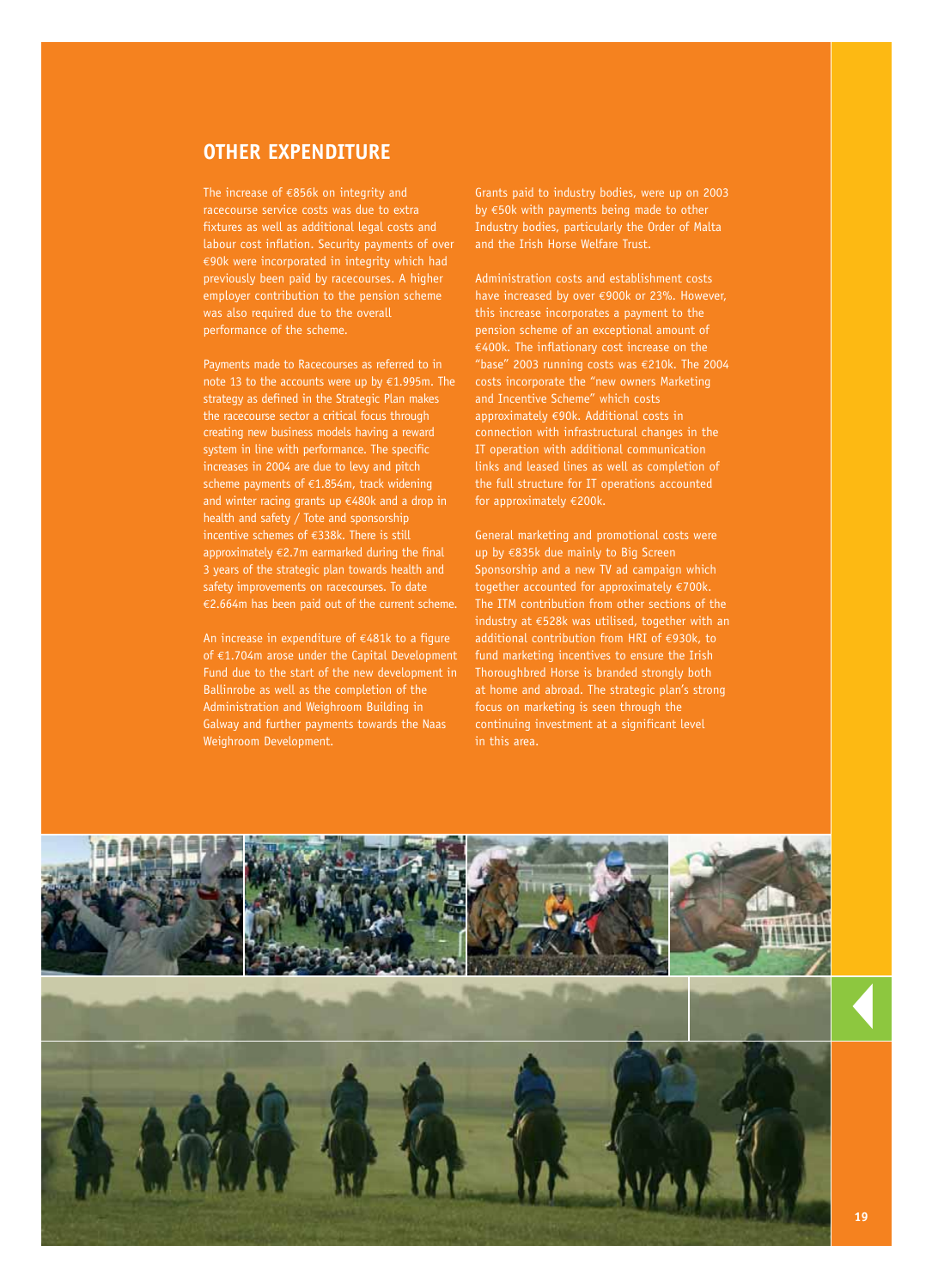## OTHER EXPENDITURE

The increase of €856k on integrity and racecourse service costs was due to extra fixtures as well as additional legal costs and labour cost inflation. Security payments of over €90k were incorporated in integrity which had previously been paid by racecourses. A higher employer contribution to the pension scheme was also required due to the overall performance of the scheme.

Payments made to Racecourses as referred to in note 13 to the accounts were up by €1.995m. The strategy as defined in the Strategic Plan makes the racecourse sector a critical focus through creating new business models having a reward system in line with performance. The specific increases in 2004 are due to levy and pitch scheme payments of €1.854m, track widening and winter racing grants up €480k and a drop in health and safety / Tote and sponsorship incentive schemes of €338k. There is still approximately €2.7m earmarked during the final 3 years of the strategic plan towards health and safety improvements on racecourses. To date €2.664m has been paid out of the current scheme.

An increase in expenditure of €481k to a figure of €1.704m arose under the Capital Development Fund due to the start of the new development in Ballinrobe as well as the completion of the Administration and Weighroom Building in Galway and further payments towards the Naas Weighroom Development.

Grants paid to industry bodies, were up on 2003 by €50k with payments being made to other Industry bodies, particularly the Order of Malta and the Irish Horse Welfare Trust.

Administration costs and establishment costs have increased by over €900k or 23%. However, this increase incorporates a payment to the pension scheme of an exceptional amount of €400k. The inflationary cost increase on the "base" 2003 running costs was €210k. The 2004 costs incorporate the "new owners Marketing and Incentive Scheme" which costs approximately €90k. Additional costs in connection with infrastructural changes in the IT operation with additional communication links and leased lines as well as completion of the full structure for IT operations accounted for approximately €200k.

General marketing and promotional costs were up by €835k due mainly to Big Screen Sponsorship and a new TV ad campaign which together accounted for approximately €700k. The ITM contribution from other sections of the industry at €528k was utilised, together with an additional contribution from HRI of €930k, to fund marketing incentives to ensure the Irish Thoroughbred Horse is branded strongly both at home and abroad. The strategic plan's strong focus on marketing is seen through the continuing investment at a significant level in this area.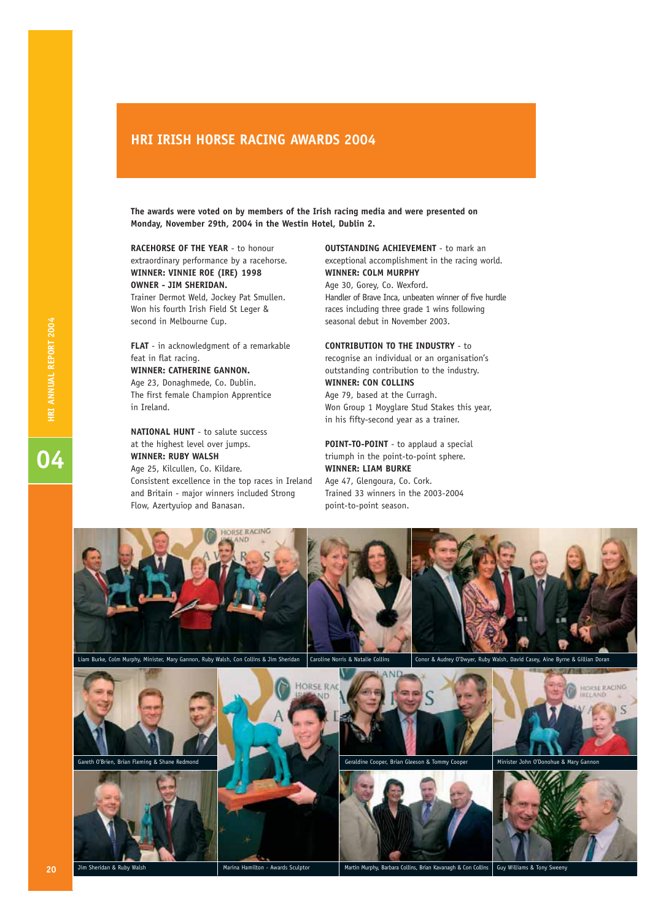# HRI IRISH HORSE RACING AWARDS 2004

**The awards were voted on by members of the Irish racing media and were presented on Monday, November 29th, 2004 in the Westin Hotel, Dublin 2.**

**RACEHORSE OF THE YEAR** - to honour extraordinary performance by a racehorse.
**WINNER: VINNIE ROE (IRE) 1998**
**OWNER - JIM SHERIDAN.**
Trainer Dermot Weld, Jockey Pat Smullen.
Won his fourth Irish Field St Leger & second in Melbourne Cup.

**FLAT** - in acknowledgment of a remarkable feat in flat racing.
**WINNER: CATHERINE GANNON.**
Age 23, Donaghmede, Co. Dublin.
The first female Champion Apprentice in Ireland.

**NATIONAL HUNT** - to salute success at the highest level over jumps.
**WINNER: RUBY WALSH**
Age 25, Kilcullen, Co. Kildare.
Consistent excellence in the top races in Ireland and Britain - major winners included Strong Flow, Azertyuiop and Banasan.

**OUTSTANDING ACHIEVEMENT** - to mark an exceptional accomplishment in the racing world.
**WINNER: COLM MURPHY**
Age 30, Gorey, Co. Wexford.
Handler of Brave Inca, unbeaten winner of five hurdle races including three grade 1 wins following seasonal debut in November 2003.

**CONTRIBUTION TO THE INDUSTRY** - to recognise an individual or an organisation's outstanding contribution to the industry.
**WINNER: CON COLLINS**
Age 79, based at the Curragh.
Won Group 1 Moyglare Stud Stakes this year, in his fifty-second year as a trainer.

**POINT-TO-POINT** - to applaud a special triumph in the point-to-point sphere.
**WINNER: LIAM BURKE**
Age 47, Glengoura, Co. Cork.
Trained 33 winners in the 2003-2004 point-to-point season.

Liam Burke, Colm Murphy, Minister, Mary Gannon, Ruby Walsh, Con Collins & Jim Sheridan

Caroline Norris & Natalie Collins

Conor & Audrey O'Dwyer, Ruby Walsh, David Casey, Aine Byrne & Gillian Doran

Gareth O'Brien, Brian Fleming & Shane Redmond

Geraldine Cooper, Brian Gleeson & Tommy Cooper

Minister John O'Donohue & Mary Gannon

Jim Sheridan & Ruby Walsh

Marina Hamilton - Awards Sculptor

Martin Murphy, Barbara Collins, Brian Kavanagh & Con Collins

Guy Williams & Tony Sweeny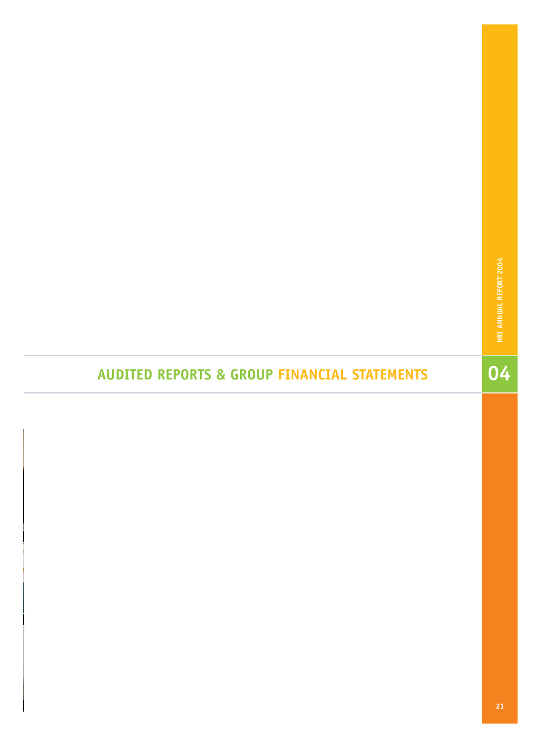# AUDITED REPORTS & GROUP FINANCIAL STATEMENTS

04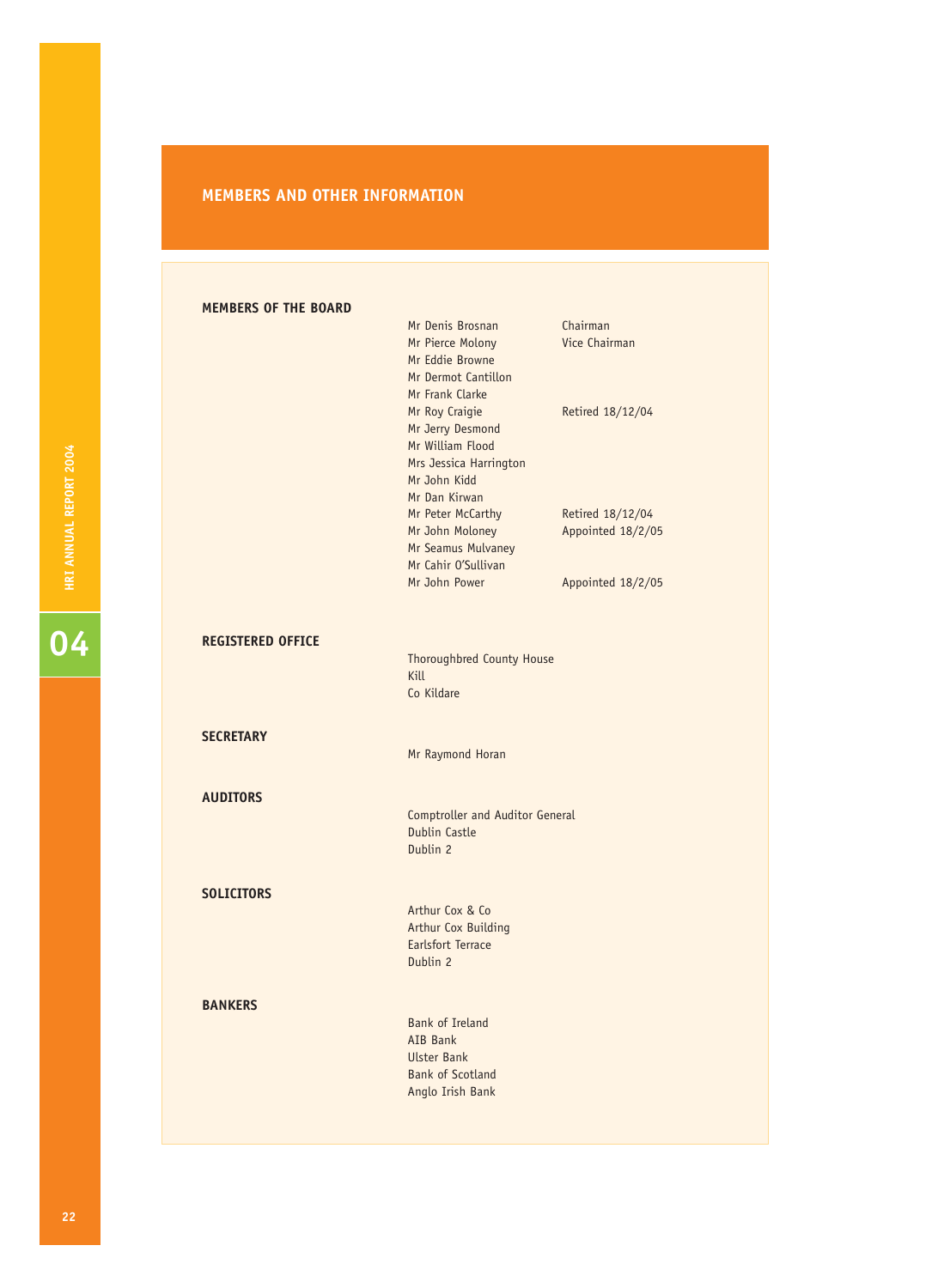# MEMBERS AND OTHER INFORMATION

## MEMBERS OF THE BOARD

| | |
|---|---|
| Mr Denis Brosnan | Chairman |
| Mr Pierce Molony | Vice Chairman |
| Mr Eddie Browne | |
| Mr Dermot Cantillon | |
| Mr Frank Clarke | |
| Mr Roy Craigie | Retired 18/12/04 |
| Mr Jerry Desmond | |
| Mr William Flood | |
| Mrs Jessica Harrington | |
| Mr John Kidd | |
| Mr Dan Kirwan | |
| Mr Peter McCarthy | Retired 18/12/04 |
| Mr John Moloney | Appointed 18/2/05 |
| Mr Seamus Mulvaney | |
| Mr Cahir O'Sullivan | |
| Mr John Power | Appointed 18/2/05 |

## REGISTERED OFFICE

Thoroughbred County House
Kill
Co Kildare

## SECRETARY

Mr Raymond Horan

## AUDITORS

Comptroller and Auditor General
Dublin Castle
Dublin 2

## SOLICITORS

Arthur Cox & Co
Arthur Cox Building
Earlsfort Terrace
Dublin 2

## BANKERS

Bank of Ireland
AIB Bank
Ulster Bank
Bank of Scotland
Anglo Irish Bank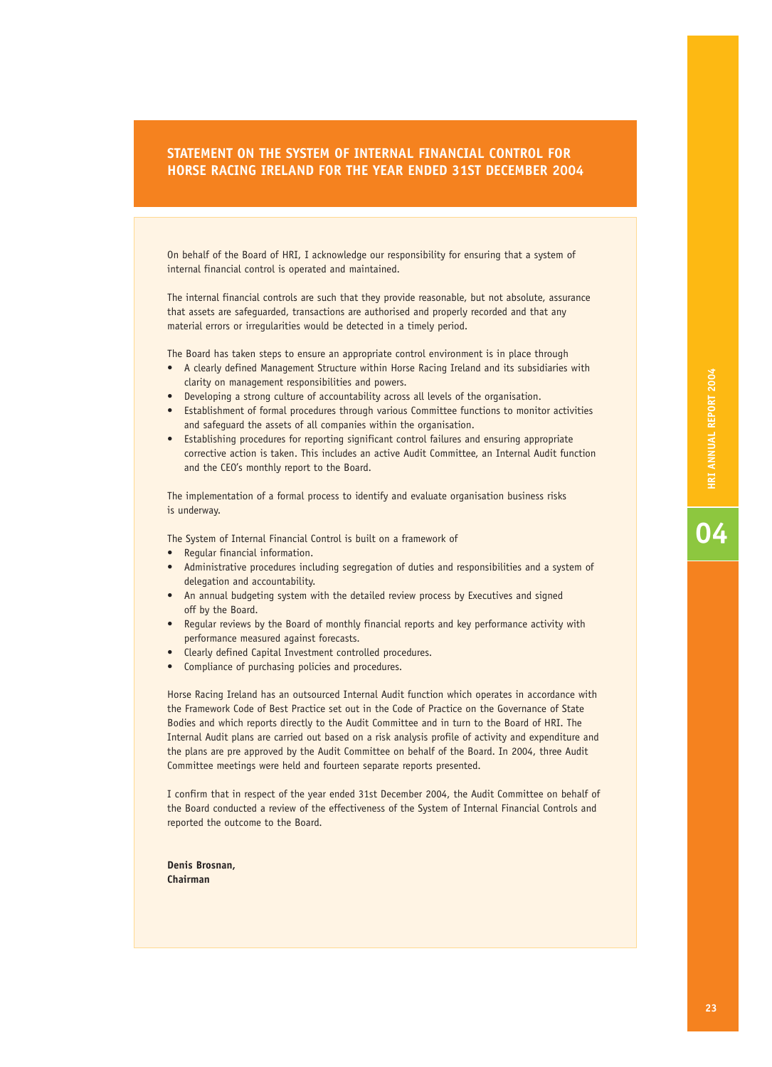# STATEMENT ON THE SYSTEM OF INTERNAL FINANCIAL CONTROL FOR HORSE RACING IRELAND FOR THE YEAR ENDED 31ST DECEMBER 2004

On behalf of the Board of HRI, I acknowledge our responsibility for ensuring that a system of internal financial control is operated and maintained.

The internal financial controls are such that they provide reasonable, but not absolute, assurance that assets are safeguarded, transactions are authorised and properly recorded and that any material errors or irregularities would be detected in a timely period.

The Board has taken steps to ensure an appropriate control environment is in place through

- A clearly defined Management Structure within Horse Racing Ireland and its subsidiaries with clarity on management responsibilities and powers.
- Developing a strong culture of accountability across all levels of the organisation.
- Establishment of formal procedures through various Committee functions to monitor activities and safeguard the assets of all companies within the organisation.
- Establishing procedures for reporting significant control failures and ensuring appropriate corrective action is taken. This includes an active Audit Committee, an Internal Audit function and the CEO's monthly report to the Board.

The implementation of a formal process to identify and evaluate organisation business risks is underway.

The System of Internal Financial Control is built on a framework of

- Regular financial information.
- Administrative procedures including segregation of duties and responsibilities and a system of delegation and accountability.
- An annual budgeting system with the detailed review process by Executives and signed off by the Board.
- Regular reviews by the Board of monthly financial reports and key performance activity with performance measured against forecasts.
- Clearly defined Capital Investment controlled procedures.
- Compliance of purchasing policies and procedures.

Horse Racing Ireland has an outsourced Internal Audit function which operates in accordance with the Framework Code of Best Practice set out in the Code of Practice on the Governance of State Bodies and which reports directly to the Audit Committee and in turn to the Board of HRI. The Internal Audit plans are carried out based on a risk analysis profile of activity and expenditure and the plans are pre approved by the Audit Committee on behalf of the Board. In 2004, three Audit Committee meetings were held and fourteen separate reports presented.

I confirm that in respect of the year ended 31st December 2004, the Audit Committee on behalf of the Board conducted a review of the effectiveness of the System of Internal Financial Controls and reported the outcome to the Board.

**Denis Brosnan,**
**Chairman**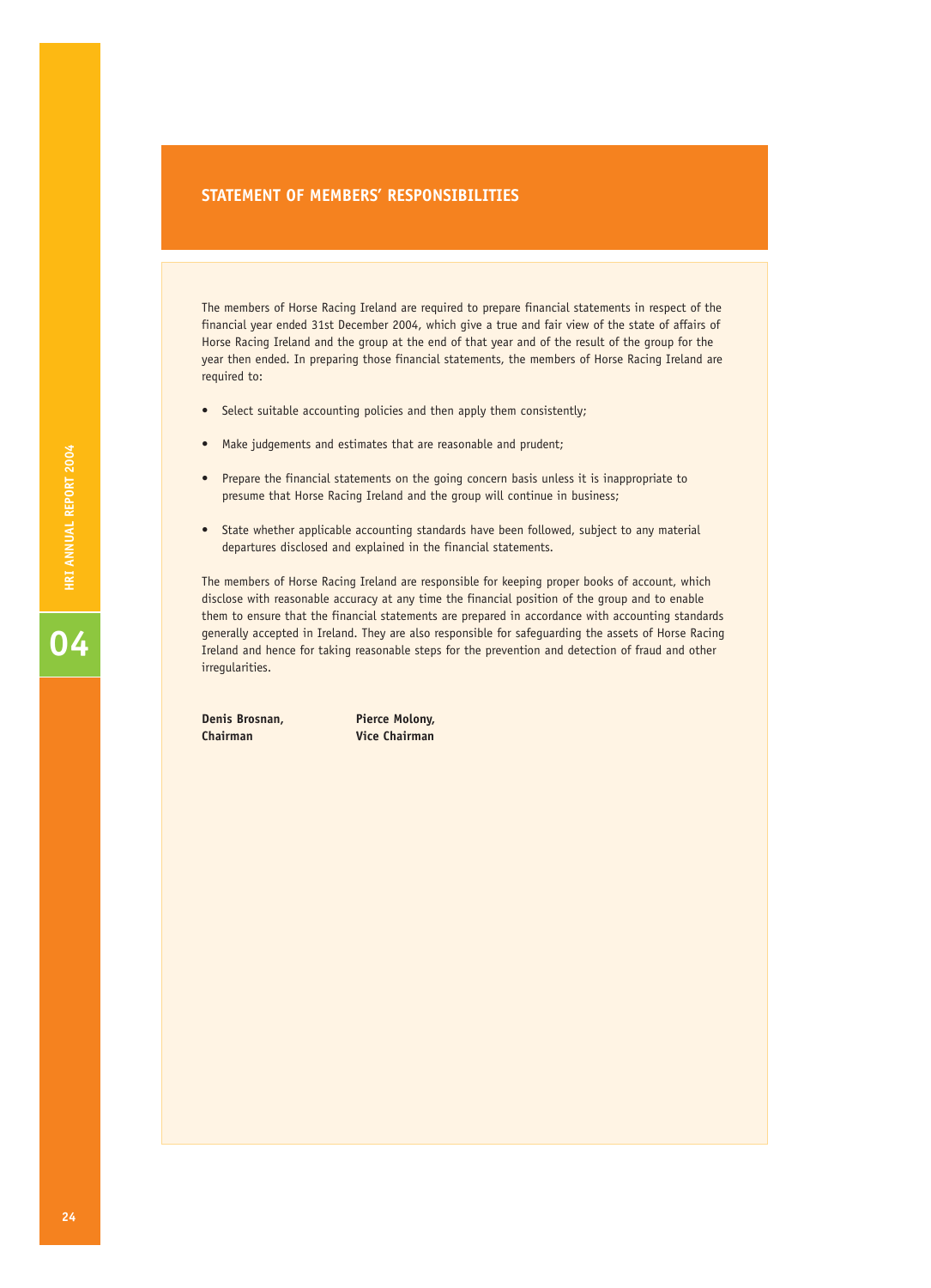# STATEMENT OF MEMBERS' RESPONSIBILITIES

The members of Horse Racing Ireland are required to prepare financial statements in respect of the financial year ended 31st December 2004, which give a true and fair view of the state of affairs of Horse Racing Ireland and the group at the end of that year and of the result of the group for the year then ended. In preparing those financial statements, the members of Horse Racing Ireland are required to:

- Select suitable accounting policies and then apply them consistently;
- Make judgements and estimates that are reasonable and prudent;
- Prepare the financial statements on the going concern basis unless it is inappropriate to presume that Horse Racing Ireland and the group will continue in business;
- State whether applicable accounting standards have been followed, subject to any material departures disclosed and explained in the financial statements.

The members of Horse Racing Ireland are responsible for keeping proper books of account, which disclose with reasonable accuracy at any time the financial position of the group and to enable them to ensure that the financial statements are prepared in accordance with accounting standards generally accepted in Ireland. They are also responsible for safeguarding the assets of Horse Racing Ireland and hence for taking reasonable steps for the prevention and detection of fraud and other irregularities.

**Denis Brosnan,**
**Chairman**

**Pierce Molony,**
**Vice Chairman**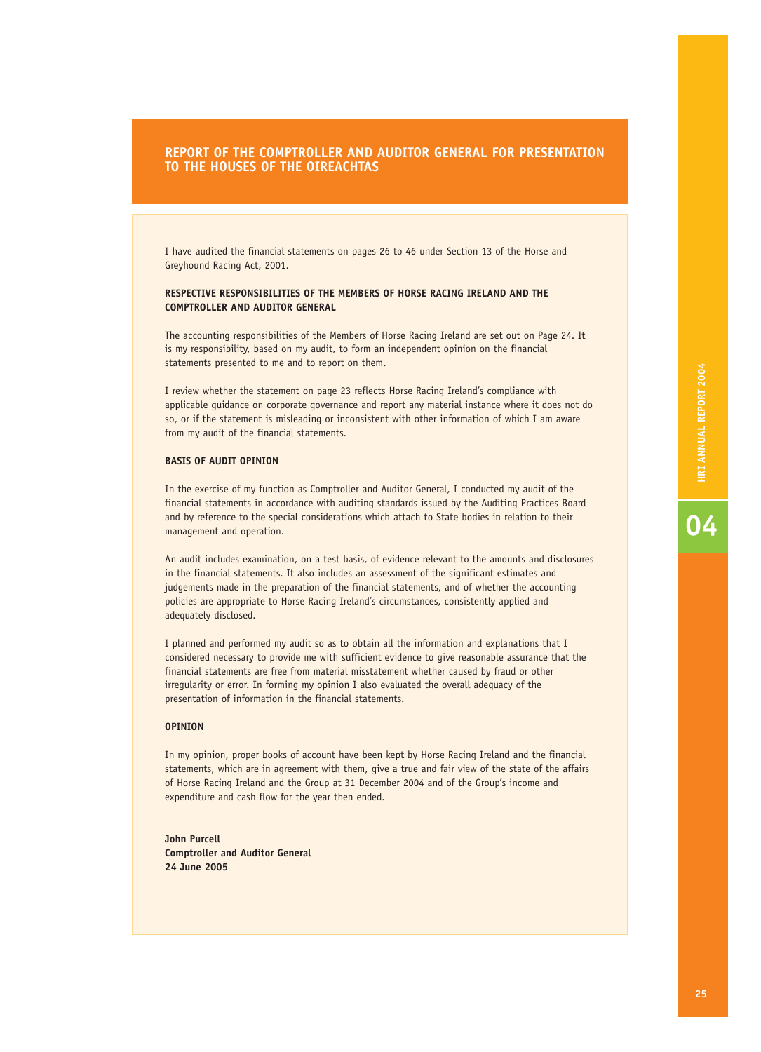## REPORT OF THE COMPTROLLER AND AUDITOR GENERAL FOR PRESENTATION TO THE HOUSES OF THE OIREACHTAS

I have audited the financial statements on pages 26 to 46 under Section 13 of the Horse and Greyhound Racing Act, 2001.

### RESPECTIVE RESPONSIBILITIES OF THE MEMBERS OF HORSE RACING IRELAND AND THE COMPTROLLER AND AUDITOR GENERAL

The accounting responsibilities of the Members of Horse Racing Ireland are set out on Page 24. It is my responsibility, based on my audit, to form an independent opinion on the financial statements presented to me and to report on them.

I review whether the statement on page 23 reflects Horse Racing Ireland's compliance with applicable guidance on corporate governance and report any material instance where it does not do so, or if the statement is misleading or inconsistent with other information of which I am aware from my audit of the financial statements.

### BASIS OF AUDIT OPINION

In the exercise of my function as Comptroller and Auditor General, I conducted my audit of the financial statements in accordance with auditing standards issued by the Auditing Practices Board and by reference to the special considerations which attach to State bodies in relation to their management and operation.

An audit includes examination, on a test basis, of evidence relevant to the amounts and disclosures in the financial statements. It also includes an assessment of the significant estimates and judgements made in the preparation of the financial statements, and of whether the accounting policies are appropriate to Horse Racing Ireland's circumstances, consistently applied and adequately disclosed.

I planned and performed my audit so as to obtain all the information and explanations that I considered necessary to provide me with sufficient evidence to give reasonable assurance that the financial statements are free from material misstatement whether caused by fraud or other irregularity or error. In forming my opinion I also evaluated the overall adequacy of the presentation of information in the financial statements.

### OPINION

In my opinion, proper books of account have been kept by Horse Racing Ireland and the financial statements, which are in agreement with them, give a true and fair view of the state of the affairs of Horse Racing Ireland and the Group at 31 December 2004 and of the Group's income and expenditure and cash flow for the year then ended.

**John Purcell**
**Comptroller and Auditor General**
**24 June 2005**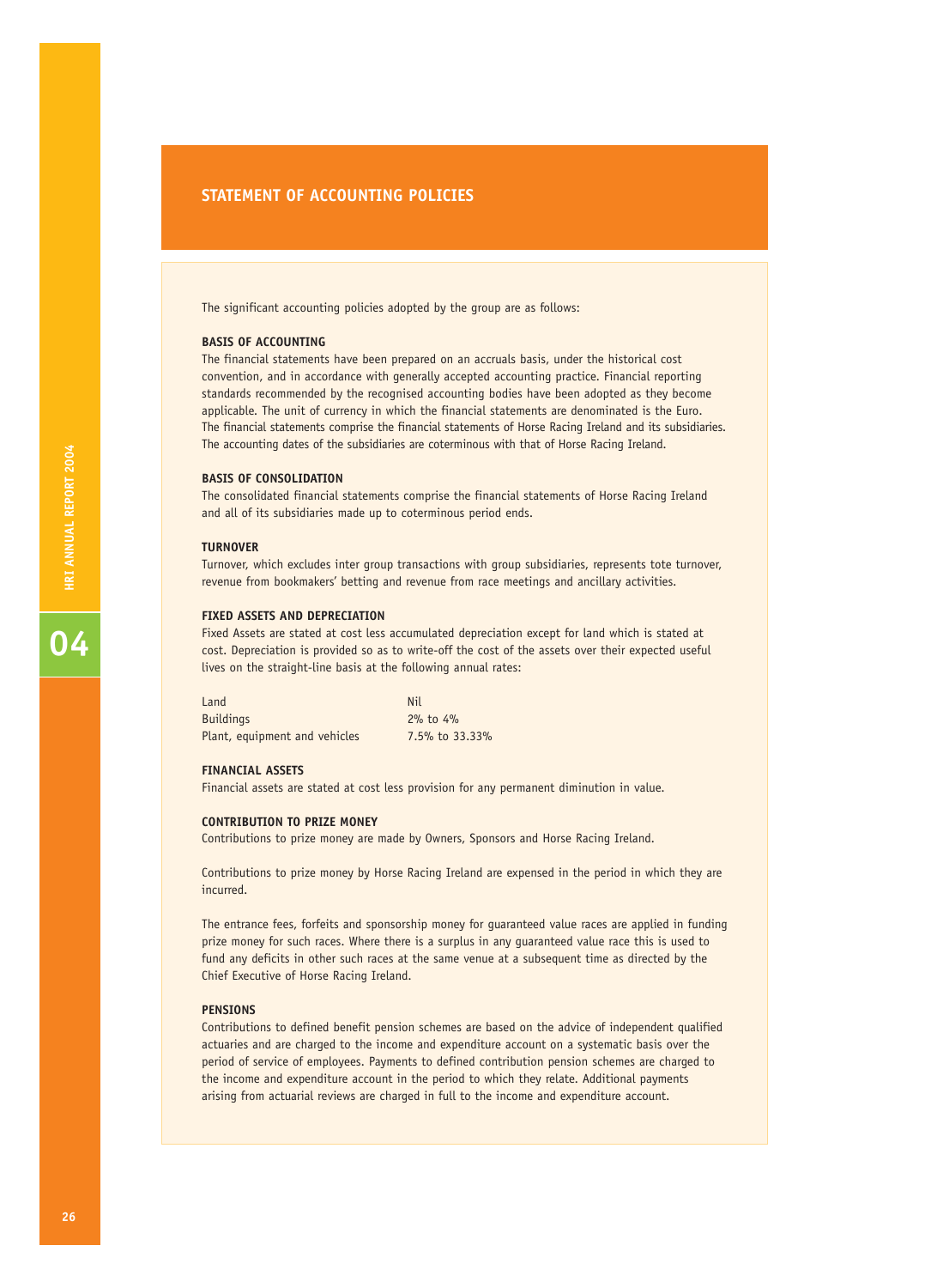## STATEMENT OF ACCOUNTING POLICIES

The significant accounting policies adopted by the group are as follows:

### BASIS OF ACCOUNTING

The financial statements have been prepared on an accruals basis, under the historical cost convention, and in accordance with generally accepted accounting practice. Financial reporting standards recommended by the recognised accounting bodies have been adopted as they become applicable. The unit of currency in which the financial statements are denominated is the Euro. The financial statements comprise the financial statements of Horse Racing Ireland and its subsidiaries. The accounting dates of the subsidiaries are coterminous with that of Horse Racing Ireland.

### BASIS OF CONSOLIDATION

The consolidated financial statements comprise the financial statements of Horse Racing Ireland and all of its subsidiaries made up to coterminous period ends.

### TURNOVER

Turnover, which excludes inter group transactions with group subsidiaries, represents tote turnover, revenue from bookmakers' betting and revenue from race meetings and ancillary activities.

### FIXED ASSETS AND DEPRECIATION

Fixed Assets are stated at cost less accumulated depreciation except for land which is stated at cost. Depreciation is provided so as to write-off the cost of the assets over their expected useful lives on the straight-line basis at the following annual rates:

| | |
|---|---|
| Land | Nil |
| Buildings | 2% to 4% |
| Plant, equipment and vehicles | 7.5% to 33.33% |

### FINANCIAL ASSETS

Financial assets are stated at cost less provision for any permanent diminution in value.

### CONTRIBUTION TO PRIZE MONEY

Contributions to prize money are made by Owners, Sponsors and Horse Racing Ireland.

Contributions to prize money by Horse Racing Ireland are expensed in the period in which they are incurred.

The entrance fees, forfeits and sponsorship money for guaranteed value races are applied in funding prize money for such races. Where there is a surplus in any guaranteed value race this is used to fund any deficits in other such races at the same venue at a subsequent time as directed by the Chief Executive of Horse Racing Ireland.

### PENSIONS

Contributions to defined benefit pension schemes are based on the advice of independent qualified actuaries and are charged to the income and expenditure account on a systematic basis over the period of service of employees. Payments to defined contribution pension schemes are charged to the income and expenditure account in the period to which they relate. Additional payments arising from actuarial reviews are charged in full to the income and expenditure account.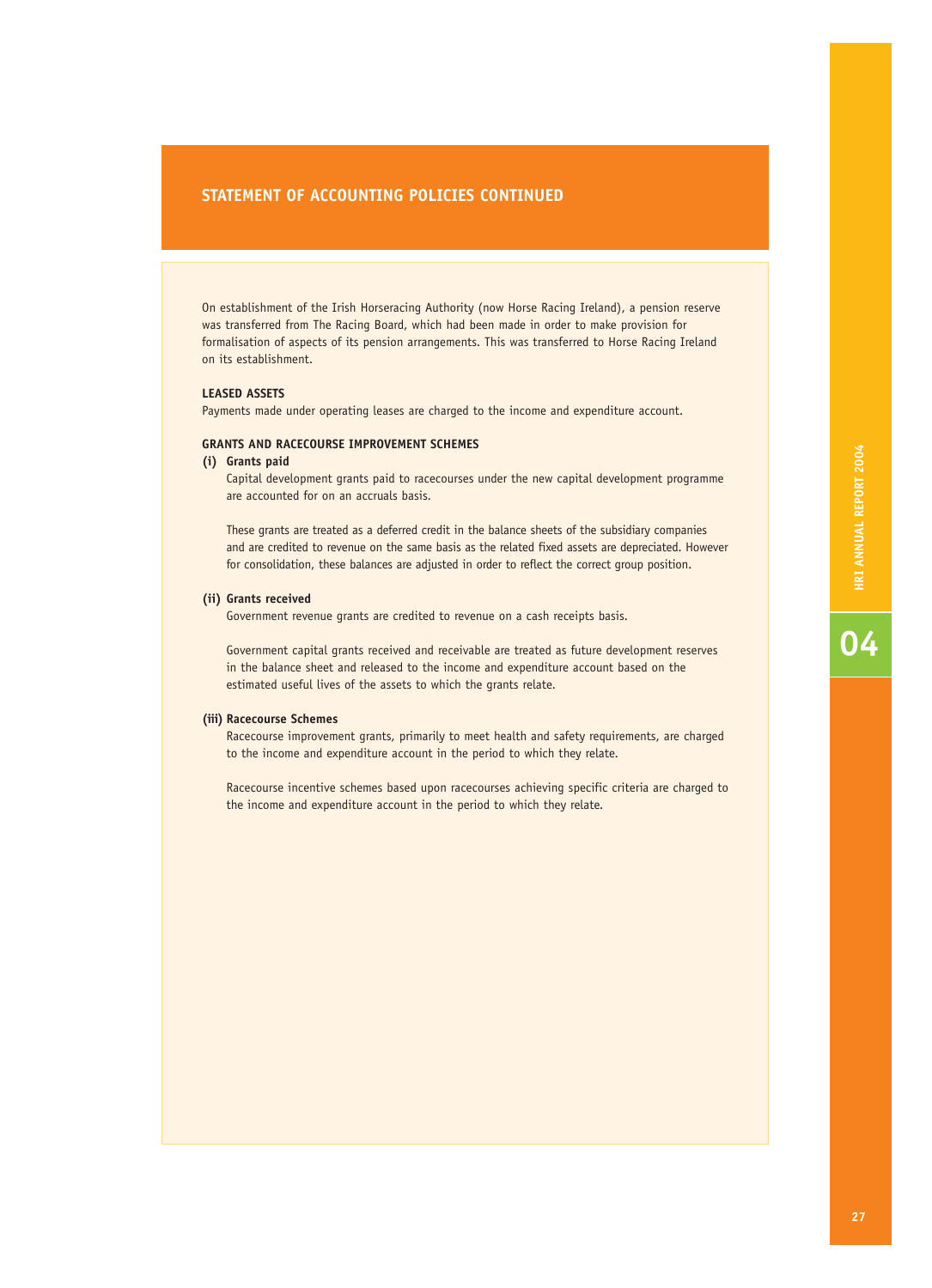## STATEMENT OF ACCOUNTING POLICIES CONTINUED

On establishment of the Irish Horseracing Authority (now Horse Racing Ireland), a pension reserve was transferred from The Racing Board, which had been made in order to make provision for formalisation of aspects of its pension arrangements. This was transferred to Horse Racing Ireland on its establishment.

**LEASED ASSETS**

Payments made under operating leases are charged to the income and expenditure account.

**GRANTS AND RACECOURSE IMPROVEMENT SCHEMES**

**(i) Grants paid**

Capital development grants paid to racecourses under the new capital development programme are accounted for on an accruals basis.

These grants are treated as a deferred credit in the balance sheets of the subsidiary companies and are credited to revenue on the same basis as the related fixed assets are depreciated. However for consolidation, these balances are adjusted in order to reflect the correct group position.

**(ii) Grants received**

Government revenue grants are credited to revenue on a cash receipts basis.

Government capital grants received and receivable are treated as future development reserves in the balance sheet and released to the income and expenditure account based on the estimated useful lives of the assets to which the grants relate.

**(iii) Racecourse Schemes**

Racecourse improvement grants, primarily to meet health and safety requirements, are charged to the income and expenditure account in the period to which they relate.

Racecourse incentive schemes based upon racecourses achieving specific criteria are charged to the income and expenditure account in the period to which they relate.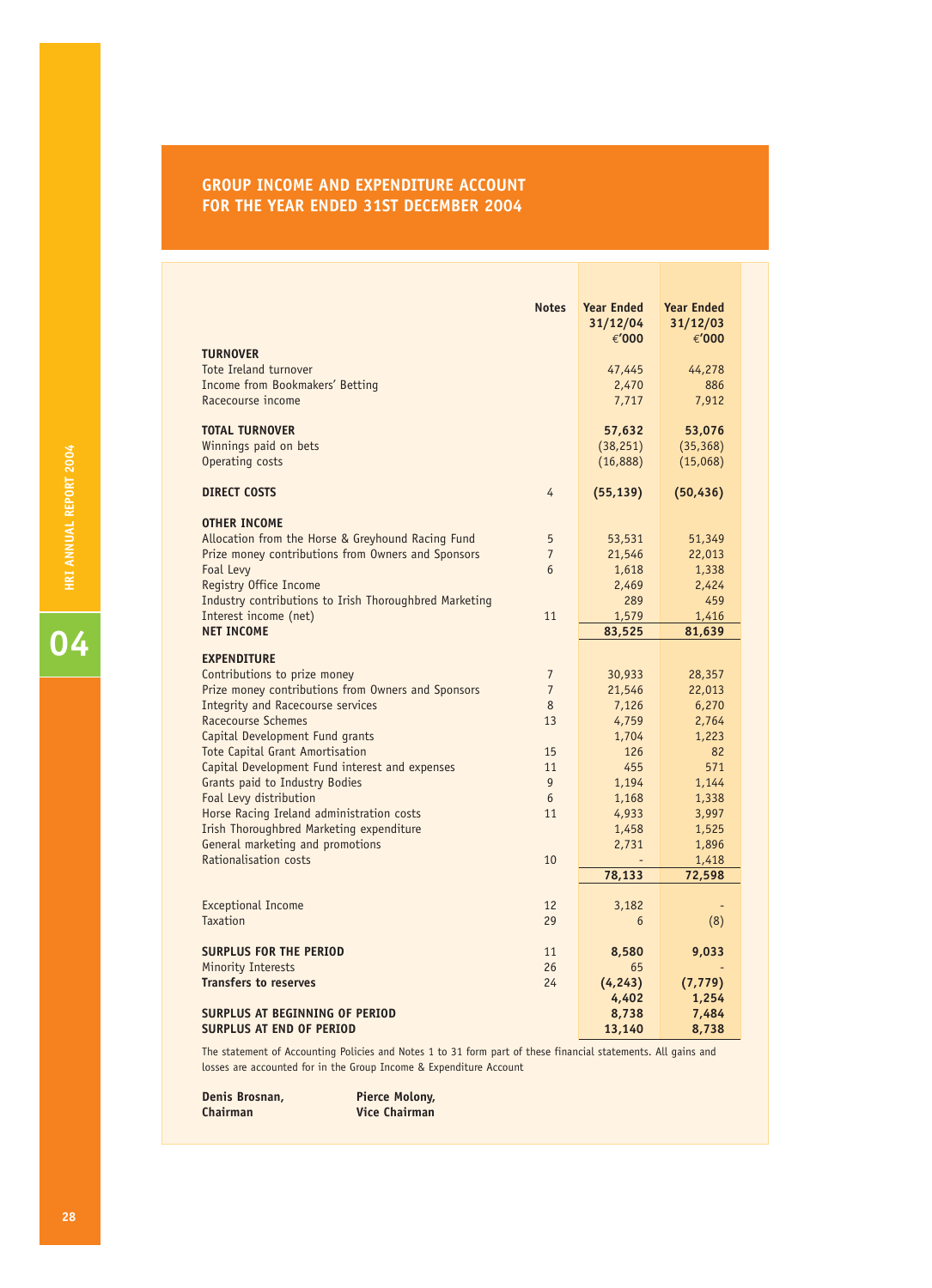# GROUP INCOME AND EXPENDITURE ACCOUNT FOR THE YEAR ENDED 31ST DECEMBER 2004

| | Notes | Year Ended 31/12/04 €'000 | Year Ended 31/12/03 €'000 |
|---|---|---|---|
| **TURNOVER** | | | |
| Tote Ireland turnover | | 47,445 | 44,278 |
| Income from Bookmakers' Betting | | 2,470 | 886 |
| Racecourse income | | 7,717 | 7,912 |
| **TOTAL TURNOVER** | | **57,632** | **53,076** |
| Winnings paid on bets | | (38,251) | (35,368) |
| Operating costs | | (16,888) | (15,068) |
| **DIRECT COSTS** | 4 | **(55,139)** | **(50,436)** |
| **OTHER INCOME** | | | |
| Allocation from the Horse & Greyhound Racing Fund | 5 | 53,531 | 51,349 |
| Prize money contributions from Owners and Sponsors | 7 | 21,546 | 22,013 |
| Foal Levy | 6 | 1,618 | 1,338 |
| Registry Office Income | | 2,469 | 2,424 |
| Industry contributions to Irish Thoroughbred Marketing | | 289 | 459 |
| Interest income (net) | 11 | 1,579 | 1,416 |
| **NET INCOME** | | **83,525** | **81,639** |
| **EXPENDITURE** | | | |
| Contributions to prize money | 7 | 30,933 | 28,357 |
| Prize money contributions from Owners and Sponsors | 7 | 21,546 | 22,013 |
| Integrity and Racecourse services | 8 | 7,126 | 6,270 |
| Racecourse Schemes | 13 | 4,759 | 2,764 |
| Capital Development Fund grants | | 1,704 | 1,223 |
| Tote Capital Grant Amortisation | 15 | 126 | 82 |
| Capital Development Fund interest and expenses | 11 | 455 | 571 |
| Grants paid to Industry Bodies | 9 | 1,194 | 1,144 |
| Foal Levy distribution | 6 | 1,168 | 1,338 |
| Horse Racing Ireland administration costs | 11 | 4,933 | 3,997 |
| Irish Thoroughbred Marketing expenditure | | 1,458 | 1,525 |
| General marketing and promotions | | 2,731 | 1,896 |
| Rationalisation costs | 10 | - | 1,418 |
| | | **78,133** | **72,598** |
| Exceptional Income | 12 | 3,182 | - |
| Taxation | 29 | 6 | (8) |
| **SURPLUS FOR THE PERIOD** | 11 | **8,580** | **9,033** |
| Minority Interests | 26 | 65 | - |
| **Transfers to reserves** | 24 | **(4,243)** | **(7,779)** |
| | | **4,402** | **1,254** |
| **SURPLUS AT BEGINNING OF PERIOD** | | **8,738** | **7,484** |
| **SURPLUS AT END OF PERIOD** | | **13,140** | **8,738** |

The statement of Accounting Policies and Notes 1 to 31 form part of these financial statements. All gains and losses are accounted for in the Group Income & Expenditure Account

**Denis Brosnan,**
**Chairman**

**Pierce Molony,**
**Vice Chairman**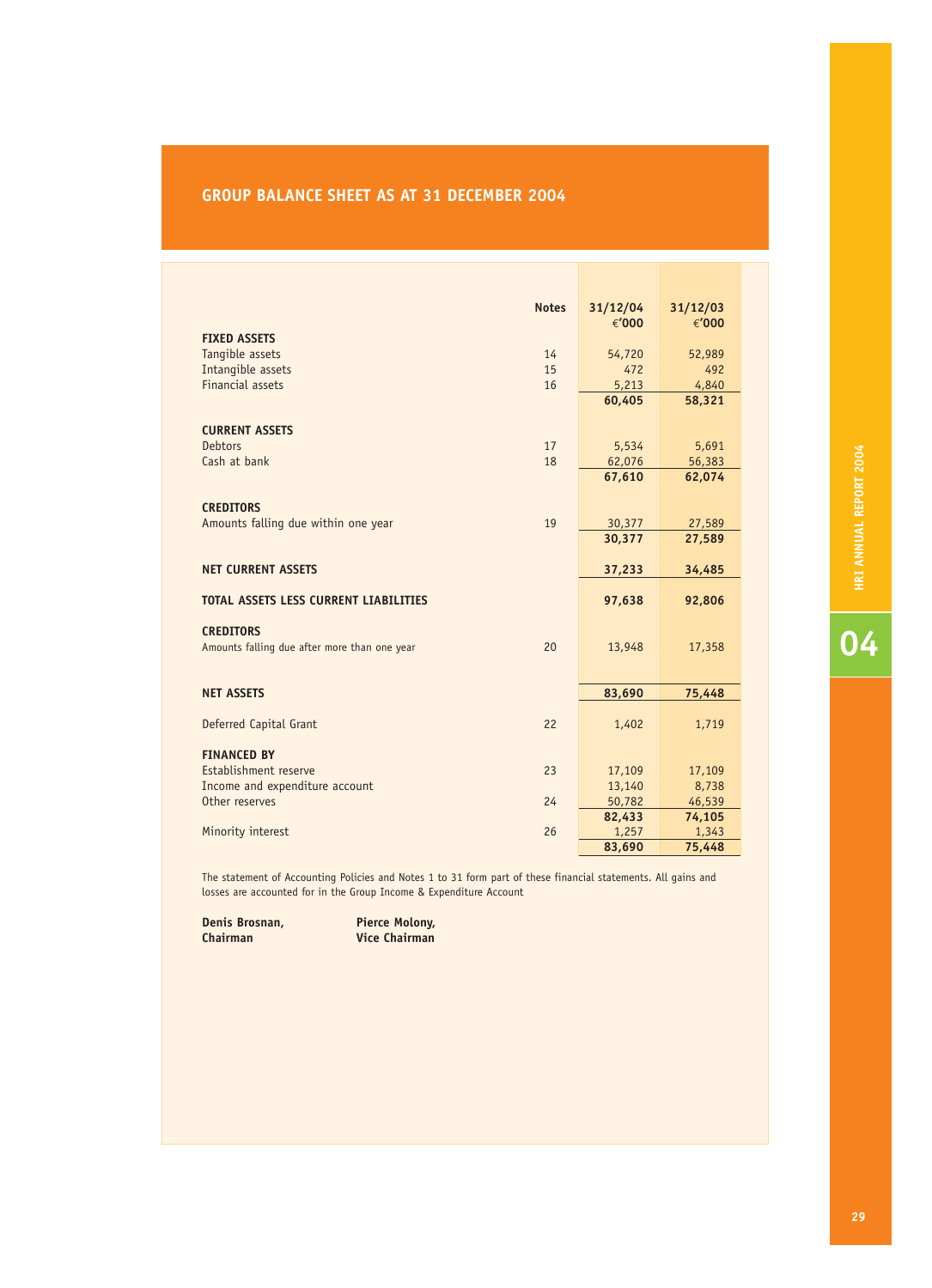# GROUP BALANCE SHEET AS AT 31 DECEMBER 2004

| | Notes | 31/12/04 €'000 | 31/12/03 €'000 |
|---|---|---|---|
| **FIXED ASSETS** | | | |
| Tangible assets | 14 | 54,720 | 52,989 |
| Intangible assets | 15 | 472 | 492 |
| Financial assets | 16 | 5,213 | 4,840 |
| | | **60,405** | **58,321** |
| **CURRENT ASSETS** | | | |
| Debtors | 17 | 5,534 | 5,691 |
| Cash at bank | 18 | 62,076 | 56,383 |
| | | **67,610** | **62,074** |
| **CREDITORS** | | | |
| Amounts falling due within one year | 19 | 30,377 | 27,589 |
| | | **30,377** | **27,589** |
| **NET CURRENT ASSETS** | | **37,233** | **34,485** |
| **TOTAL ASSETS LESS CURRENT LIABILITIES** | | **97,638** | **92,806** |
| **CREDITORS** | | | |
| Amounts falling due after more than one year | 20 | 13,948 | 17,358 |
| **NET ASSETS** | | **83,690** | **75,448** |
| Deferred Capital Grant | 22 | 1,402 | 1,719 |
| **FINANCED BY** | | | |
| Establishment reserve | 23 | 17,109 | 17,109 |
| Income and expenditure account | | 13,140 | 8,738 |
| Other reserves | 24 | 50,782 | 46,539 |
| | | **82,433** | **74,105** |
| Minority interest | 26 | 1,257 | 1,343 |
| | | **83,690** | **75,448** |

The statement of Accounting Policies and Notes 1 to 31 form part of these financial statements. All gains and losses are accounted for in the Group Income & Expenditure Account

**Denis Brosnan,**
**Chairman**

**Pierce Molony,**
**Vice Chairman**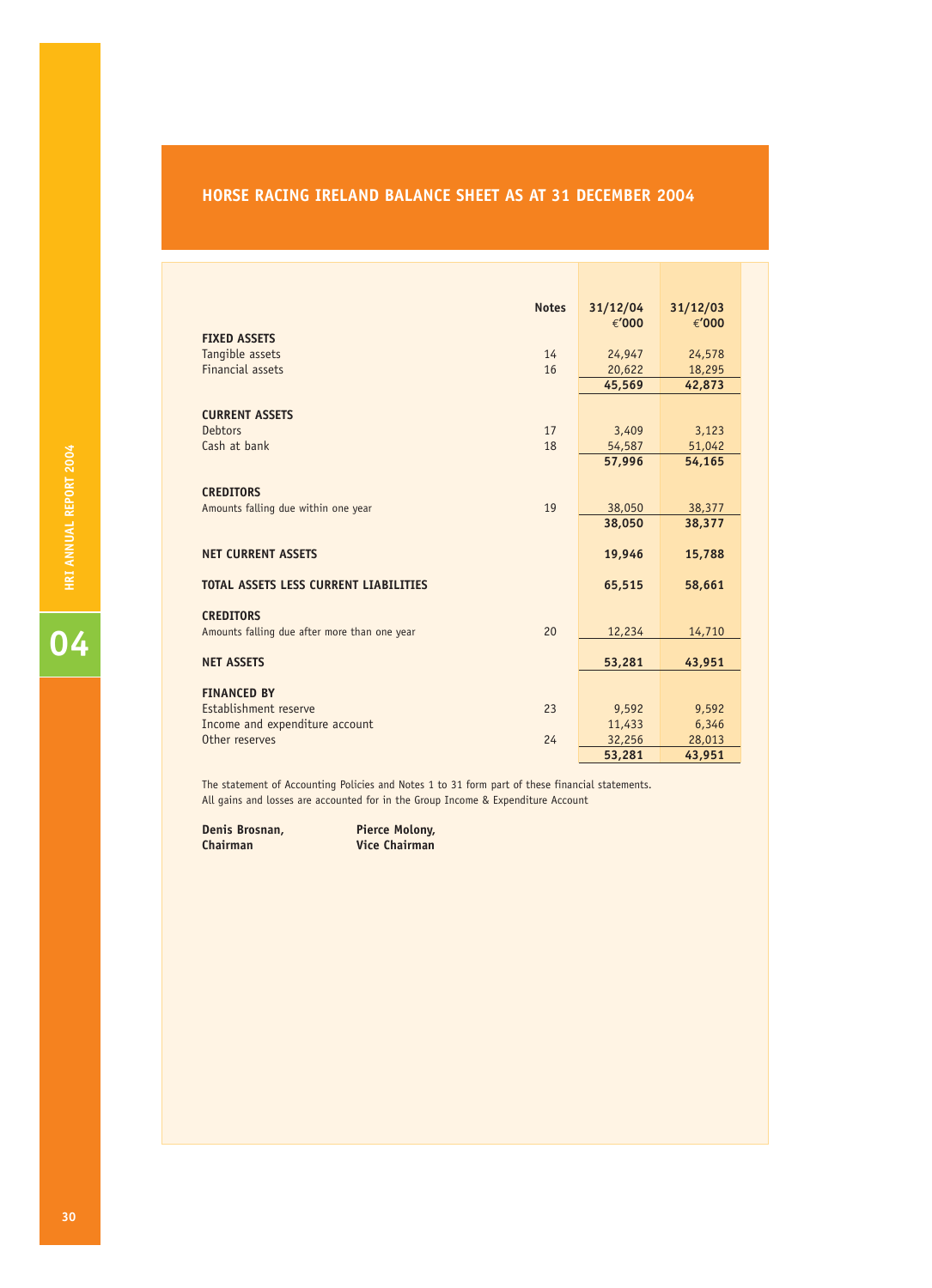# HORSE RACING IRELAND BALANCE SHEET AS AT 31 DECEMBER 2004

| | Notes | 31/12/04 €'000 | 31/12/03 €'000 |
|---|---|---|---|
| **FIXED ASSETS** | | | |
| Tangible assets | 14 | 24,947 | 24,578 |
| Financial assets | 16 | 20,622 | 18,295 |
| | | **45,569** | **42,873** |
| **CURRENT ASSETS** | | | |
| Debtors | 17 | 3,409 | 3,123 |
| Cash at bank | 18 | 54,587 | 51,042 |
| | | **57,996** | **54,165** |
| **CREDITORS** | | | |
| Amounts falling due within one year | 19 | 38,050 | 38,377 |
| | | **38,050** | **38,377** |
| **NET CURRENT ASSETS** | | **19,946** | **15,788** |
| **TOTAL ASSETS LESS CURRENT LIABILITIES** | | **65,515** | **58,661** |
| **CREDITORS** | | | |
| Amounts falling due after more than one year | 20 | 12,234 | 14,710 |
| **NET ASSETS** | | **53,281** | **43,951** |
| **FINANCED BY** | | | |
| Establishment reserve | 23 | 9,592 | 9,592 |
| Income and expenditure account | | 11,433 | 6,346 |
| Other reserves | 24 | 32,256 | 28,013 |
| | | **53,281** | **43,951** |

The statement of Accounting Policies and Notes 1 to 31 form part of these financial statements.
All gains and losses are accounted for in the Group Income & Expenditure Account

**Denis Brosnan,**
**Chairman**

**Pierce Molony,**
**Vice Chairman**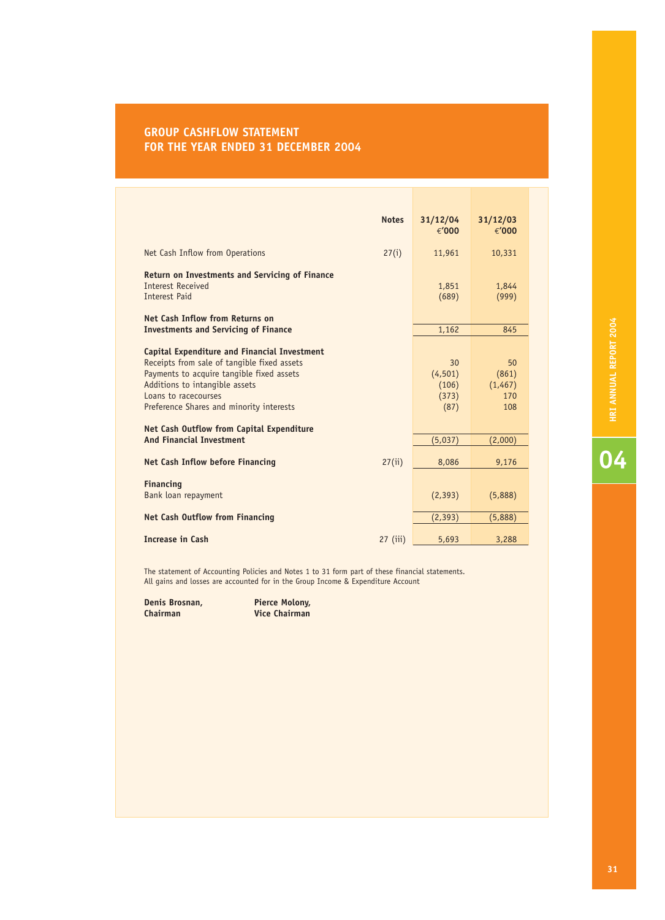## GROUP CASHFLOW STATEMENT
## FOR THE YEAR ENDED 31 DECEMBER 2004

| | Notes | 31/12/04 €'000 | 31/12/03 €'000 |
|---|---|---|---|
| Net Cash Inflow from Operations | 27(i) | 11,961 | 10,331 |
| **Return on Investments and Servicing of Finance** | | | |
| Interest Received | | 1,851 | 1,844 |
| Interest Paid | | (689) | (999) |
| **Net Cash Inflow from Returns on Investments and Servicing of Finance** | | 1,162 | 845 |
| **Capital Expenditure and Financial Investment** | | | |
| Receipts from sale of tangible fixed assets | | 30 | 50 |
| Payments to acquire tangible fixed assets | | (4,501) | (861) |
| Additions to intangible assets | | (106) | (1,467) |
| Loans to racecourses | | (373) | 170 |
| Preference Shares and minority interests | | (87) | 108 |
| **Net Cash Outflow from Capital Expenditure And Financial Investment** | | (5,037) | (2,000) |
| **Net Cash Inflow before Financing** | 27(ii) | 8,086 | 9,176 |
| **Financing** | | | |
| Bank loan repayment | | (2,393) | (5,888) |
| **Net Cash Outflow from Financing** | | (2,393) | (5,888) |
| **Increase in Cash** | 27 (iii) | 5,693 | 3,288 |

The statement of Accounting Policies and Notes 1 to 31 form part of these financial statements.
All gains and losses are accounted for in the Group Income & Expenditure Account

**Denis Brosnan,**
**Chairman**

**Pierce Molony,**
**Vice Chairman**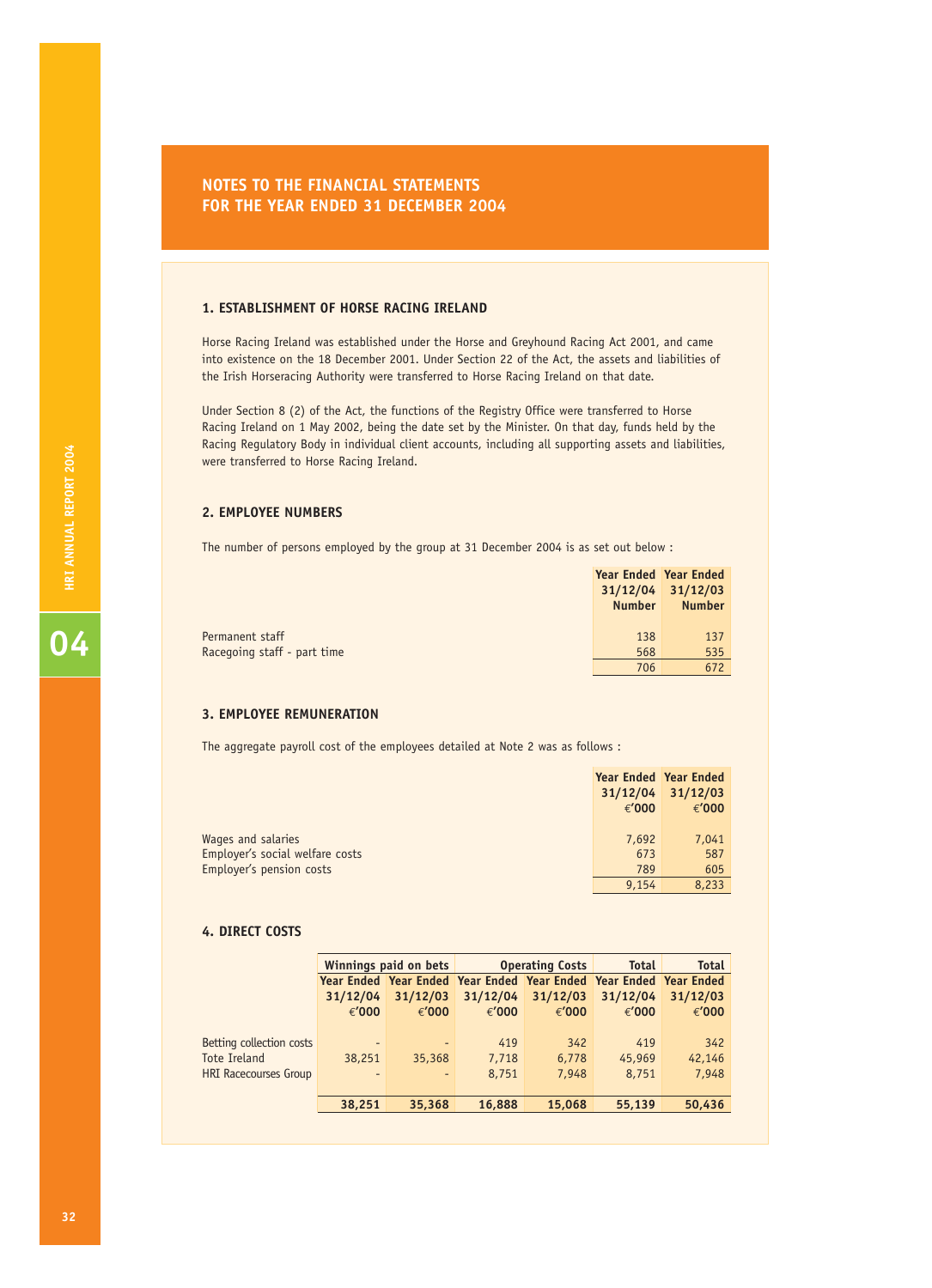## NOTES TO THE FINANCIAL STATEMENTS FOR THE YEAR ENDED 31 DECEMBER 2004

### 1. ESTABLISHMENT OF HORSE RACING IRELAND

Horse Racing Ireland was established under the Horse and Greyhound Racing Act 2001, and came into existence on the 18 December 2001. Under Section 22 of the Act, the assets and liabilities of the Irish Horseracing Authority were transferred to Horse Racing Ireland on that date.

Under Section 8 (2) of the Act, the functions of the Registry Office were transferred to Horse Racing Ireland on 1 May 2002, being the date set by the Minister. On that day, funds held by the Racing Regulatory Body in individual client accounts, including all supporting assets and liabilities, were transferred to Horse Racing Ireland.

### 2. EMPLOYEE NUMBERS

The number of persons employed by the group at 31 December 2004 is as set out below :

| | Year Ended 31/12/04 Number | Year Ended 31/12/03 Number |
|---|---|---|
| Permanent staff | 138 | 137 |
| Racegoing staff - part time | 568 | 535 |
| | 706 | 672 |

### 3. EMPLOYEE REMUNERATION

The aggregate payroll cost of the employees detailed at Note 2 was as follows :

| | Year Ended 31/12/04 €'000 | Year Ended 31/12/03 €'000 |
|---|---|---|
| Wages and salaries | 7,692 | 7,041 |
| Employer's social welfare costs | 673 | 587 |
| Employer's pension costs | 789 | 605 |
| | 9,154 | 8,233 |

### 4. DIRECT COSTS

| | Winnings paid on bets | | Operating Costs | | Total | Total |
|---|---|---|---|---|---|---|
| | Year Ended 31/12/04 €'000 | Year Ended 31/12/03 €'000 | Year Ended 31/12/04 €'000 | Year Ended 31/12/03 €'000 | Year Ended 31/12/04 €'000 | Year Ended 31/12/03 €'000 |
| Betting collection costs | - | - | 419 | 342 | 419 | 342 |
| Tote Ireland | 38,251 | 35,368 | 7,718 | 6,778 | 45,969 | 42,146 |
| HRI Racecourses Group | - | - | 8,751 | 7,948 | 8,751 | 7,948 |
| | **38,251** | **35,368** | **16,888** | **15,068** | **55,139** | **50,436** |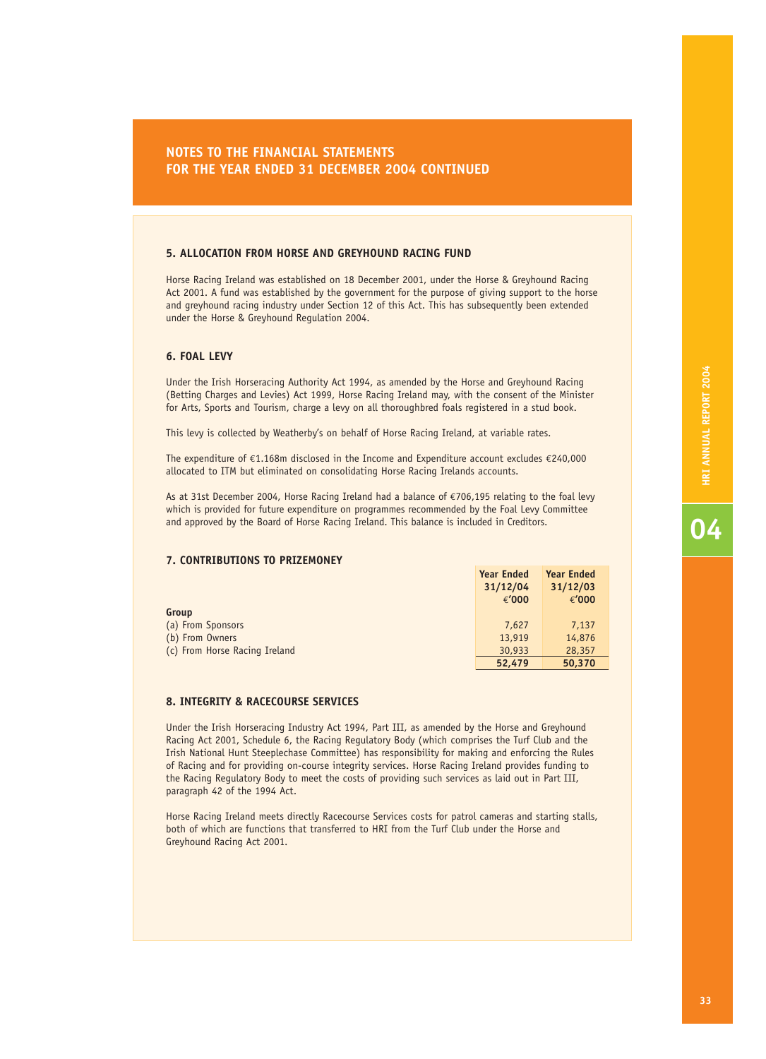## NOTES TO THE FINANCIAL STATEMENTS FOR THE YEAR ENDED 31 DECEMBER 2004 CONTINUED

### 5. ALLOCATION FROM HORSE AND GREYHOUND RACING FUND

Horse Racing Ireland was established on 18 December 2001, under the Horse & Greyhound Racing Act 2001. A fund was established by the government for the purpose of giving support to the horse and greyhound racing industry under Section 12 of this Act. This has subsequently been extended under the Horse & Greyhound Regulation 2004.

### 6. FOAL LEVY

Under the Irish Horseracing Authority Act 1994, as amended by the Horse and Greyhound Racing (Betting Charges and Levies) Act 1999, Horse Racing Ireland may, with the consent of the Minister for Arts, Sports and Tourism, charge a levy on all thoroughbred foals registered in a stud book.

This levy is collected by Weatherby's on behalf of Horse Racing Ireland, at variable rates.

The expenditure of €1.168m disclosed in the Income and Expenditure account excludes €240,000 allocated to ITM but eliminated on consolidating Horse Racing Irelands accounts.

As at 31st December 2004, Horse Racing Ireland had a balance of €706,195 relating to the foal levy which is provided for future expenditure on programmes recommended by the Foal Levy Committee and approved by the Board of Horse Racing Ireland. This balance is included in Creditors.

### 7. CONTRIBUTIONS TO PRIZEMONEY

| | Year Ended 31/12/04 €'000 | Year Ended 31/12/03 €'000 |
|---|---|---|
| **Group** | | |
| (a) From Sponsors | 7,627 | 7,137 |
| (b) From Owners | 13,919 | 14,876 |
| (c) From Horse Racing Ireland | 30,933 | 28,357 |
| | **52,479** | **50,370** |

### 8. INTEGRITY & RACECOURSE SERVICES

Under the Irish Horseracing Industry Act 1994, Part III, as amended by the Horse and Greyhound Racing Act 2001, Schedule 6, the Racing Regulatory Body (which comprises the Turf Club and the Irish National Hunt Steeplechase Committee) has responsibility for making and enforcing the Rules of Racing and for providing on-course integrity services. Horse Racing Ireland provides funding to the Racing Regulatory Body to meet the costs of providing such services as laid out in Part III, paragraph 42 of the 1994 Act.

Horse Racing Ireland meets directly Racecourse Services costs for patrol cameras and starting stalls, both of which are functions that transferred to HRI from the Turf Club under the Horse and Greyhound Racing Act 2001.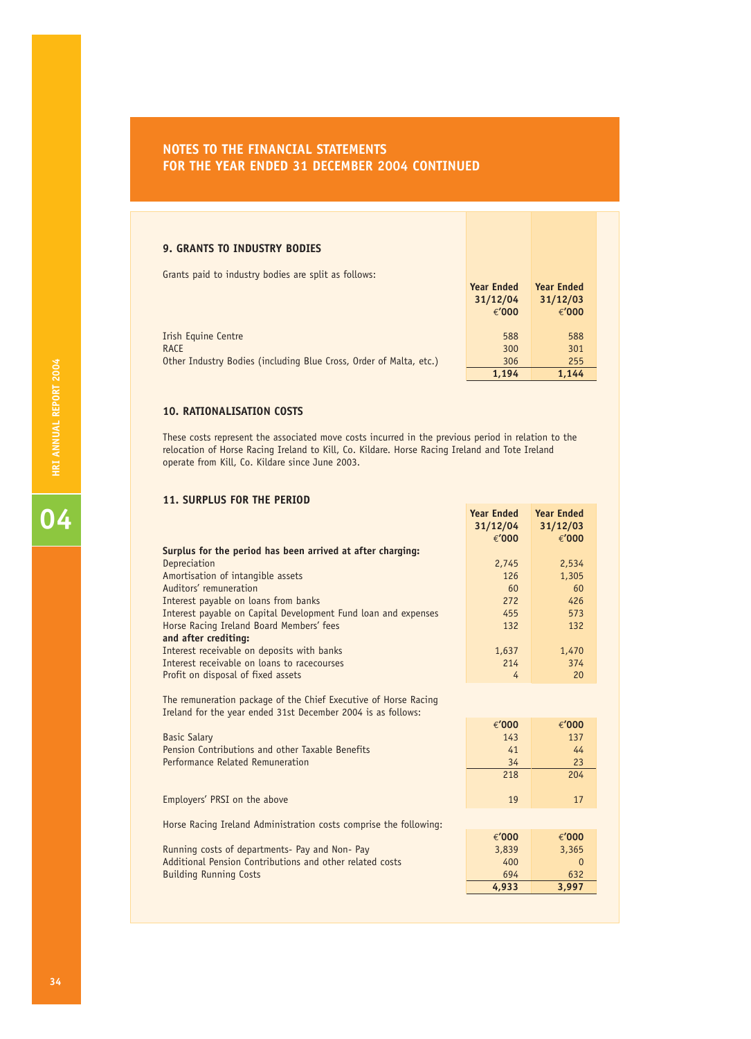## NOTES TO THE FINANCIAL STATEMENTS FOR THE YEAR ENDED 31 DECEMBER 2004 CONTINUED

### 9. GRANTS TO INDUSTRY BODIES

Grants paid to industry bodies are split as follows:

| | Year Ended 31/12/04 €'000 | Year Ended 31/12/03 €'000 |
|---|---|---|
| Irish Equine Centre | 588 | 588 |
| RACE | 300 | 301 |
| Other Industry Bodies (including Blue Cross, Order of Malta, etc.) | 306 | 255 |
| | **1,194** | **1,144** |

### 10. RATIONALISATION COSTS

These costs represent the associated move costs incurred in the previous period in relation to the relocation of Horse Racing Ireland to Kill, Co. Kildare. Horse Racing Ireland and Tote Ireland operate from Kill, Co. Kildare since June 2003.

### 11. SURPLUS FOR THE PERIOD

| | Year Ended 31/12/04 €'000 | Year Ended 31/12/03 €'000 |
|---|---|---|
| **Surplus for the period has been arrived at after charging:** | | |
| Depreciation | 2,745 | 2,534 |
| Amortisation of intangible assets | 126 | 1,305 |
| Auditors' remuneration | 60 | 60 |
| Interest payable on loans from banks | 272 | 426 |
| Interest payable on Capital Development Fund loan and expenses | 455 | 573 |
| Horse Racing Ireland Board Members' fees | 132 | 132 |
| **and after crediting:** | | |
| Interest receivable on deposits with banks | 1,637 | 1,470 |
| Interest receivable on loans to racecourses | 214 | 374 |
| Profit on disposal of fixed assets | 4 | 20 |

The remuneration package of the Chief Executive of Horse Racing Ireland for the year ended 31st December 2004 is as follows:

| | €'000 | €'000 |
|---|---|---|
| Basic Salary | 143 | 137 |
| Pension Contributions and other Taxable Benefits | 41 | 44 |
| Performance Related Remuneration | 34 | 23 |
| | 218 | 204 |
| Employers' PRSI on the above | 19 | 17 |

Horse Racing Ireland Administration costs comprise the following:

| | €'000 | €'000 |
|---|---|---|
| Running costs of departments- Pay and Non- Pay | 3,839 | 3,365 |
| Additional Pension Contributions and other related costs | 400 | 0 |
| Building Running Costs | 694 | 632 |
| | **4,933** | **3,997** |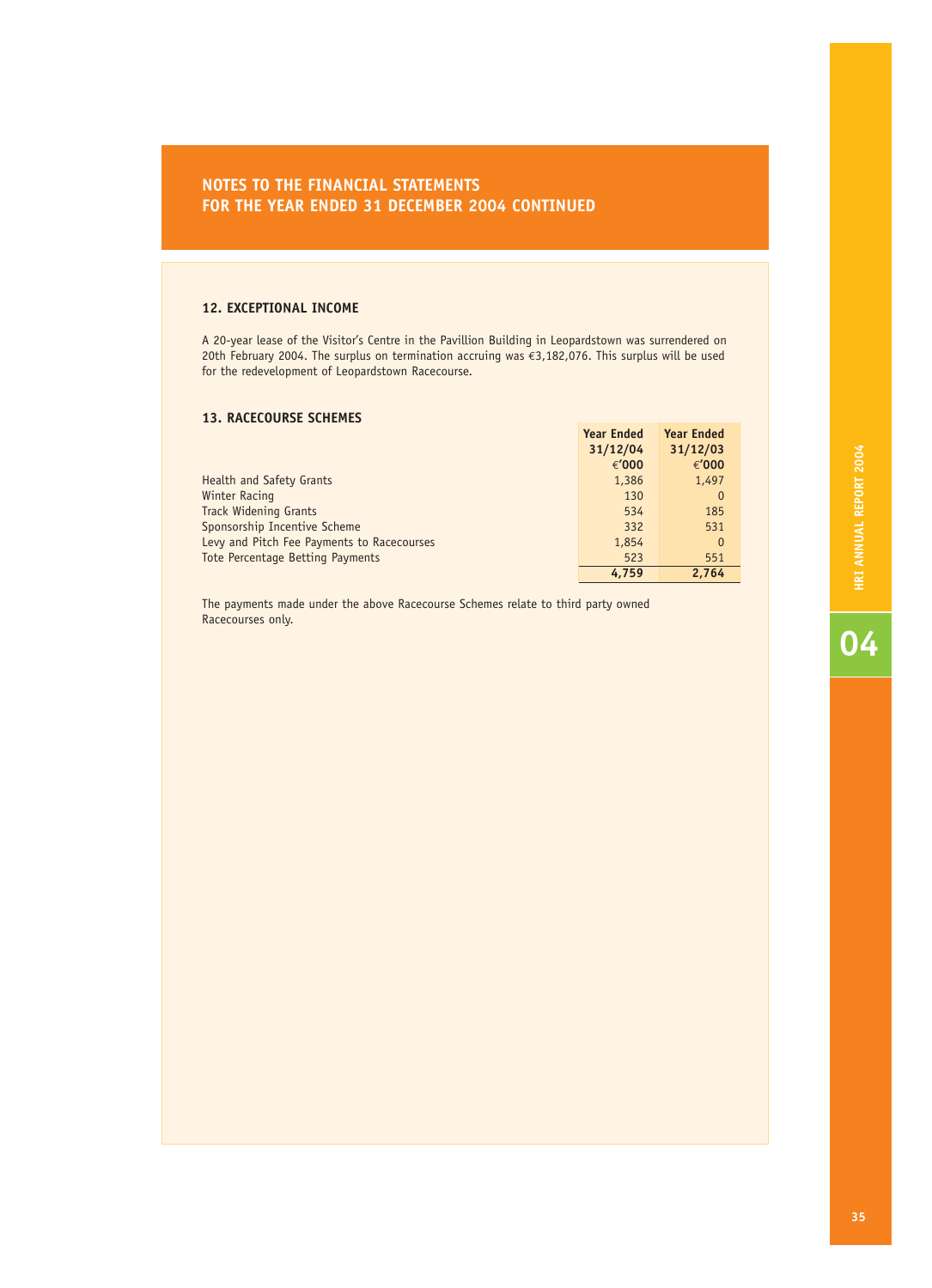## NOTES TO THE FINANCIAL STATEMENTS FOR THE YEAR ENDED 31 DECEMBER 2004 CONTINUED

### 12. EXCEPTIONAL INCOME

A 20-year lease of the Visitor's Centre in the Pavillion Building in Leopardstown was surrendered on 20th February 2004. The surplus on termination accruing was €3,182,076. This surplus will be used for the redevelopment of Leopardstown Racecourse.

### 13. RACECOURSE SCHEMES

| | Year Ended 31/12/04 €'000 | Year Ended 31/12/03 €'000 |
|---|---|---|
| Health and Safety Grants | 1,386 | 1,497 |
| Winter Racing | 130 | 0 |
| Track Widening Grants | 534 | 185 |
| Sponsorship Incentive Scheme | 332 | 531 |
| Levy and Pitch Fee Payments to Racecourses | 1,854 | 0 |
| Tote Percentage Betting Payments | 523 | 551 |
| | **4,759** | **2,764** |

The payments made under the above Racecourse Schemes relate to third party owned Racecourses only.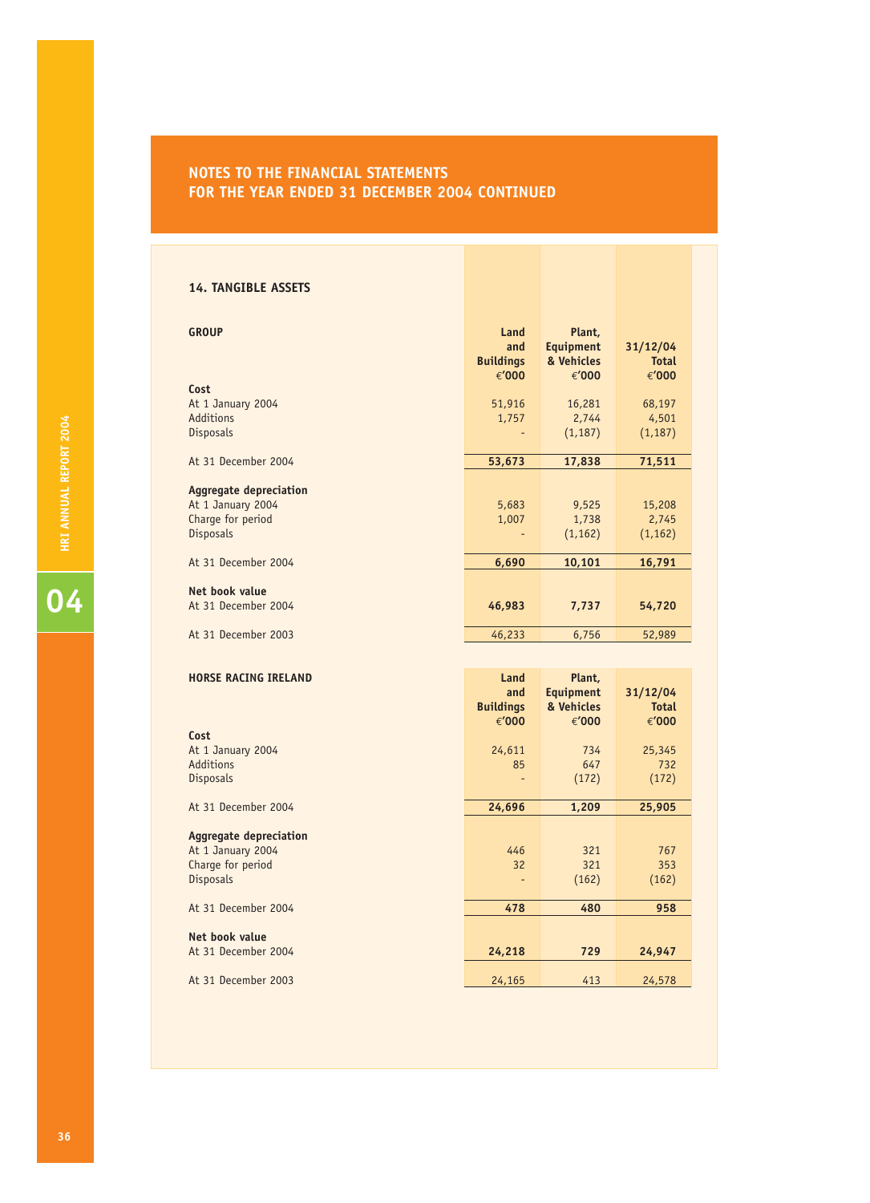## NOTES TO THE FINANCIAL STATEMENTS FOR THE YEAR ENDED 31 DECEMBER 2004 CONTINUED

### 14. TANGIBLE ASSETS

| GROUP | Land and Buildings €'000 | Plant, Equipment & Vehicles €'000 | 31/12/04 Total €'000 |
|---|---|---|---|
| **Cost** | | | |
| At 1 January 2004 | 51,916 | 16,281 | 68,197 |
| Additions | 1,757 | 2,744 | 4,501 |
| Disposals | - | (1,187) | (1,187) |
| At 31 December 2004 | **53,673** | **17,838** | **71,511** |
| **Aggregate depreciation** | | | |
| At 1 January 2004 | 5,683 | 9,525 | 15,208 |
| Charge for period | 1,007 | 1,738 | 2,745 |
| Disposals | - | (1,162) | (1,162) |
| At 31 December 2004 | **6,690** | **10,101** | **16,791** |
| **Net book value** | | | |
| At 31 December 2004 | **46,983** | **7,737** | **54,720** |
| At 31 December 2003 | 46,233 | 6,756 | 52,989 |

| HORSE RACING IRELAND | Land and Buildings €'000 | Plant, Equipment & Vehicles €'000 | 31/12/04 Total €'000 |
|---|---|---|---|
| **Cost** | | | |
| At 1 January 2004 | 24,611 | 734 | 25,345 |
| Additions | 85 | 647 | 732 |
| Disposals | - | (172) | (172) |
| At 31 December 2004 | **24,696** | **1,209** | **25,905** |
| **Aggregate depreciation** | | | |
| At 1 January 2004 | 446 | 321 | 767 |
| Charge for period | 32 | 321 | 353 |
| Disposals | - | (162) | (162) |
| At 31 December 2004 | **478** | **480** | **958** |
| **Net book value** | | | |
| At 31 December 2004 | **24,218** | **729** | **24,947** |
| At 31 December 2003 | 24,165 | 413 | 24,578 |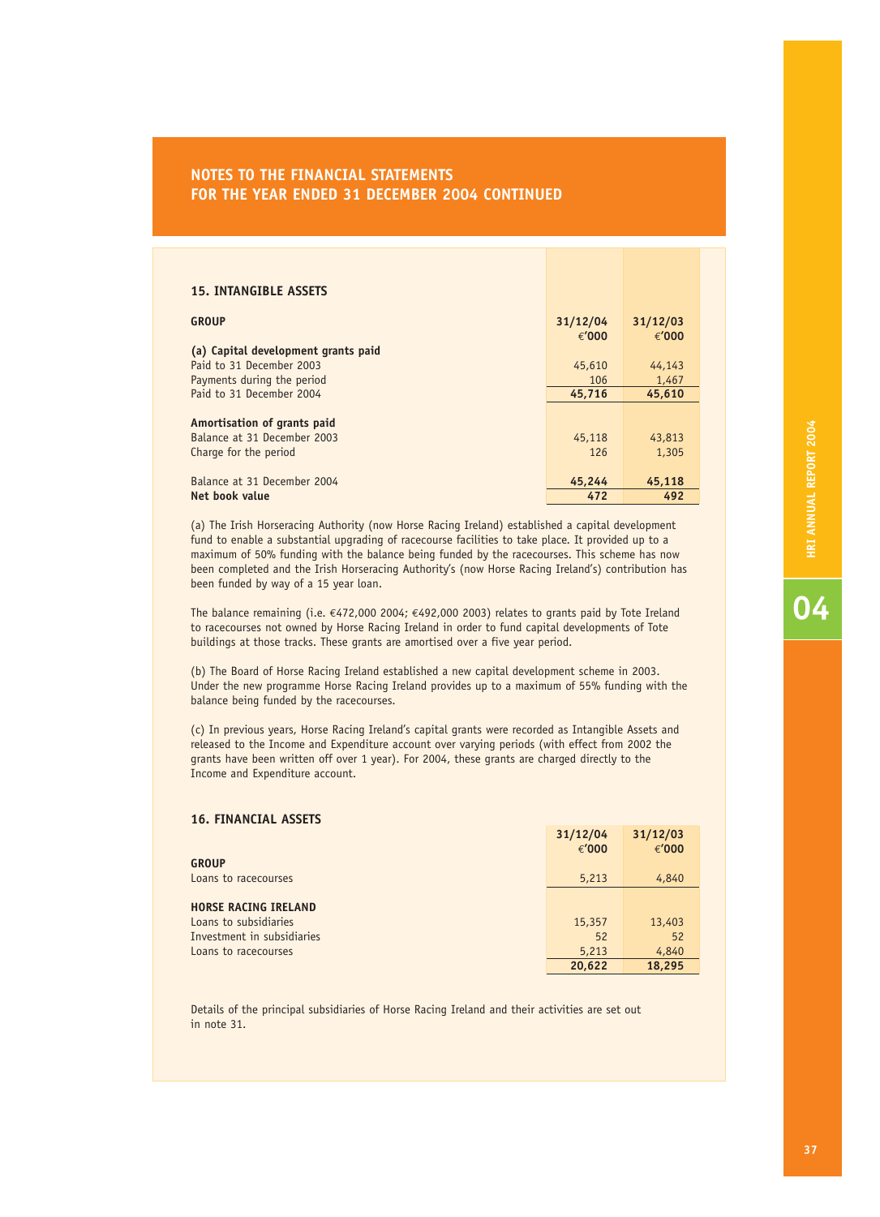## NOTES TO THE FINANCIAL STATEMENTS FOR THE YEAR ENDED 31 DECEMBER 2004 CONTINUED

### 15. INTANGIBLE ASSETS

| GROUP | 31/12/04 €'000 | 31/12/03 €'000 |
|---|---|---|
| **(a) Capital development grants paid** | | |
| Paid to 31 December 2003 | 45,610 | 44,143 |
| Payments during the period | 106 | 1,467 |
| Paid to 31 December 2004 | **45,716** | **45,610** |
| | | |
| **Amortisation of grants paid** | | |
| Balance at 31 December 2003 | 45,118 | 43,813 |
| Charge for the period | 126 | 1,305 |
| | | |
| Balance at 31 December 2004 | **45,244** | **45,118** |
| **Net book value** | **472** | **492** |

(a) The Irish Horseracing Authority (now Horse Racing Ireland) established a capital development fund to enable a substantial upgrading of racecourse facilities to take place. It provided up to a maximum of 50% funding with the balance being funded by the racecourses. This scheme has now been completed and the Irish Horseracing Authority's (now Horse Racing Ireland's) contribution has been funded by way of a 15 year loan.

The balance remaining (i.e. €472,000 2004; €492,000 2003) relates to grants paid by Tote Ireland to racecourses not owned by Horse Racing Ireland in order to fund capital developments of Tote buildings at those tracks. These grants are amortised over a five year period.

(b) The Board of Horse Racing Ireland established a new capital development scheme in 2003. Under the new programme Horse Racing Ireland provides up to a maximum of 55% funding with the balance being funded by the racecourses.

(c) In previous years, Horse Racing Ireland's capital grants were recorded as Intangible Assets and released to the Income and Expenditure account over varying periods (with effect from 2002 the grants have been written off over 1 year). For 2004, these grants are charged directly to the Income and Expenditure account.

### 16. FINANCIAL ASSETS

| | 31/12/04 €'000 | 31/12/03 €'000 |
|---|---|---|
| **GROUP** | | |
| Loans to racecourses | 5,213 | 4,840 |
| | | |
| **HORSE RACING IRELAND** | | |
| Loans to subsidiaries | 15,357 | 13,403 |
| Investment in subsidiaries | 52 | 52 |
| Loans to racecourses | 5,213 | 4,840 |
| | **20,622** | **18,295** |

Details of the principal subsidiaries of Horse Racing Ireland and their activities are set out in note 31.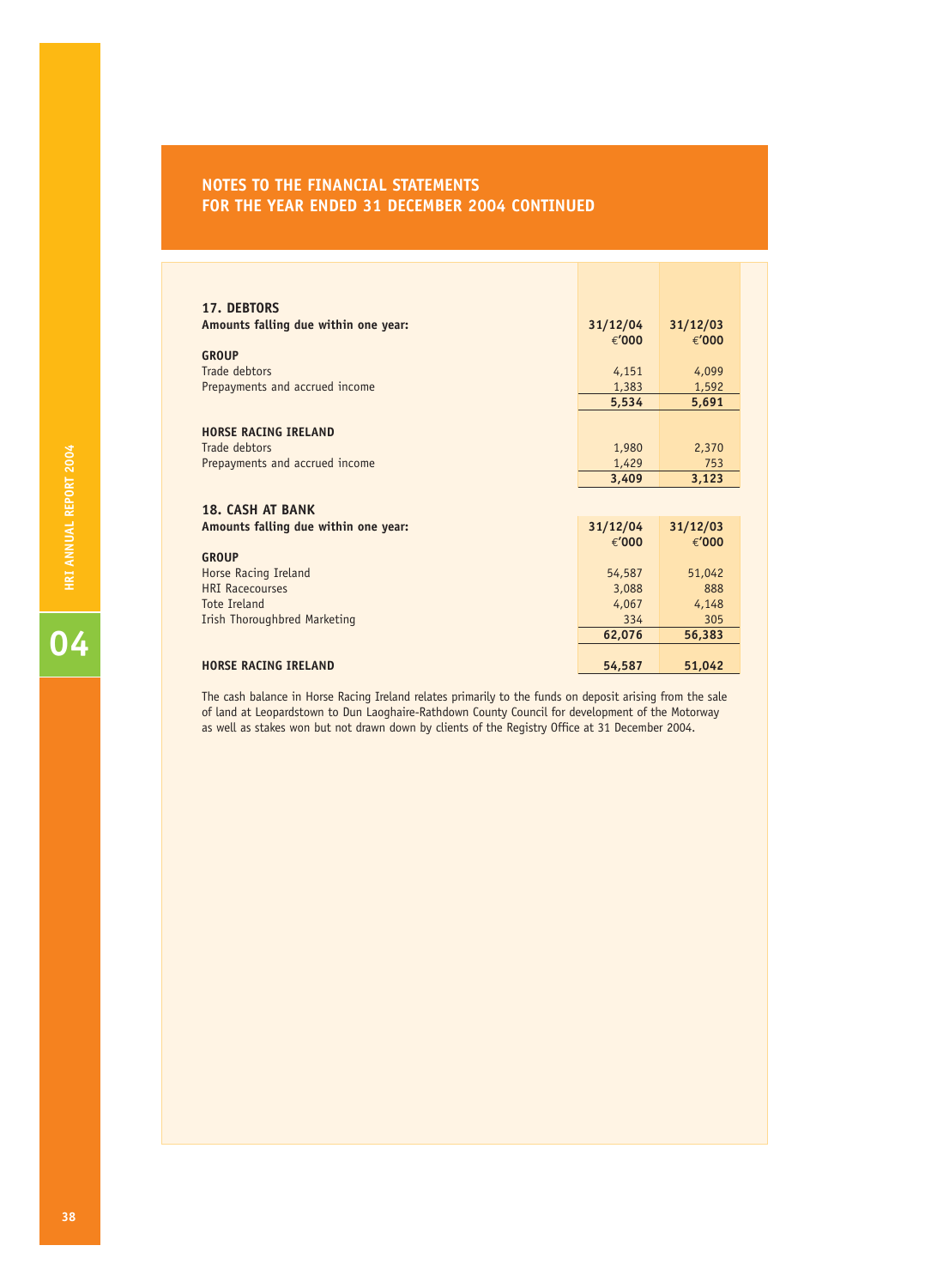# NOTES TO THE FINANCIAL STATEMENTS
# FOR THE YEAR ENDED 31 DECEMBER 2004 CONTINUED

## 17. DEBTORS

| Amounts falling due within one year: | 31/12/04 €'000 | 31/12/03 €'000 |
|---|---|---|
| **GROUP** | | |
| Trade debtors | 4,151 | 4,099 |
| Prepayments and accrued income | 1,383 | 1,592 |
| | **5,534** | **5,691** |
| **HORSE RACING IRELAND** | | |
| Trade debtors | 1,980 | 2,370 |
| Prepayments and accrued income | 1,429 | 753 |
| | **3,409** | **3,123** |

## 18. CASH AT BANK

| Amounts falling due within one year: | 31/12/04 €'000 | 31/12/03 €'000 |
|---|---|---|
| **GROUP** | | |
| Horse Racing Ireland | 54,587 | 51,042 |
| HRI Racecourses | 3,088 | 888 |
| Tote Ireland | 4,067 | 4,148 |
| Irish Thoroughbred Marketing | 334 | 305 |
| | **62,076** | **56,383** |
| **HORSE RACING IRELAND** | **54,587** | **51,042** |

The cash balance in Horse Racing Ireland relates primarily to the funds on deposit arising from the sale of land at Leopardstown to Dun Laoghaire-Rathdown County Council for development of the Motorway as well as stakes won but not drawn down by clients of the Registry Office at 31 December 2004.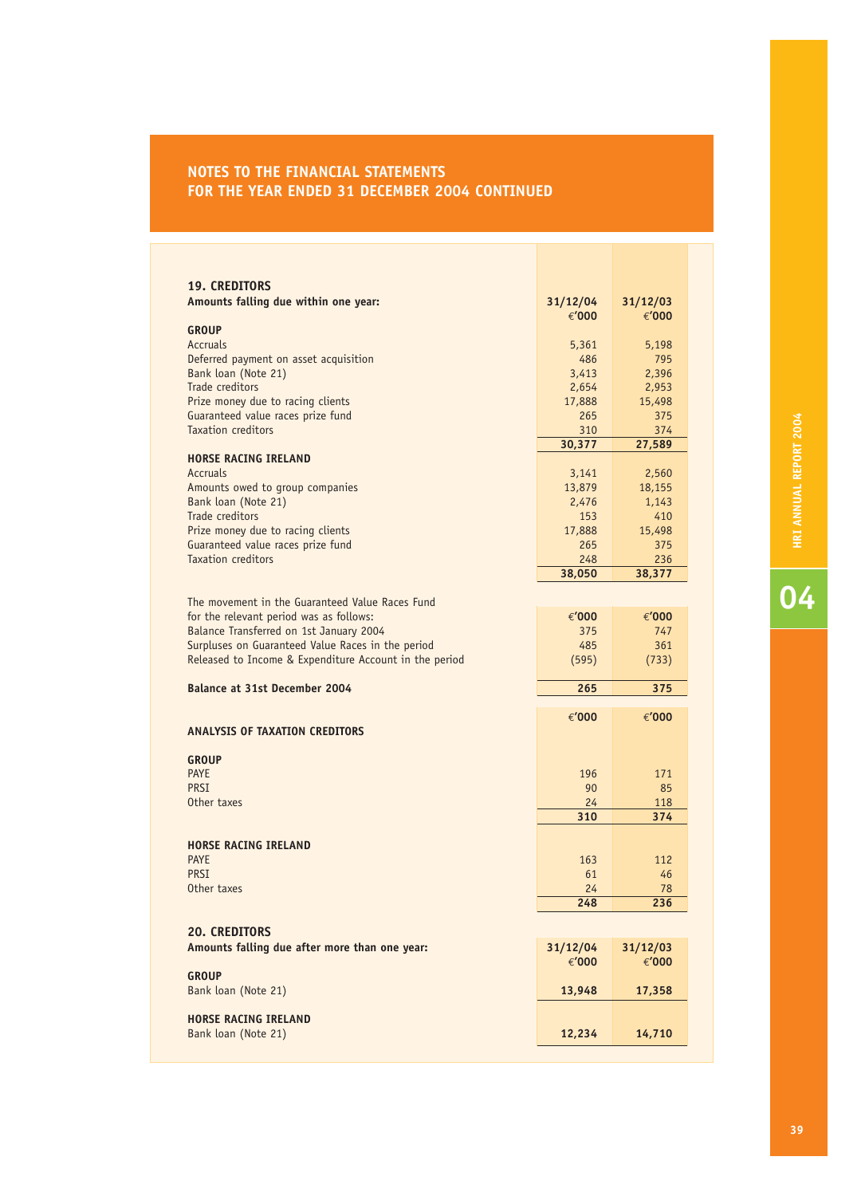# NOTES TO THE FINANCIAL STATEMENTS
# FOR THE YEAR ENDED 31 DECEMBER 2004 CONTINUED

## 19. CREDITORS

**Amounts falling due within one year:**

| | 31/12/04 €'000 | 31/12/03 €'000 |
|---|---|---|
| **GROUP** | | |
| Accruals | 5,361 | 5,198 |
| Deferred payment on asset acquisition | 486 | 795 |
| Bank loan (Note 21) | 3,413 | 2,396 |
| Trade creditors | 2,654 | 2,953 |
| Prize money due to racing clients | 17,888 | 15,498 |
| Guaranteed value races prize fund | 265 | 375 |
| Taxation creditors | 310 | 374 |
| | **30,377** | **27,589** |
| **HORSE RACING IRELAND** | | |
| Accruals | 3,141 | 2,560 |
| Amounts owed to group companies | 13,879 | 18,155 |
| Bank loan (Note 21) | 2,476 | 1,143 |
| Trade creditors | 153 | 410 |
| Prize money due to racing clients | 17,888 | 15,498 |
| Guaranteed value races prize fund | 265 | 375 |
| Taxation creditors | 248 | 236 |
| | **38,050** | **38,377** |

| The movement in the Guaranteed Value Races Fund for the relevant period was as follows: | €'000 | €'000 |
|---|---|---|
| Balance Transferred on 1st January 2004 | 375 | 747 |
| Surpluses on Guaranteed Value Races in the period | 485 | 361 |
| Released to Income & Expenditure Account in the period | (595) | (733) |
| **Balance at 31st December 2004** | **265** | **375** |

| **ANALYSIS OF TAXATION CREDITORS** | €'000 | €'000 |
|---|---|---|
| **GROUP** | | |
| PAYE | 196 | 171 |
| PRSI | 90 | 85 |
| Other taxes | 24 | 118 |
| | **310** | **374** |
| **HORSE RACING IRELAND** | | |
| PAYE | 163 | 112 |
| PRSI | 61 | 46 |
| Other taxes | 24 | 78 |
| | **248** | **236** |

## 20. CREDITORS

**Amounts falling due after more than one year:**

| | 31/12/04 €'000 | 31/12/03 €'000 |
|---|---|---|
| **GROUP** | | |
| Bank loan (Note 21) | **13,948** | **17,358** |
| **HORSE RACING IRELAND** | | |
| Bank loan (Note 21) | **12,234** | **14,710** |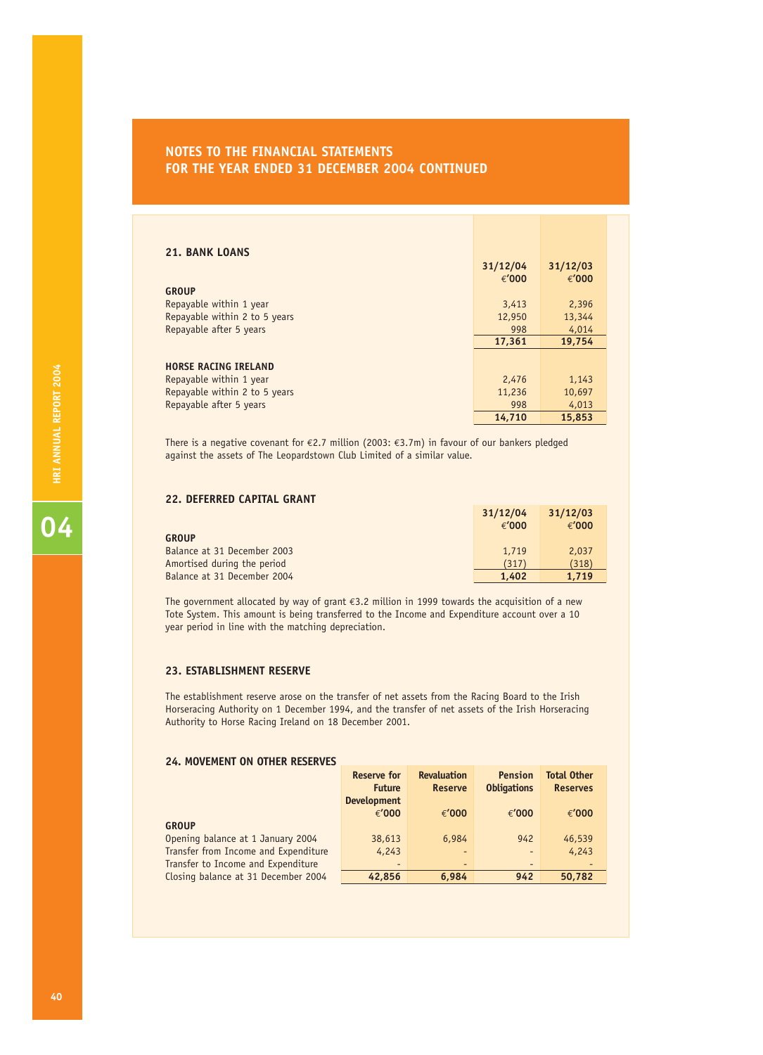## NOTES TO THE FINANCIAL STATEMENTS
## FOR THE YEAR ENDED 31 DECEMBER 2004 CONTINUED

### 21. BANK LOANS

| | 31/12/04 €'000 | 31/12/03 €'000 |
|---|---|---|
| **GROUP** | | |
| Repayable within 1 year | 3,413 | 2,396 |
| Repayable within 2 to 5 years | 12,950 | 13,344 |
| Repayable after 5 years | 998 | 4,014 |
| | **17,361** | **19,754** |
| **HORSE RACING IRELAND** | | |
| Repayable within 1 year | 2,476 | 1,143 |
| Repayable within 2 to 5 years | 11,236 | 10,697 |
| Repayable after 5 years | 998 | 4,013 |
| | **14,710** | **15,853** |

There is a negative covenant for €2.7 million (2003: €3.7m) in favour of our bankers pledged against the assets of The Leopardstown Club Limited of a similar value.

### 22. DEFERRED CAPITAL GRANT

| | 31/12/04 €'000 | 31/12/03 €'000 |
|---|---|---|
| **GROUP** | | |
| Balance at 31 December 2003 | 1,719 | 2,037 |
| Amortised during the period | (317) | (318) |
| Balance at 31 December 2004 | **1,402** | **1,719** |

The government allocated by way of grant €3.2 million in 1999 towards the acquisition of a new Tote System. This amount is being transferred to the Income and Expenditure account over a 10 year period in line with the matching depreciation.

### 23. ESTABLISHMENT RESERVE

The establishment reserve arose on the transfer of net assets from the Racing Board to the Irish Horseracing Authority on 1 December 1994, and the transfer of net assets of the Irish Horseracing Authority to Horse Racing Ireland on 18 December 2001.

### 24. MOVEMENT ON OTHER RESERVES

| | Reserve for Future Development €'000 | Revaluation Reserve €'000 | Pension Obligations €'000 | Total Other Reserves €'000 |
|---|---|---|---|---|
| **GROUP** | | | | |
| Opening balance at 1 January 2004 | 38,613 | 6,984 | 942 | 46,539 |
| Transfer from Income and Expenditure | 4,243 | - | - | 4,243 |
| Transfer to Income and Expenditure | - | - | - | - |
| Closing balance at 31 December 2004 | **42,856** | **6,984** | **942** | **50,782** |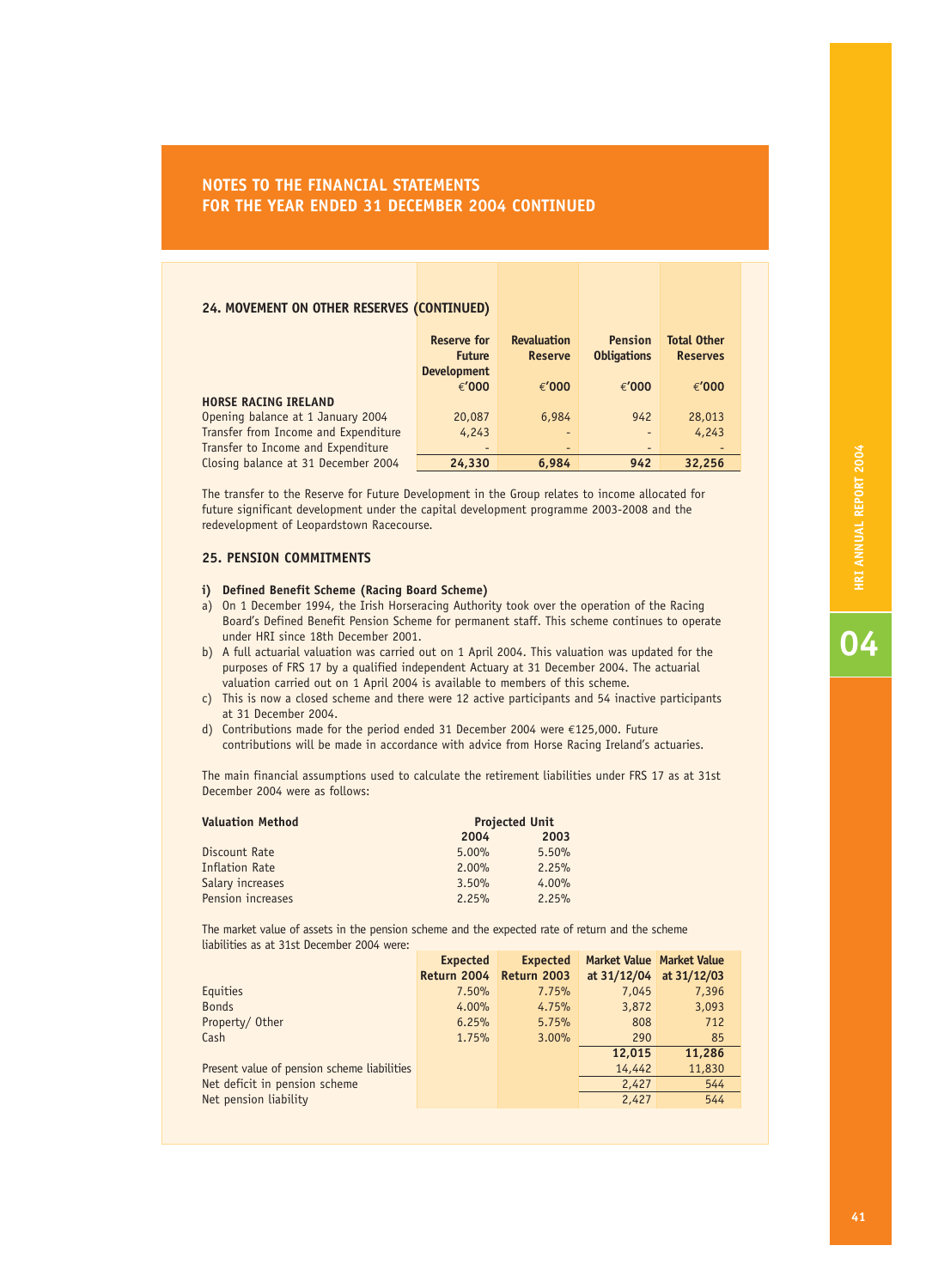## NOTES TO THE FINANCIAL STATEMENTS FOR THE YEAR ENDED 31 DECEMBER 2004 CONTINUED

### 24. MOVEMENT ON OTHER RESERVES (CONTINUED)

| | Reserve for Future Development | Revaluation Reserve | Pension Obligations | Total Other Reserves |
|---|---|---|---|---|
| | €'000 | €'000 | €'000 | €'000 |
| **HORSE RACING IRELAND** | | | | |
| Opening balance at 1 January 2004 | 20,087 | 6,984 | 942 | 28,013 |
| Transfer from Income and Expenditure | 4,243 | - | - | 4,243 |
| Transfer to Income and Expenditure | - | - | - | - |
| Closing balance at 31 December 2004 | **24,330** | **6,984** | **942** | **32,256** |

The transfer to the Reserve for Future Development in the Group relates to income allocated for future significant development under the capital development programme 2003-2008 and the redevelopment of Leopardstown Racecourse.

### 25. PENSION COMMITMENTS

**i) Defined Benefit Scheme (Racing Board Scheme)**

a) On 1 December 1994, the Irish Horseracing Authority took over the operation of the Racing Board's Defined Benefit Pension Scheme for permanent staff. This scheme continues to operate under HRI since 18th December 2001.

b) A full actuarial valuation was carried out on 1 April 2004. This valuation was updated for the purposes of FRS 17 by a qualified independent Actuary at 31 December 2004. The actuarial valuation carried out on 1 April 2004 is available to members of this scheme.

c) This is now a closed scheme and there were 12 active participants and 54 inactive participants at 31 December 2004.

d) Contributions made for the period ended 31 December 2004 were €125,000. Future contributions will be made in accordance with advice from Horse Racing Ireland's actuaries.

The main financial assumptions used to calculate the retirement liabilities under FRS 17 as at 31st December 2004 were as follows:

| **Valuation Method** | **Projected Unit** | |
|---|---|---|
| | **2004** | **2003** |
| Discount Rate | 5.00% | 5.50% |
| Inflation Rate | 2.00% | 2.25% |
| Salary increases | 3.50% | 4.00% |
| Pension increases | 2.25% | 2.25% |

The market value of assets in the pension scheme and the expected rate of return and the scheme liabilities as at 31st December 2004 were:

| | Expected Return 2004 | Expected Return 2003 | Market Value at 31/12/04 | Market Value at 31/12/03 |
|---|---|---|---|---|
| Equities | 7.50% | 7.75% | 7,045 | 7,396 |
| Bonds | 4.00% | 4.75% | 3,872 | 3,093 |
| Property/ Other | 6.25% | 5.75% | 808 | 712 |
| Cash | 1.75% | 3.00% | 290 | 85 |
| | | | **12,015** | **11,286** |
| Present value of pension scheme liabilities | | | 14,442 | 11,830 |
| Net deficit in pension scheme | | | 2,427 | 544 |
| Net pension liability | | | 2,427 | 544 |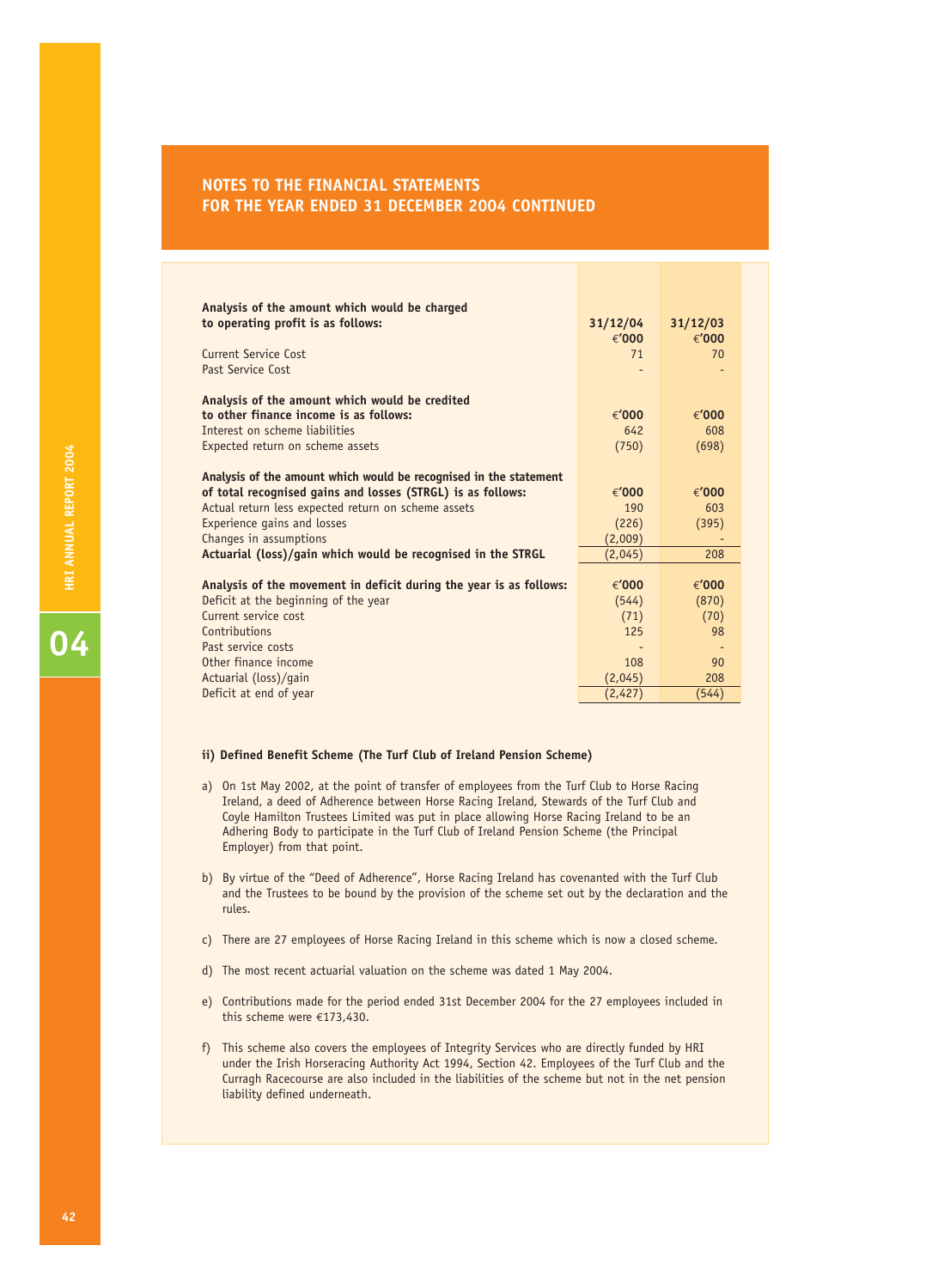## NOTES TO THE FINANCIAL STATEMENTS
## FOR THE YEAR ENDED 31 DECEMBER 2004 CONTINUED

| **Analysis of the amount which would be charged to operating profit is as follows:** | **31/12/04 €'000** | **31/12/03 €'000** |
|---|---|---|
| Current Service Cost | 71 | 70 |
| Past Service Cost | - | - |
| | | |
| **Analysis of the amount which would be credited to other finance income is as follows:** | **€'000** | **€'000** |
| Interest on scheme liabilities | 642 | 608 |
| Expected return on scheme assets | (750) | (698) |
| | | |
| **Analysis of the amount which would be recognised in the statement of total recognised gains and losses (STRGL) is as follows:** | **€'000** | **€'000** |
| Actual return less expected return on scheme assets | 190 | 603 |
| Experience gains and losses | (226) | (395) |
| Changes in assumptions | (2,009) | - |
| **Actuarial (loss)/gain which would be recognised in the STRGL** | (2,045) | 208 |
| | | |
| **Analysis of the movement in deficit during the year is as follows:** | **€'000** | **€'000** |
| Deficit at the beginning of the year | (544) | (870) |
| Current service cost | (71) | (70) |
| Contributions | 125 | 98 |
| Past service costs | - | - |
| Other finance income | 108 | 90 |
| Actuarial (loss)/gain | (2,045) | 208 |
| Deficit at end of year | (2,427) | (544) |

**ii) Defined Benefit Scheme (The Turf Club of Ireland Pension Scheme)**

a) On 1st May 2002, at the point of transfer of employees from the Turf Club to Horse Racing Ireland, a deed of Adherence between Horse Racing Ireland, Stewards of the Turf Club and Coyle Hamilton Trustees Limited was put in place allowing Horse Racing Ireland to be an Adhering Body to participate in the Turf Club of Ireland Pension Scheme (the Principal Employer) from that point.

b) By virtue of the "Deed of Adherence", Horse Racing Ireland has covenanted with the Turf Club and the Trustees to be bound by the provision of the scheme set out by the declaration and the rules.

c) There are 27 employees of Horse Racing Ireland in this scheme which is now a closed scheme.

d) The most recent actuarial valuation on the scheme was dated 1 May 2004.

e) Contributions made for the period ended 31st December 2004 for the 27 employees included in this scheme were €173,430.

f) This scheme also covers the employees of Integrity Services who are directly funded by HRI under the Irish Horseracing Authority Act 1994, Section 42. Employees of the Turf Club and the Curragh Racecourse are also included in the liabilities of the scheme but not in the net pension liability defined underneath.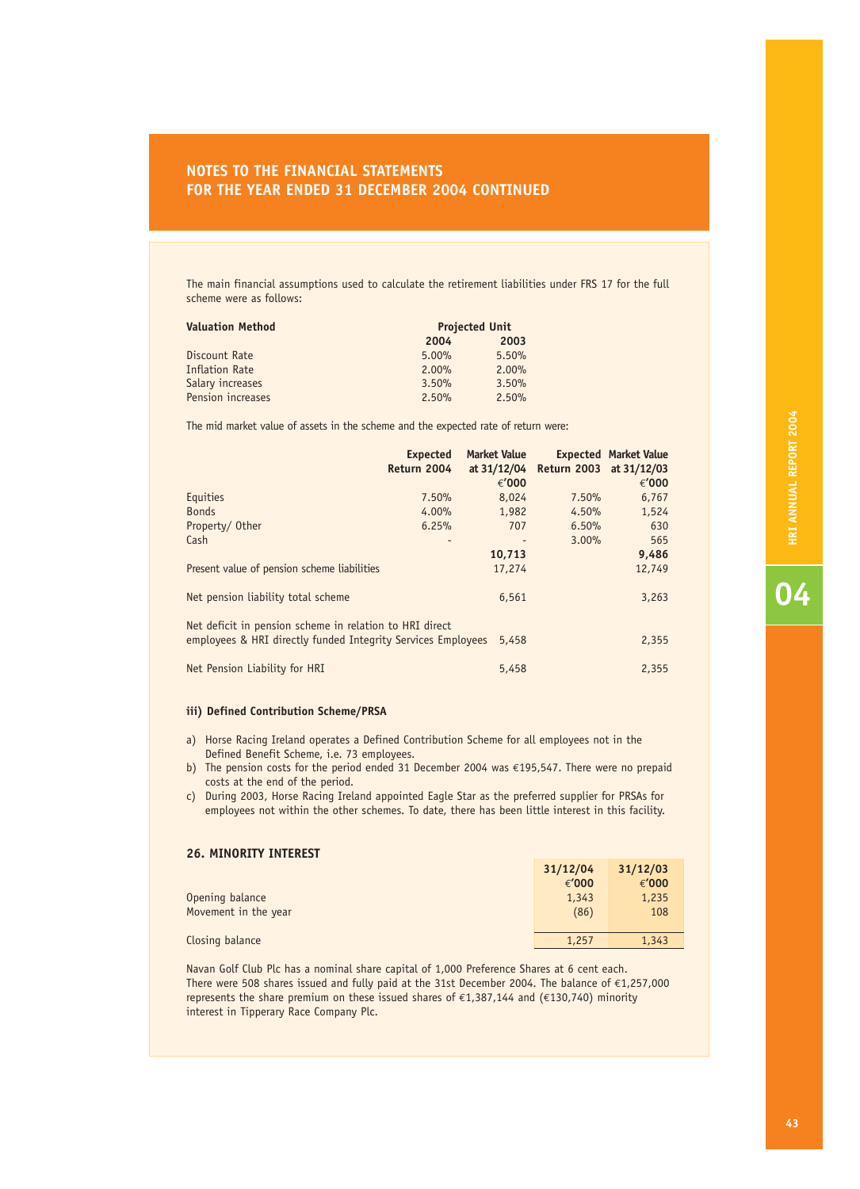## NOTES TO THE FINANCIAL STATEMENTS FOR THE YEAR ENDED 31 DECEMBER 2004 CONTINUED

The main financial assumptions used to calculate the retirement liabilities under FRS 17 for the full scheme were as follows:

| Valuation Method | Projected Unit | |
|---|---|---|
| | 2004 | 2003 |
| Discount Rate | 5.00% | 5.50% |
| Inflation Rate | 2.00% | 2.00% |
| Salary increases | 3.50% | 3.50% |
| Pension increases | 2.50% | 2.50% |

The mid market value of assets in the scheme and the expected rate of return were:

| | Expected Return 2004 | Market Value at 31/12/04 €'000 | Expected Return 2003 | Market Value at 31/12/03 €'000 |
|---|---|---|---|---|
| Equities | 7.50% | 8,024 | 7.50% | 6,767 |
| Bonds | 4.00% | 1,982 | 4.50% | 1,524 |
| Property/ Other | 6.25% | 707 | 6.50% | 630 |
| Cash | - | - | 3.00% | 565 |
| | | **10,713** | | **9,486** |
| Present value of pension scheme liabilities | | 17,274 | | 12,749 |
| Net pension liability total scheme | | 6,561 | | 3,263 |
| Net deficit in pension scheme in relation to HRI direct employees & HRI directly funded Integrity Services Employees | | 5,458 | | 2,355 |
| Net Pension Liability for HRI | | 5,458 | | 2,355 |

#### iii) Defined Contribution Scheme/PRSA

a) Horse Racing Ireland operates a Defined Contribution Scheme for all employees not in the Defined Benefit Scheme, i.e. 73 employees.
b) The pension costs for the period ended 31 December 2004 was €195,547. There were no prepaid costs at the end of the period.
c) During 2003, Horse Racing Ireland appointed Eagle Star as the preferred supplier for PRSAs for employees not within the other schemes. To date, there has been little interest in this facility.

### 26. MINORITY INTEREST

| | 31/12/04 €'000 | 31/12/03 €'000 |
|---|---|---|
| Opening balance | 1,343 | 1,235 |
| Movement in the year | (86) | 108 |
| Closing balance | 1,257 | 1,343 |

Navan Golf Club Plc has a nominal share capital of 1,000 Preference Shares at 6 cent each. There were 508 shares issued and fully paid at the 31st December 2004. The balance of €1,257,000 represents the share premium on these issued shares of €1,387,144 and (€130,740) minority interest in Tipperary Race Company Plc.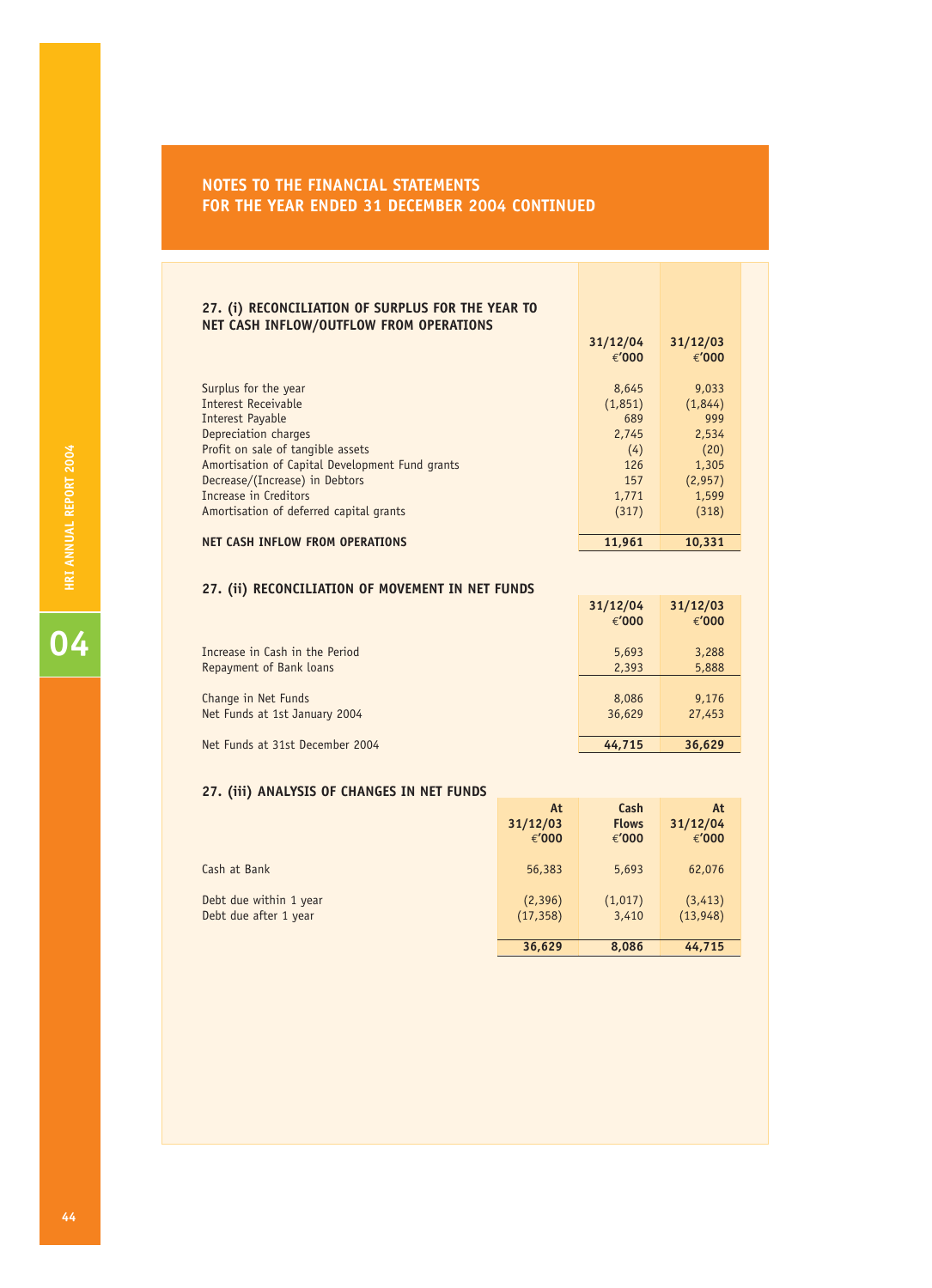## NOTES TO THE FINANCIAL STATEMENTS
## FOR THE YEAR ENDED 31 DECEMBER 2004 CONTINUED

### 27. (i) RECONCILIATION OF SURPLUS FOR THE YEAR TO NET CASH INFLOW/OUTFLOW FROM OPERATIONS

| | 31/12/04 €'000 | 31/12/03 €'000 |
|---|---|---|
| Surplus for the year | 8,645 | 9,033 |
| Interest Receivable | (1,851) | (1,844) |
| Interest Payable | 689 | 999 |
| Depreciation charges | 2,745 | 2,534 |
| Profit on sale of tangible assets | (4) | (20) |
| Amortisation of Capital Development Fund grants | 126 | 1,305 |
| Decrease/(Increase) in Debtors | 157 | (2,957) |
| Increase in Creditors | 1,771 | 1,599 |
| Amortisation of deferred capital grants | (317) | (318) |
| **NET CASH INFLOW FROM OPERATIONS** | **11,961** | **10,331** |

### 27. (ii) RECONCILIATION OF MOVEMENT IN NET FUNDS

| | 31/12/04 €'000 | 31/12/03 €'000 |
|---|---|---|
| Increase in Cash in the Period | 5,693 | 3,288 |
| Repayment of Bank loans | 2,393 | 5,888 |
| Change in Net Funds | 8,086 | 9,176 |
| Net Funds at 1st January 2004 | 36,629 | 27,453 |
| Net Funds at 31st December 2004 | **44,715** | **36,629** |

### 27. (iii) ANALYSIS OF CHANGES IN NET FUNDS

| | At 31/12/03 €'000 | Cash Flows €'000 | At 31/12/04 €'000 |
|---|---|---|---|
| Cash at Bank | 56,383 | 5,693 | 62,076 |
| Debt due within 1 year | (2,396) | (1,017) | (3,413) |
| Debt due after 1 year | (17,358) | 3,410 | (13,948) |
| | **36,629** | **8,086** | **44,715** |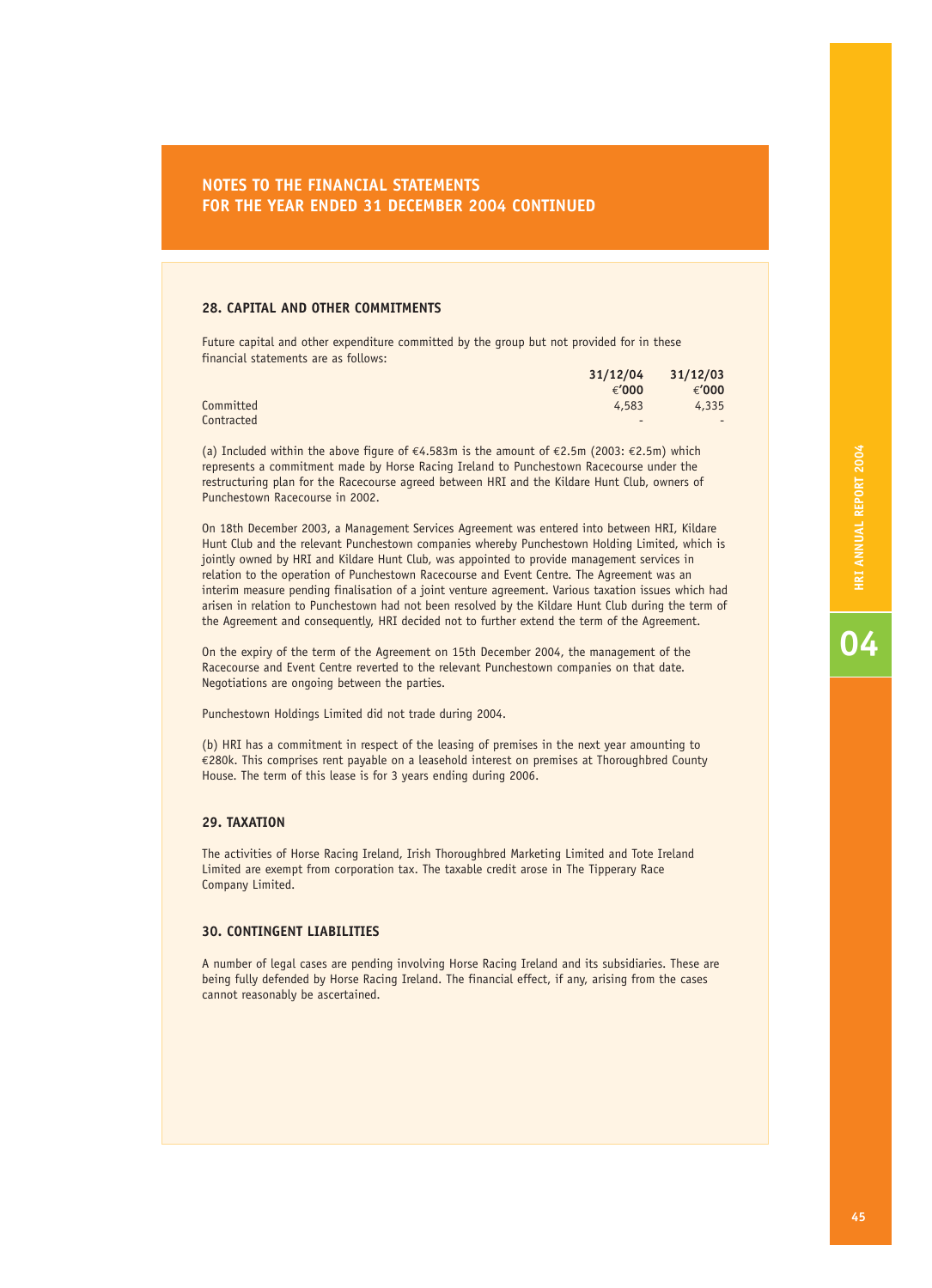## NOTES TO THE FINANCIAL STATEMENTS FOR THE YEAR ENDED 31 DECEMBER 2004 CONTINUED

### 28. CAPITAL AND OTHER COMMITMENTS

Future capital and other expenditure committed by the group but not provided for in these financial statements are as follows:

| | 31/12/04 | 31/12/03 |
|---|---|---|
| | €'000 | €'000 |
| Committed | 4,583 | 4,335 |
| Contracted | - | - |

(a) Included within the above figure of €4.583m is the amount of €2.5m (2003: €2.5m) which represents a commitment made by Horse Racing Ireland to Punchestown Racecourse under the restructuring plan for the Racecourse agreed between HRI and the Kildare Hunt Club, owners of Punchestown Racecourse in 2002.

On 18th December 2003, a Management Services Agreement was entered into between HRI, Kildare Hunt Club and the relevant Punchestown companies whereby Punchestown Holding Limited, which is jointly owned by HRI and Kildare Hunt Club, was appointed to provide management services in relation to the operation of Punchestown Racecourse and Event Centre. The Agreement was an interim measure pending finalisation of a joint venture agreement. Various taxation issues which had arisen in relation to Punchestown had not been resolved by the Kildare Hunt Club during the term of the Agreement and consequently, HRI decided not to further extend the term of the Agreement.

On the expiry of the term of the Agreement on 15th December 2004, the management of the Racecourse and Event Centre reverted to the relevant Punchestown companies on that date. Negotiations are ongoing between the parties.

Punchestown Holdings Limited did not trade during 2004.

(b) HRI has a commitment in respect of the leasing of premises in the next year amounting to €280k. This comprises rent payable on a leasehold interest on premises at Thoroughbred County House. The term of this lease is for 3 years ending during 2006.

### 29. TAXATION

The activities of Horse Racing Ireland, Irish Thoroughbred Marketing Limited and Tote Ireland Limited are exempt from corporation tax. The taxable credit arose in The Tipperary Race Company Limited.

### 30. CONTINGENT LIABILITIES

A number of legal cases are pending involving Horse Racing Ireland and its subsidiaries. These are being fully defended by Horse Racing Ireland. The financial effect, if any, arising from the cases cannot reasonably be ascertained.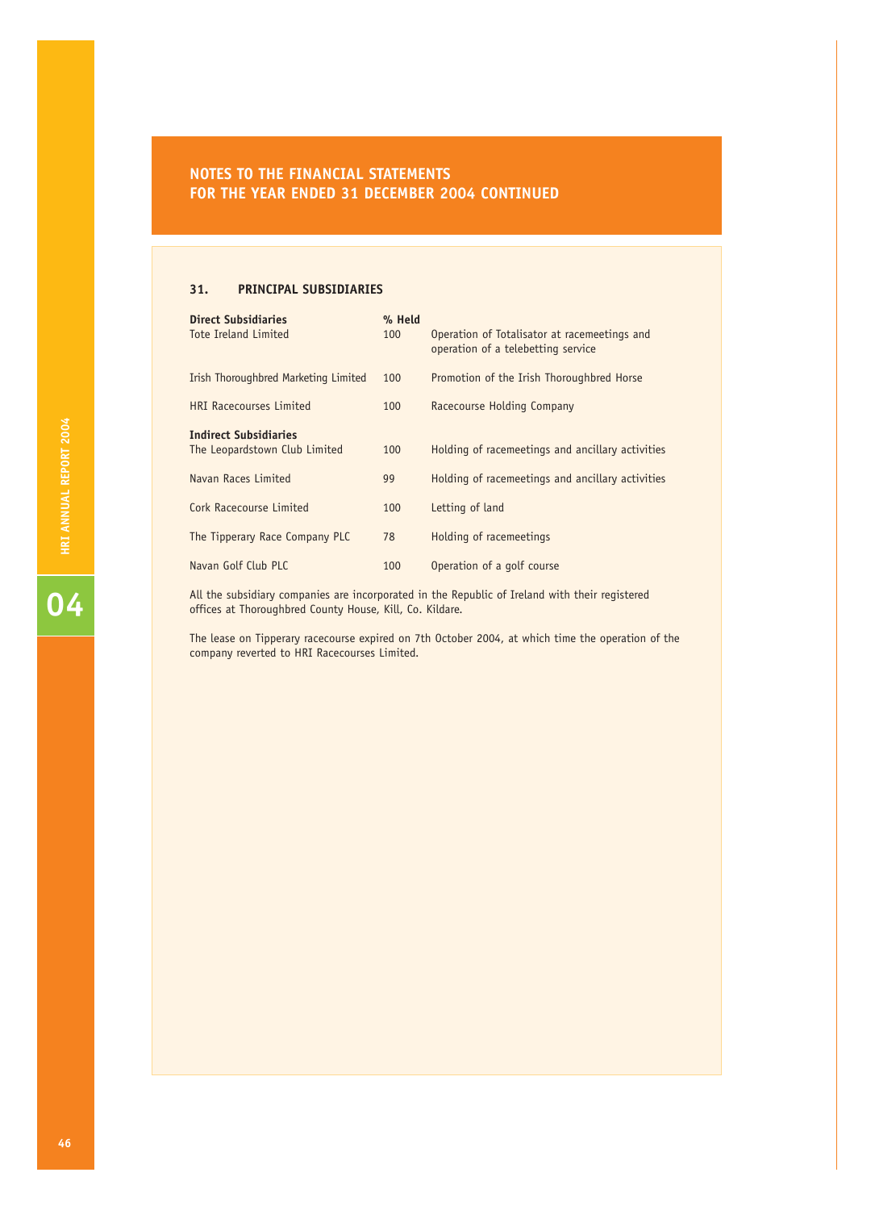## NOTES TO THE FINANCIAL STATEMENTS
## FOR THE YEAR ENDED 31 DECEMBER 2004 CONTINUED

### 31. PRINCIPAL SUBSIDIARIES

| **Direct Subsidiaries** | **% Held** | |
|---|---|---|
| Tote Ireland Limited | 100 | Operation of Totalisator at racemeetings and operation of a telebetting service |
| Irish Thoroughbred Marketing Limited | 100 | Promotion of the Irish Thoroughbred Horse |
| HRI Racecourses Limited | 100 | Racecourse Holding Company |
| **Indirect Subsidiaries** | | |
| The Leopardstown Club Limited | 100 | Holding of racemeetings and ancillary activities |
| Navan Races Limited | 99 | Holding of racemeetings and ancillary activities |
| Cork Racecourse Limited | 100 | Letting of land |
| The Tipperary Race Company PLC | 78 | Holding of racemeetings |
| Navan Golf Club PLC | 100 | Operation of a golf course |

All the subsidiary companies are incorporated in the Republic of Ireland with their registered offices at Thoroughbred County House, Kill, Co. Kildare.

The lease on Tipperary racecourse expired on 7th October 2004, at which time the operation of the company reverted to HRI Racecourses Limited.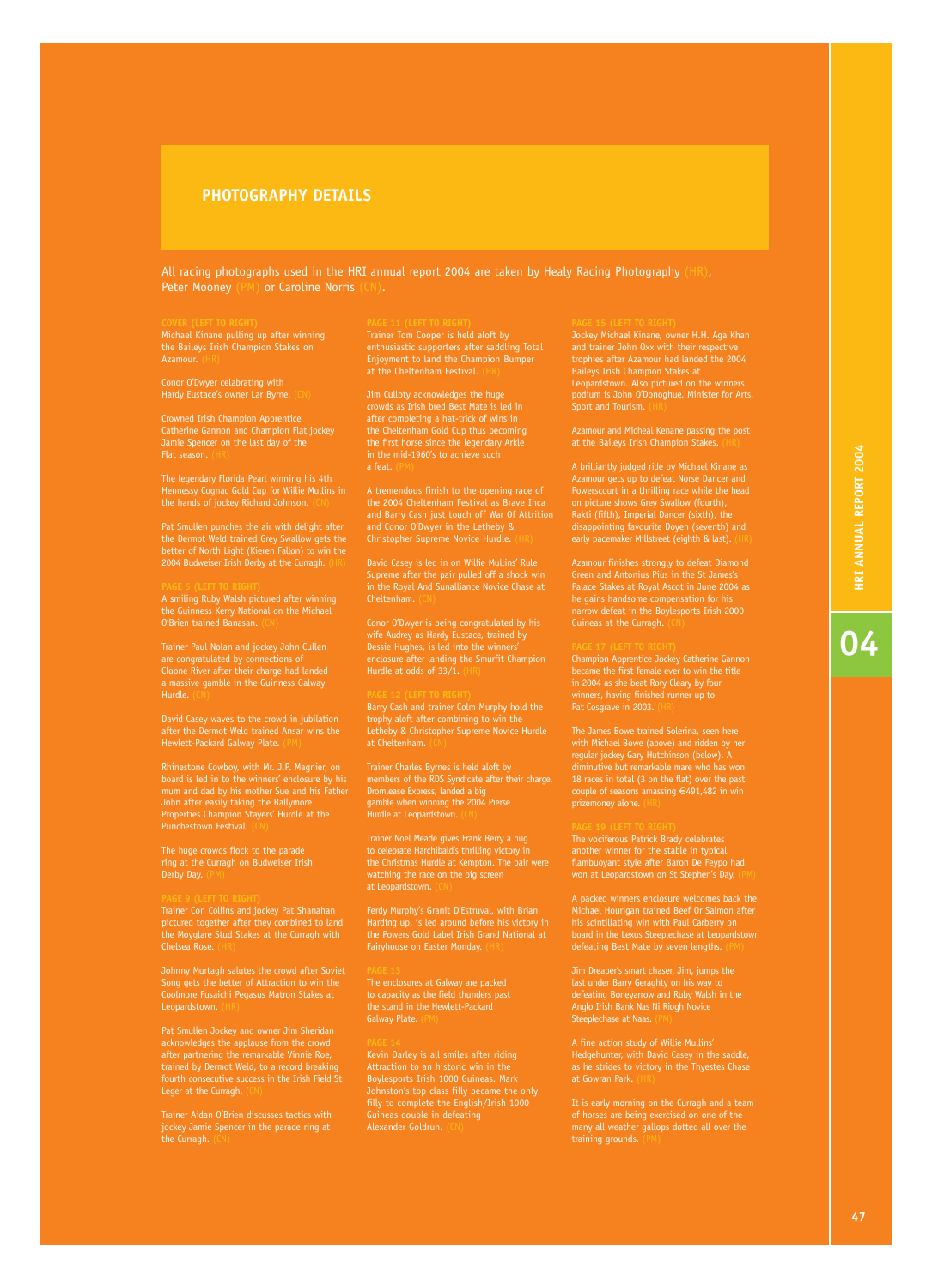## PHOTOGRAPHY DETAILS

All racing photographs used in the HRI annual report 2004 are taken by Healy Racing Photography (HR), Peter Mooney (PM) or Caroline Norris (CN).

**COVER (LEFT TO RIGHT)**

Michael Kinane pulling up after winning the Baileys Irish Champion Stakes on Azamour. (HR)

Conor O'Dwyer celebrating with Hardy Eustace's owner Lar Byrne. (CN)

Crowned Irish Champion Apprentice Catherine Gannon and Champion Flat jockey Jamie Spencer on the last day of the Flat season. (HR)

The legendary Florida Pearl winning his 4th Hennessy Cognac Gold Cup for Willie Mullins in the hands of jockey Richard Johnson. (CN)

Pat Smullen punches the air with delight after the Dermot Weld trained Grey Swallow gets the better of North Light (Kieren Fallon) to win the 2004 Budweiser Irish Derby at the Curragh. (HR)

**PAGE 5 (LEFT TO RIGHT)**

A smiling Ruby Walsh pictured after winning the Guinness Kerry National on the Michael O'Brien trained Banasan. (CN)

Trainer Paul Nolan and jockey John Cullen are congratulated by connections of Cloone River after their charge had landed a massive gamble in the Guinness Galway Hurdle. (CN)

David Casey waves to the crowd in jubilation after the Dermot Weld trained Ansar wins the Hewlett-Packard Galway Plate. (PM)

Rhinestone Cowboy, with Mr. J.P. Magnier, on board is led in to the winners' enclosure by his mum and dad by his mother Sue and his Father John after easily taking the Ballymore Properties Champion Stayers' Hurdle at the Punchestown Festival. (CN)

The huge crowds flock to the parade ring at the Curragh on Budweiser Irish Derby Day. (PM)

**PAGE 9 (LEFT TO RIGHT)**

Trainer Con Collins and jockey Pat Shanahan pictured together after they combined to land the Moyglare Stud Stakes at the Curragh with Chelsea Rose. (HR)

Johnny Murtagh salutes the crowd after Soviet Song gets the better of Attraction to win the Coolmore Fusaichi Pegasus Matron Stakes at Leopardstown. (HR)

Pat Smullen Jockey and owner Jim Sheridan acknowledges the applause from the crowd after partnering the remarkable Vinnie Roe, trained by Dermot Weld, to a record breaking fourth consecutive success in the Irish Field St Leger at the Curragh. (CN)

Trainer Aidan O'Brien discusses tactics with jockey Jamie Spencer in the parade ring at the Curragh. (CN)

**PAGE 11 (LEFT TO RIGHT)**

Trainer Tom Cooper is held aloft by enthusiastic supporters after saddling Total Enjoyment to land the Champion Bumper at the Cheltenham Festival. (HR)

Jim Culloty acknowledges the huge crowds as Irish bred Best Mate is led in after completing a hat-trick of wins in the Cheltenham Gold Cup thus becoming the first horse since the legendary Arkle in the mid-1960's to achieve such a feat. (PM)

A tremendous finish to the opening race of the 2004 Cheltenham Festival as Brave Inca and Barry Cash just touch off War Of Attrition and Conor O'Dwyer in the Letheby & Christopher Supreme Novice Hurdle. (HR)

David Casey is led in on Willie Mullins' Rule Supreme after the pair pulled off a shock win in the Royal And Sunalliance Novice Chase at Cheltenham. (CN)

Conor O'Dwyer is being congratulated by his wife Audrey as Hardy Eustace, trained by Dessie Hughes, is led into the winners' enclosure after landing the Smurfit Champion Hurdle at odds of 33/1. (HR)

**PAGE 12 (LEFT TO RIGHT)**

Barry Cash and trainer Colm Murphy hold the trophy aloft after combining to win the Letheby & Christopher Supreme Novice Hurdle at Cheltenham. (CN)

Trainer Charles Byrnes is held aloft by members of the RDS Syndicate after their charge, Dromlease Express, landed a big gamble when winning the 2004 Pierse Hurdle at Leopardstown. (CN)

Trainer Noel Meade gives Frank Berry a hug to celebrate Harchibald's thrilling victory in the Christmas Hurdle at Kempton. The pair were watching the race on the big screen at Leopardstown. (CN)

Ferdy Murphy's Granit D'Estruval, with Brian Harding up, is led around before his victory in the Powers Gold Label Irish Grand National at Fairyhouse on Easter Monday. (HR)

**PAGE 13**

The enclosures at Galway are packed to capacity as the field thunders past the stand in the Hewlett-Packard Galway Plate. (PM)

**PAGE 14**

Kevin Darley is all smiles after riding Attraction to an historic win in the Boylesports Irish 1000 Guineas. Mark Johnston's top class filly became the only filly to complete the English/Irish 1000 Guineas double in defeating Alexander Goldrun. (CN)

**PAGE 15 (LEFT TO RIGHT)**

Jockey Michael Kinane, owner H.H. Aga Khan and trainer John Oxx with their respective trophies after Azamour had landed the 2004 Baileys Irish Champion Stakes at Leopardstown. Also pictured on the winners podium is John O'Donoghue, Minister for Arts, Sport and Tourism. (HR)

Azamour and Micheal Kenane passing the post at the Baileys Irish Champion Stakes. (HR)

A brilliantly judged ride by Michael Kinane as Azamour gets up to defeat Norse Dancer and Powerscourt in a thrilling race while the head on picture shows Grey Swallow (fourth), Rakti (fifth), Imperial Dancer (sixth), the disappointing favourite Doyen (seventh) and early pacemaker Millstreet (eighth & last). (HR)

Azamour finishes strongly to defeat Diamond Green and Antonius Pius in the St James's Palace Stakes at Royal Ascot in June 2004 as he gains handsome compensation for his narrow defeat in the Boylesports Irish 2000 Guineas at the Curragh. (CN)

**PAGE 17 (LEFT TO RIGHT)**

Champion Apprentice Jockey Catherine Gannon became the first female ever to win the title in 2004 as she beat Rory Cleary by four winners, having finished runner up to Pat Cosgrave in 2003. (HR)

The James Bowe trained Solerina, seen here with Michael Bowe (above) and ridden by her regular jockey Gary Hutchinson (below). A diminutive but remarkable mare who has won 18 races in total (3 on the flat) over the past couple of seasons amassing €491,482 in win prizemoney alone. (HR)

**PAGE 19 (LEFT TO RIGHT)**

The vociferous Patrick Brady celebrates another winner for the stable in typical flambuoyant style after Baron De Feypo had won at Leopardstown on St Stephen's Day. (PM)

A packed winners enclosure welcomes back the Michael Hourigan trained Beef Or Salmon after his scintillating win with Paul Carberry on board in the Lexus Steeplechase at Leopardstown defeating Best Mate by seven lengths. (PM)

Jim Dreaper's smart chaser, Jim, jumps the last under Barry Geraghty on his way to defeating Boneyarrow and Ruby Walsh in the Anglo Irish Bank Nas Ni Riogh Novice Steeplechase at Naas. (PM)

A fine action study of Willie Mullins' Hedgehunter, with David Casey in the saddle, as he strides to victory in the Thyestes Chase at Gowran Park. (HR)

It is early morning on the Curragh and a team of horses are being exercised on one of the many all weather gallops dotted all over the training grounds. (PM)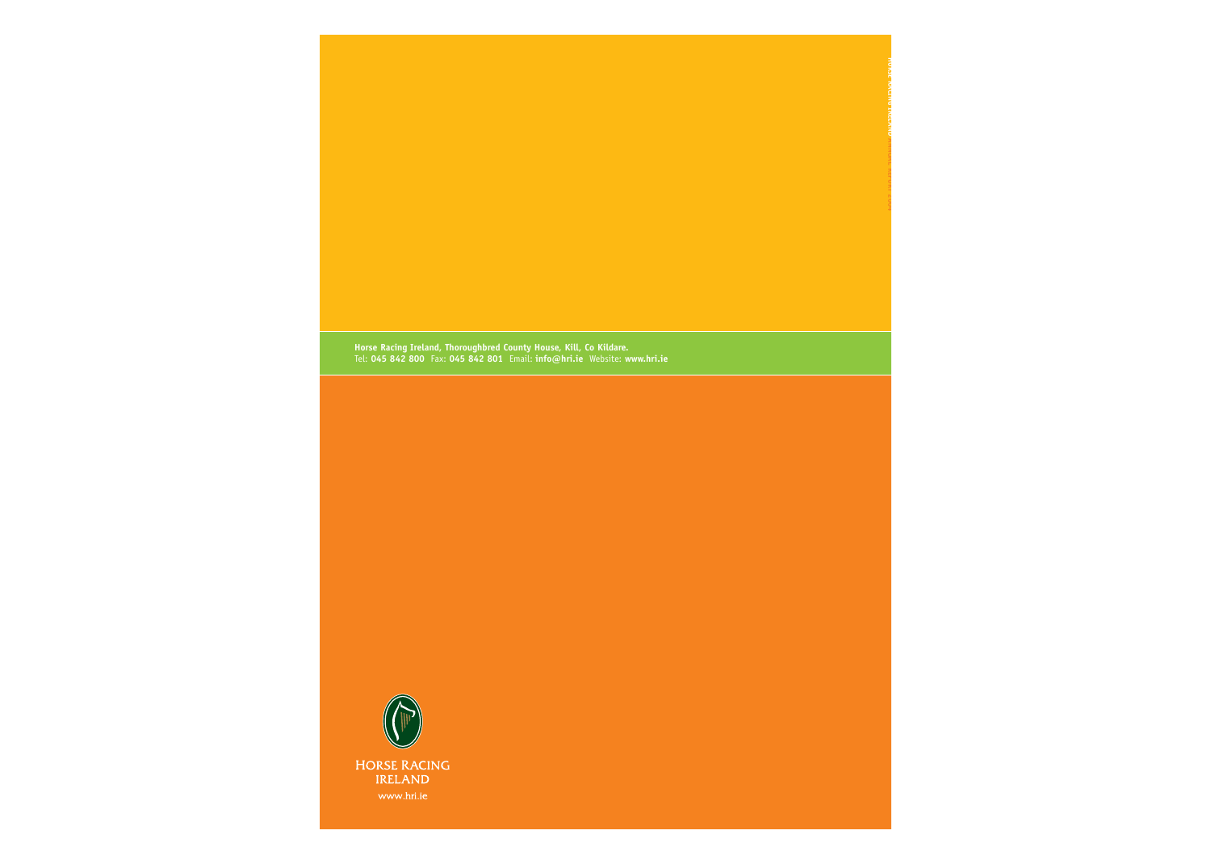**Horse Racing Ireland, Thoroughbred County House, Kill, Co Kildare.**
Tel: **045 842 800** Fax: **045 842 801** Email: **info@hri.ie** Website: **www.hri.ie**

HORSE RACING
IRELAND
www.hri.ie